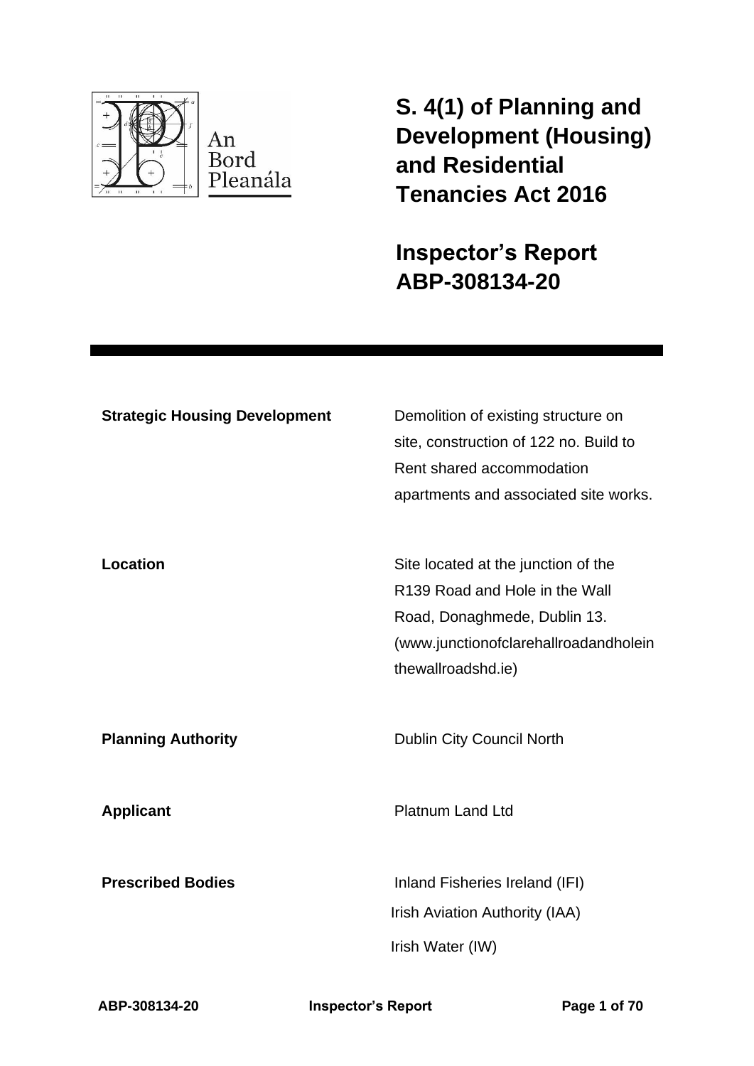An Bord Pleanála

# S. 4(1) of Planning and Development (Housing) and Residential Tenancies Act 2016

# Inspector's Report ABP-308134-20

| | |
|---|---|
| **Strategic Housing Development** | Demolition of existing structure on site, construction of 122 no. Build to Rent shared accommodation apartments and associated site works. |
| **Location** | Site located at the junction of the R139 Road and Hole in the Wall Road, Donaghmede, Dublin 13. (www.junctionofclarehallroadandholeinthewallroadshd.ie) |
| **Planning Authority** | Dublin City Council North |
| **Applicant** | Platnum Land Ltd |
| **Prescribed Bodies** | Inland Fisheries Ireland (IFI)<br>Irish Aviation Authority (IAA)<br>Irish Water (IW) |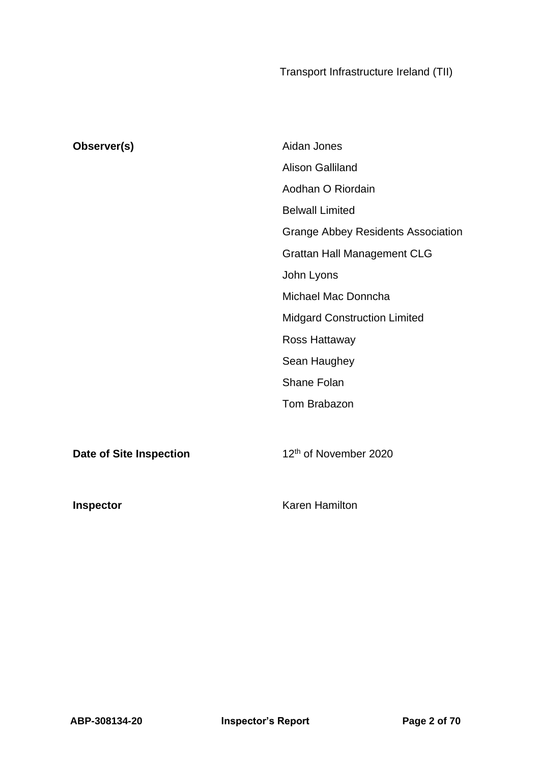Transport Infrastructure Ireland (TII)

| | |
|---|---|
| **Observer(s)** | Aidan Jones |
| | Alison Galliland |
| | Aodhan O Riordain |
| | Belwall Limited |
| | Grange Abbey Residents Association |
| | Grattan Hall Management CLG |
| | John Lyons |
| | Michael Mac Donncha |
| | Midgard Construction Limited |
| | Ross Hattaway |
| | Sean Haughey |
| | Shane Folan |
| | Tom Brabazon |
| **Date of Site Inspection** | 12th of November 2020 |
| **Inspector** | Karen Hamilton |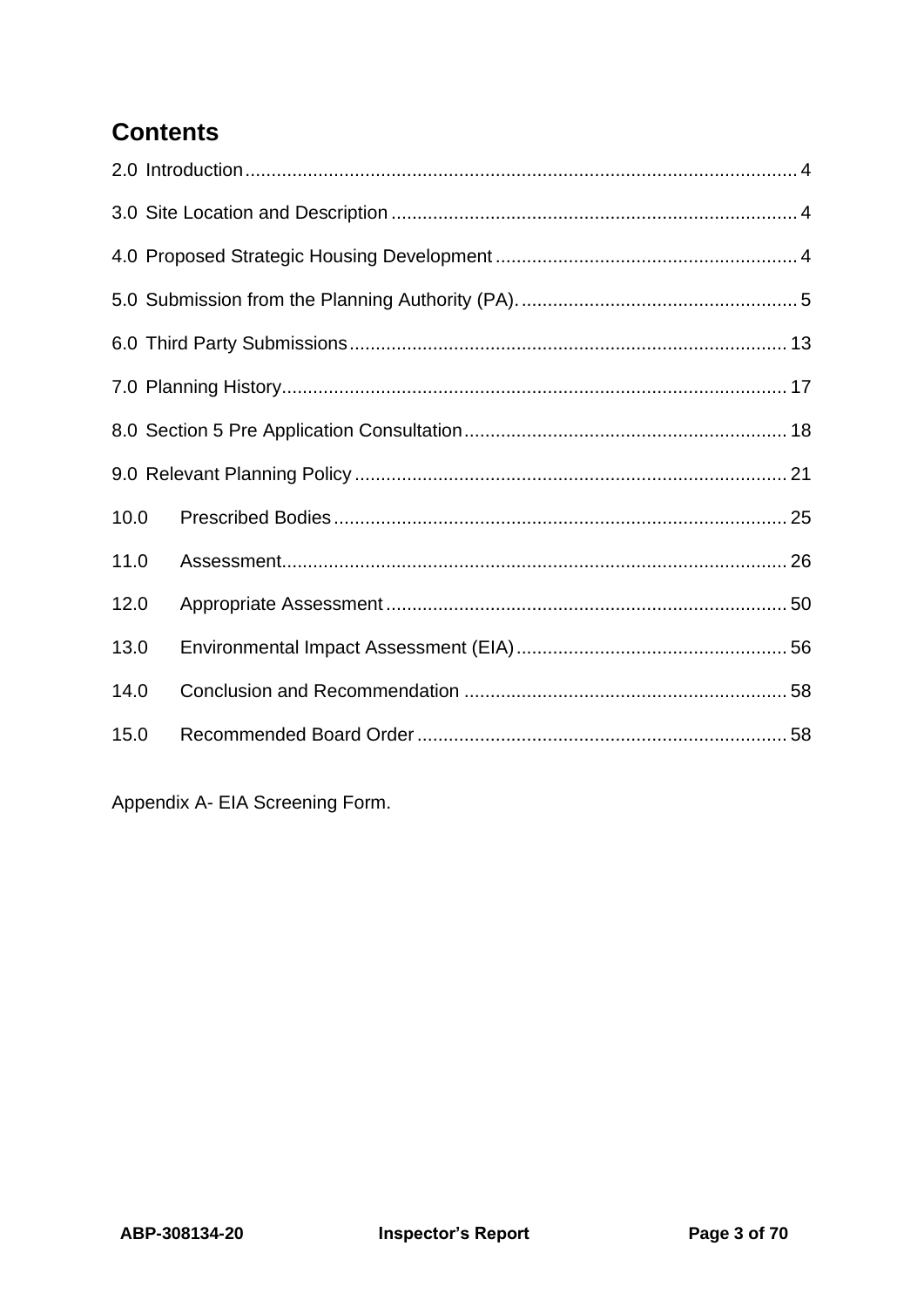## Contents

2.0 Introduction ..... 4

3.0 Site Location and Description ..... 4

4.0 Proposed Strategic Housing Development ..... 4

5.0 Submission from the Planning Authority (PA). ..... 5

6.0 Third Party Submissions ..... 13

7.0 Planning History ..... 17

8.0 Section 5 Pre Application Consultation ..... 18

9.0 Relevant Planning Policy ..... 21

10.0 Prescribed Bodies ..... 25

11.0 Assessment ..... 26

12.0 Appropriate Assessment ..... 50

13.0 Environmental Impact Assessment (EIA) ..... 56

14.0 Conclusion and Recommendation ..... 58

15.0 Recommended Board Order ..... 58

Appendix A- EIA Screening Form.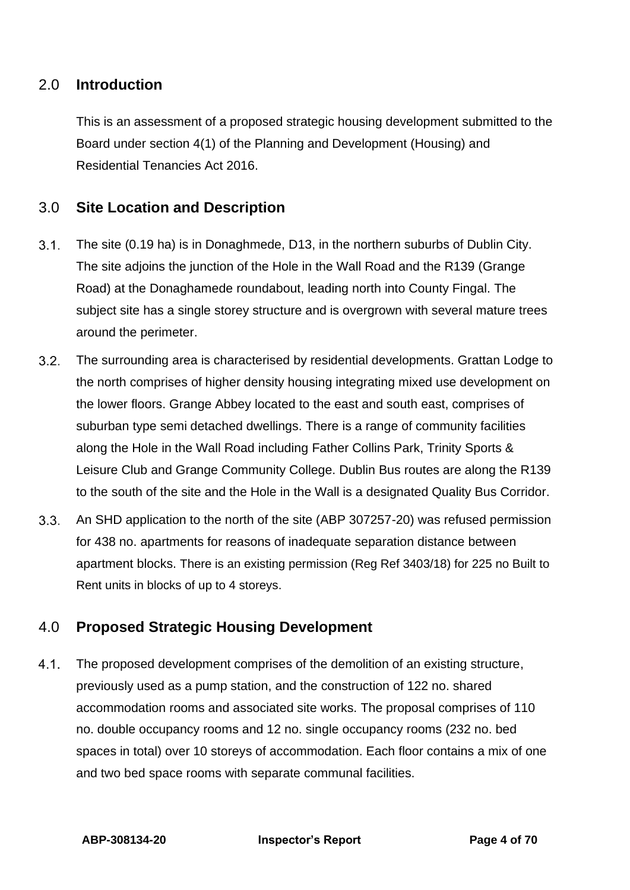## 2.0 Introduction

This is an assessment of a proposed strategic housing development submitted to the Board under section 4(1) of the Planning and Development (Housing) and Residential Tenancies Act 2016.

## 3.0 Site Location and Description

3.1. The site (0.19 ha) is in Donaghmede, D13, in the northern suburbs of Dublin City. The site adjoins the junction of the Hole in the Wall Road and the R139 (Grange Road) at the Donaghamede roundabout, leading north into County Fingal. The subject site has a single storey structure and is overgrown with several mature trees around the perimeter.

3.2. The surrounding area is characterised by residential developments. Grattan Lodge to the north comprises of higher density housing integrating mixed use development on the lower floors. Grange Abbey located to the east and south east, comprises of suburban type semi detached dwellings. There is a range of community facilities along the Hole in the Wall Road including Father Collins Park, Trinity Sports & Leisure Club and Grange Community College. Dublin Bus routes are along the R139 to the south of the site and the Hole in the Wall is a designated Quality Bus Corridor.

3.3. An SHD application to the north of the site (ABP 307257-20) was refused permission for 438 no. apartments for reasons of inadequate separation distance between apartment blocks. There is an existing permission (Reg Ref 3403/18) for 225 no Built to Rent units in blocks of up to 4 storeys.

## 4.0 Proposed Strategic Housing Development

4.1. The proposed development comprises of the demolition of an existing structure, previously used as a pump station, and the construction of 122 no. shared accommodation rooms and associated site works. The proposal comprises of 110 no. double occupancy rooms and 12 no. single occupancy rooms (232 no. bed spaces in total) over 10 storeys of accommodation. Each floor contains a mix of one and two bed space rooms with separate communal facilities.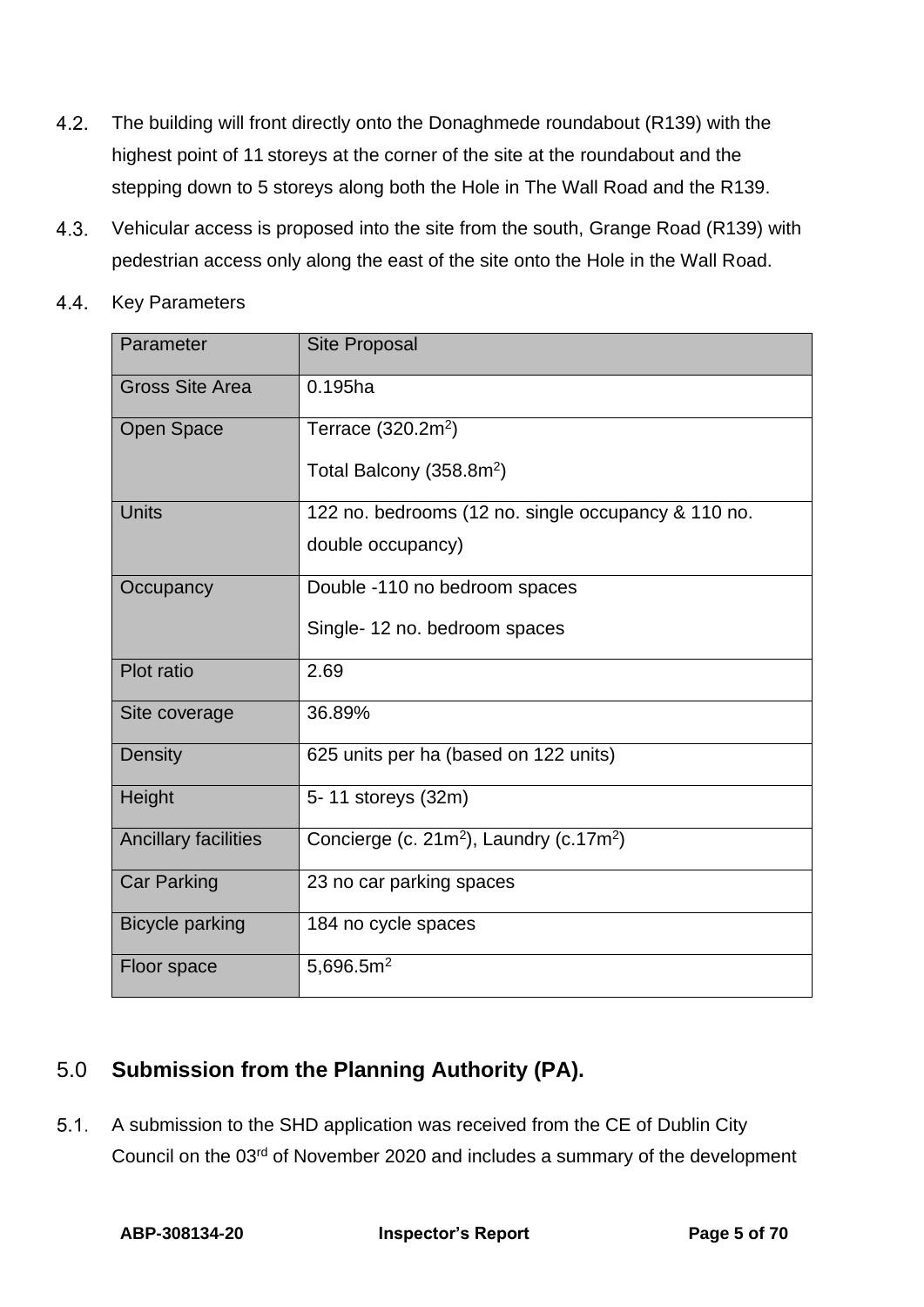4.2. The building will front directly onto the Donaghmede roundabout (R139) with the highest point of 11 storeys at the corner of the site at the roundabout and the stepping down to 5 storeys along both the Hole in The Wall Road and the R139.

4.3. Vehicular access is proposed into the site from the south, Grange Road (R139) with pedestrian access only along the east of the site onto the Hole in the Wall Road.

4.4. Key Parameters

| Parameter | Site Proposal |
|---|---|
| Gross Site Area | 0.195ha |
| Open Space | Terrace (320.2m$^2$)<br>Total Balcony (358.8m$^2$) |
| Units | 122 no. bedrooms (12 no. single occupancy & 110 no. double occupancy) |
| Occupancy | Double -110 no bedroom spaces<br>Single- 12 no. bedroom spaces |
| Plot ratio | 2.69 |
| Site coverage | 36.89% |
| Density | 625 units per ha (based on 122 units) |
| Height | 5- 11 storeys (32m) |
| Ancillary facilities | Concierge (c. 21m$^2$), Laundry (c.17m$^2$) |
| Car Parking | 23 no car parking spaces |
| Bicycle parking | 184 no cycle spaces |
| Floor space | 5,696.5m$^2$ |

## 5.0 Submission from the Planning Authority (PA).

5.1. A submission to the SHD application was received from the CE of Dublin City Council on the 03rd of November 2020 and includes a summary of the development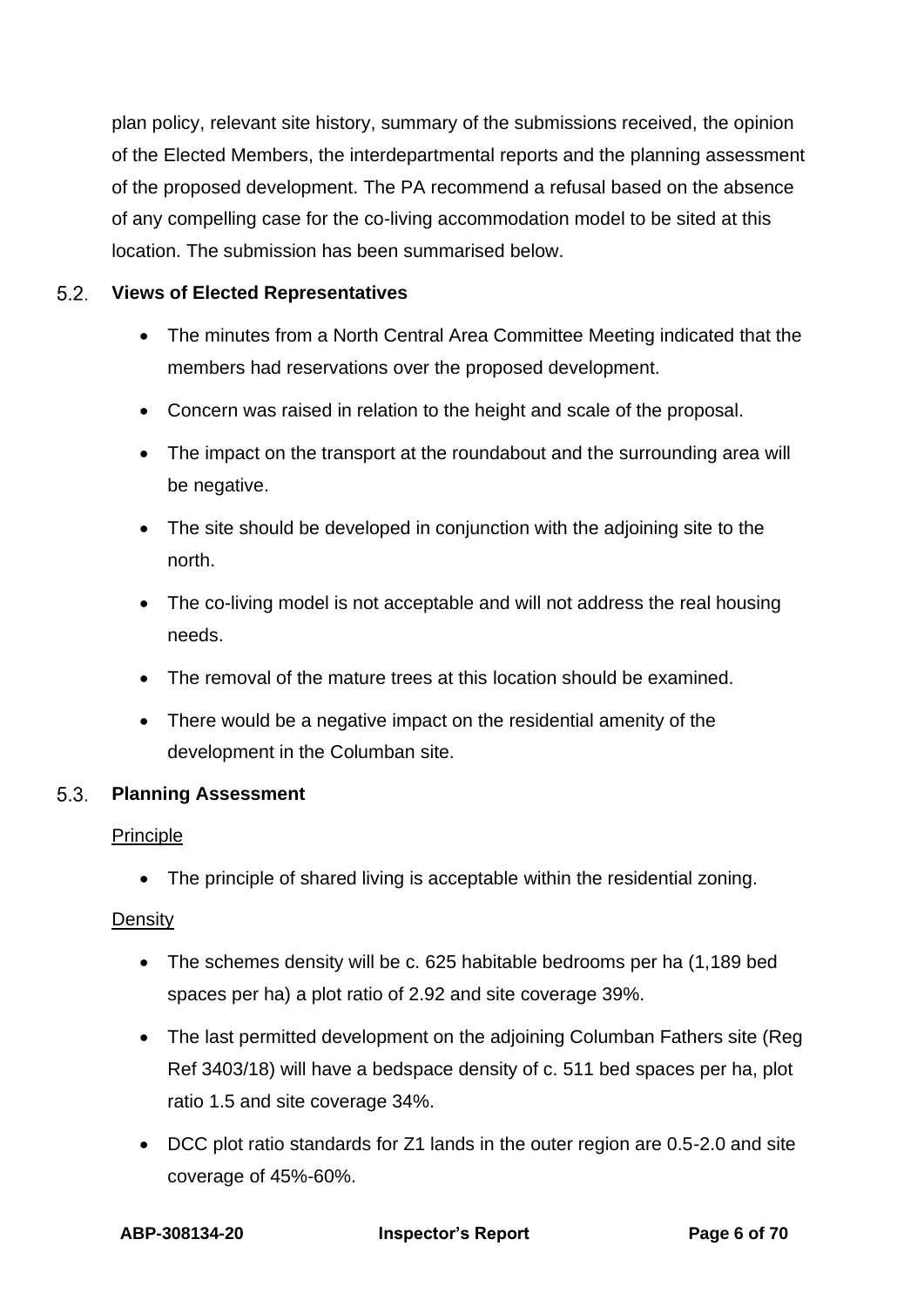plan policy, relevant site history, summary of the submissions received, the opinion of the Elected Members, the interdepartmental reports and the planning assessment of the proposed development. The PA recommend a refusal based on the absence of any compelling case for the co-living accommodation model to be sited at this location. The submission has been summarised below.

## 5.2. Views of Elected Representatives

- The minutes from a North Central Area Committee Meeting indicated that the members had reservations over the proposed development.
- Concern was raised in relation to the height and scale of the proposal.
- The impact on the transport at the roundabout and the surrounding area will be negative.
- The site should be developed in conjunction with the adjoining site to the north.
- The co-living model is not acceptable and will not address the real housing needs.
- The removal of the mature trees at this location should be examined.
- There would be a negative impact on the residential amenity of the development in the Columban site.

## 5.3. Planning Assessment

<u>Principle</u>

- The principle of shared living is acceptable within the residential zoning.

<u>Density</u>

- The schemes density will be c. 625 habitable bedrooms per ha (1,189 bed spaces per ha) a plot ratio of 2.92 and site coverage 39%.
- The last permitted development on the adjoining Columban Fathers site (Reg Ref 3403/18) will have a bedspace density of c. 511 bed spaces per ha, plot ratio 1.5 and site coverage 34%.
- DCC plot ratio standards for Z1 lands in the outer region are 0.5-2.0 and site coverage of 45%-60%.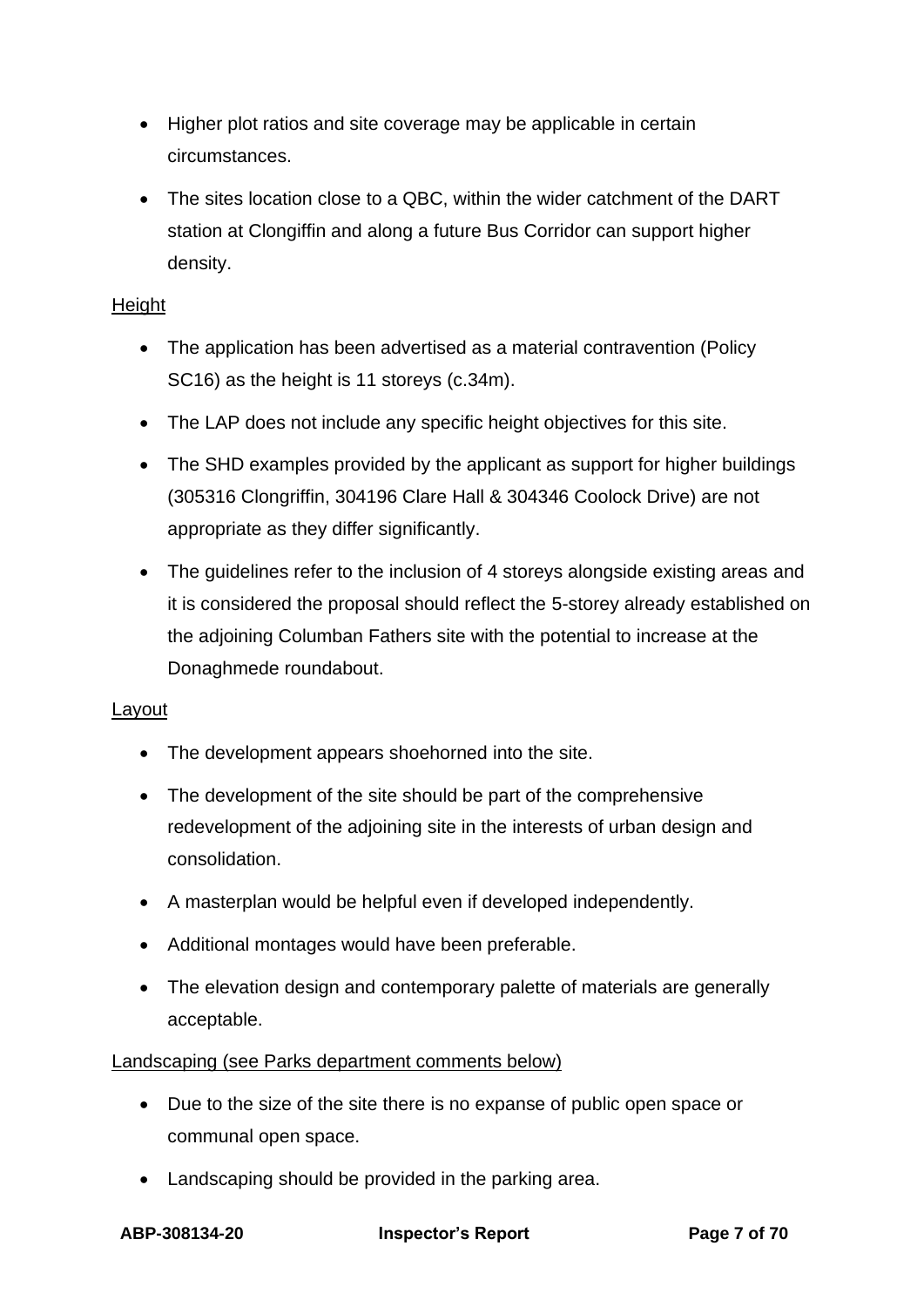- Higher plot ratios and site coverage may be applicable in certain circumstances.
- The sites location close to a QBC, within the wider catchment of the DART station at Clongiffin and along a future Bus Corridor can support higher density.

<u>Height</u>

- The application has been advertised as a material contravention (Policy SC16) as the height is 11 storeys (c.34m).
- The LAP does not include any specific height objectives for this site.
- The SHD examples provided by the applicant as support for higher buildings (305316 Clongriffin, 304196 Clare Hall & 304346 Coolock Drive) are not appropriate as they differ significantly.
- The guidelines refer to the inclusion of 4 storeys alongside existing areas and it is considered the proposal should reflect the 5-storey already established on the adjoining Columban Fathers site with the potential to increase at the Donaghmede roundabout.

<u>Layout</u>

- The development appears shoehorned into the site.
- The development of the site should be part of the comprehensive redevelopment of the adjoining site in the interests of urban design and consolidation.
- A masterplan would be helpful even if developed independently.
- Additional montages would have been preferable.
- The elevation design and contemporary palette of materials are generally acceptable.

<u>Landscaping (see Parks department comments below)</u>

- Due to the size of the site there is no expanse of public open space or communal open space.
- Landscaping should be provided in the parking area.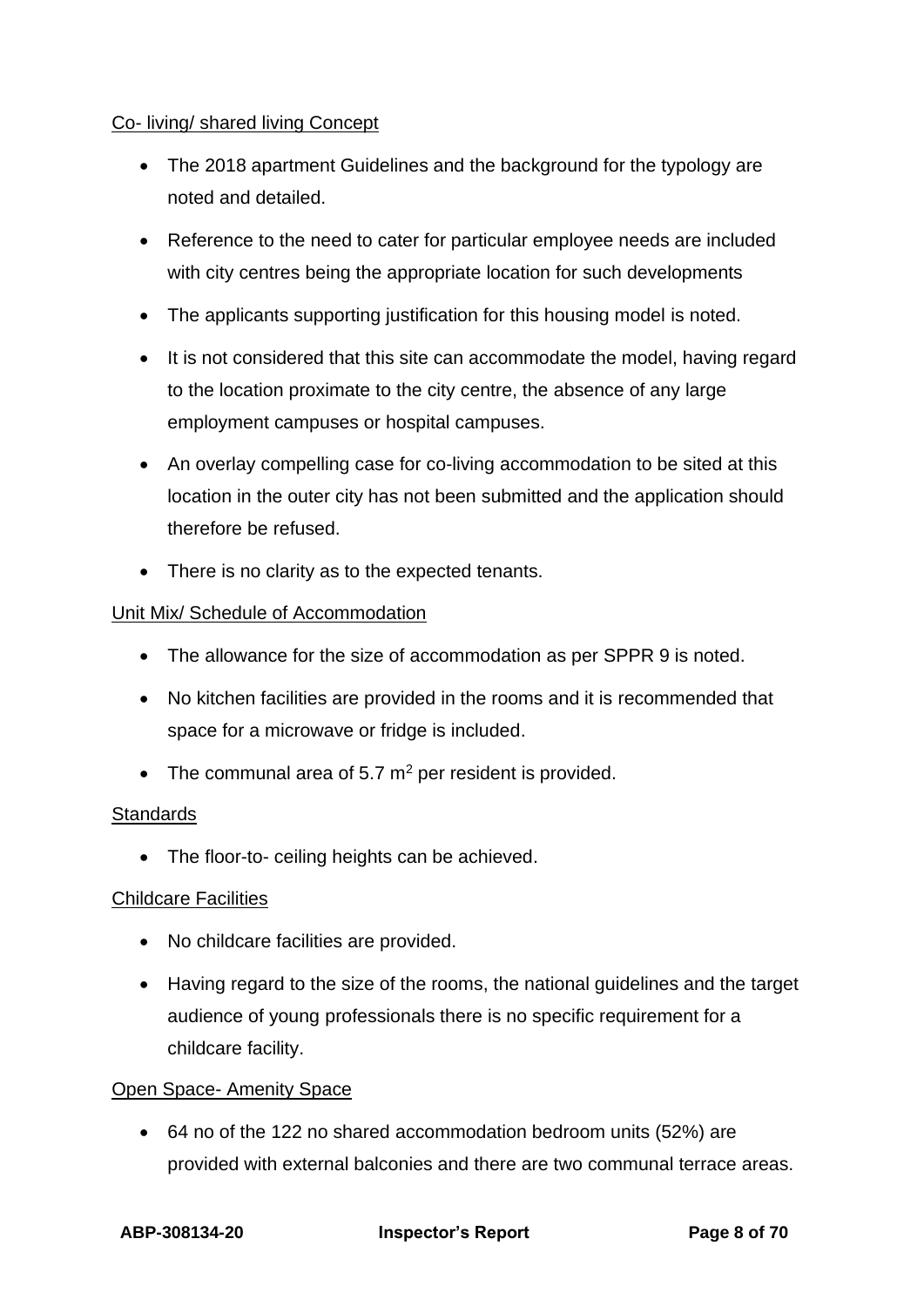<u>Co- living/ shared living Concept</u>

- The 2018 apartment Guidelines and the background for the typology are noted and detailed.
- Reference to the need to cater for particular employee needs are included with city centres being the appropriate location for such developments
- The applicants supporting justification for this housing model is noted.
- It is not considered that this site can accommodate the model, having regard to the location proximate to the city centre, the absence of any large employment campuses or hospital campuses.
- An overlay compelling case for co-living accommodation to be sited at this location in the outer city has not been submitted and the application should therefore be refused.
- There is no clarity as to the expected tenants.

<u>Unit Mix/ Schedule of Accommodation</u>

- The allowance for the size of accommodation as per SPPR 9 is noted.
- No kitchen facilities are provided in the rooms and it is recommended that space for a microwave or fridge is included.
- The communal area of 5.7 $m^2$ per resident is provided.

<u>Standards</u>

- The floor-to- ceiling heights can be achieved.

<u>Childcare Facilities</u>

- No childcare facilities are provided.
- Having regard to the size of the rooms, the national guidelines and the target audience of young professionals there is no specific requirement for a childcare facility.

<u>Open Space- Amenity Space</u>

- 64 no of the 122 no shared accommodation bedroom units (52%) are provided with external balconies and there are two communal terrace areas.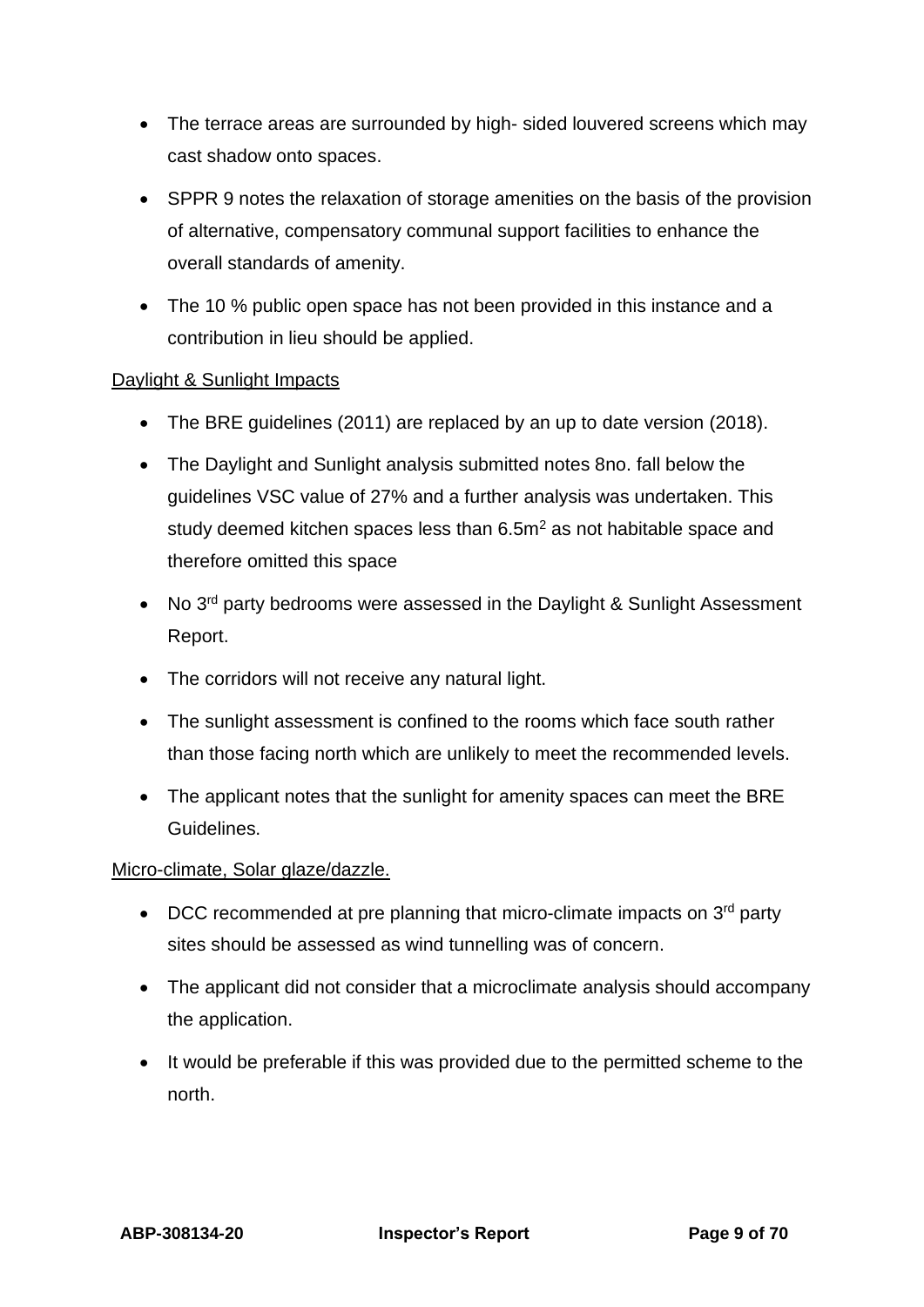- The terrace areas are surrounded by high- sided louvered screens which may cast shadow onto spaces.
- SPPR 9 notes the relaxation of storage amenities on the basis of the provision of alternative, compensatory communal support facilities to enhance the overall standards of amenity.
- The 10 % public open space has not been provided in this instance and a contribution in lieu should be applied.

<u>Daylight & Sunlight Impacts</u>

- The BRE guidelines (2011) are replaced by an up to date version (2018).
- The Daylight and Sunlight analysis submitted notes 8no. fall below the guidelines VSC value of 27% and a further analysis was undertaken. This study deemed kitchen spaces less than 6.5m$^2$ as not habitable space and therefore omitted this space
- No 3rd party bedrooms were assessed in the Daylight & Sunlight Assessment Report.
- The corridors will not receive any natural light.
- The sunlight assessment is confined to the rooms which face south rather than those facing north which are unlikely to meet the recommended levels.
- The applicant notes that the sunlight for amenity spaces can meet the BRE Guidelines.

<u>Micro-climate, Solar glaze/dazzle.</u>

- DCC recommended at pre planning that micro-climate impacts on 3rd party sites should be assessed as wind tunnelling was of concern.
- The applicant did not consider that a microclimate analysis should accompany the application.
- It would be preferable if this was provided due to the permitted scheme to the north.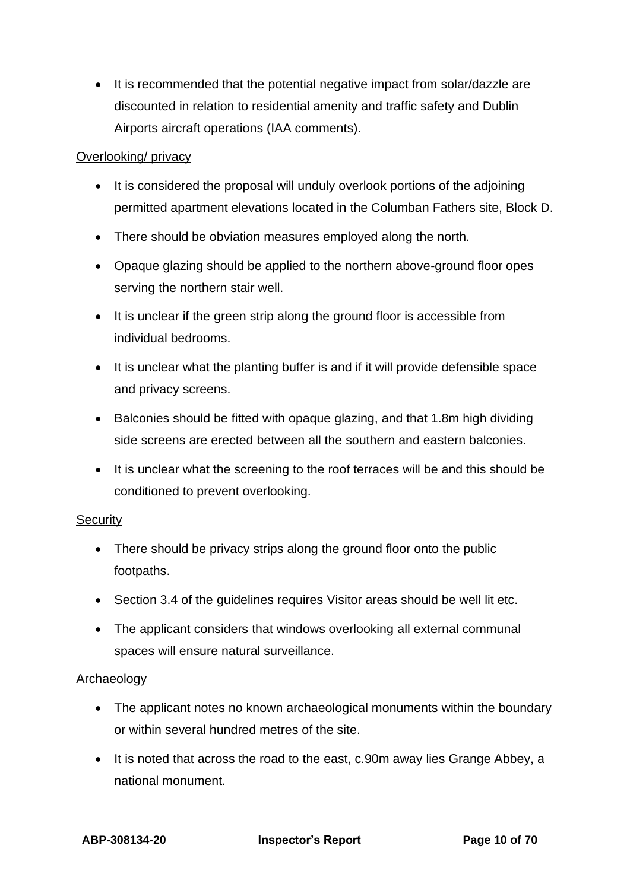- It is recommended that the potential negative impact from solar/dazzle are discounted in relation to residential amenity and traffic safety and Dublin Airports aircraft operations (IAA comments).

Overlooking/ privacy

- It is considered the proposal will unduly overlook portions of the adjoining permitted apartment elevations located in the Columban Fathers site, Block D.
- There should be obviation measures employed along the north.
- Opaque glazing should be applied to the northern above-ground floor opes serving the northern stair well.
- It is unclear if the green strip along the ground floor is accessible from individual bedrooms.
- It is unclear what the planting buffer is and if it will provide defensible space and privacy screens.
- Balconies should be fitted with opaque glazing, and that 1.8m high dividing side screens are erected between all the southern and eastern balconies.
- It is unclear what the screening to the roof terraces will be and this should be conditioned to prevent overlooking.

Security

- There should be privacy strips along the ground floor onto the public footpaths.
- Section 3.4 of the guidelines requires Visitor areas should be well lit etc.
- The applicant considers that windows overlooking all external communal spaces will ensure natural surveillance.

Archaeology

- The applicant notes no known archaeological monuments within the boundary or within several hundred metres of the site.
- It is noted that across the road to the east, c.90m away lies Grange Abbey, a national monument.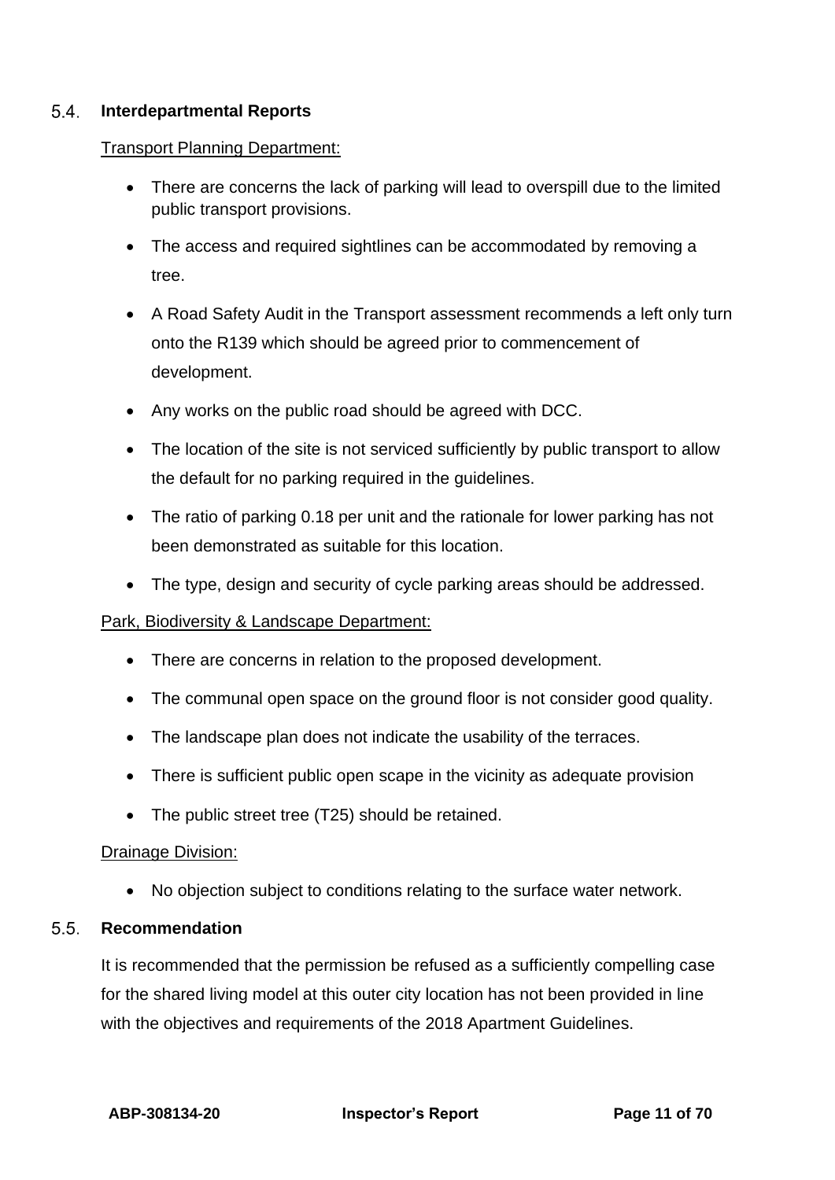## 5.4. Interdepartmental Reports

Transport Planning Department:

- There are concerns the lack of parking will lead to overspill due to the limited public transport provisions.
- The access and required sightlines can be accommodated by removing a tree.
- A Road Safety Audit in the Transport assessment recommends a left only turn onto the R139 which should be agreed prior to commencement of development.
- Any works on the public road should be agreed with DCC.
- The location of the site is not serviced sufficiently by public transport to allow the default for no parking required in the guidelines.
- The ratio of parking 0.18 per unit and the rationale for lower parking has not been demonstrated as suitable for this location.
- The type, design and security of cycle parking areas should be addressed.

Park, Biodiversity & Landscape Department:

- There are concerns in relation to the proposed development.
- The communal open space on the ground floor is not consider good quality.
- The landscape plan does not indicate the usability of the terraces.
- There is sufficient public open scape in the vicinity as adequate provision
- The public street tree (T25) should be retained.

Drainage Division:

- No objection subject to conditions relating to the surface water network.

## 5.5. Recommendation

It is recommended that the permission be refused as a sufficiently compelling case for the shared living model at this outer city location has not been provided in line with the objectives and requirements of the 2018 Apartment Guidelines.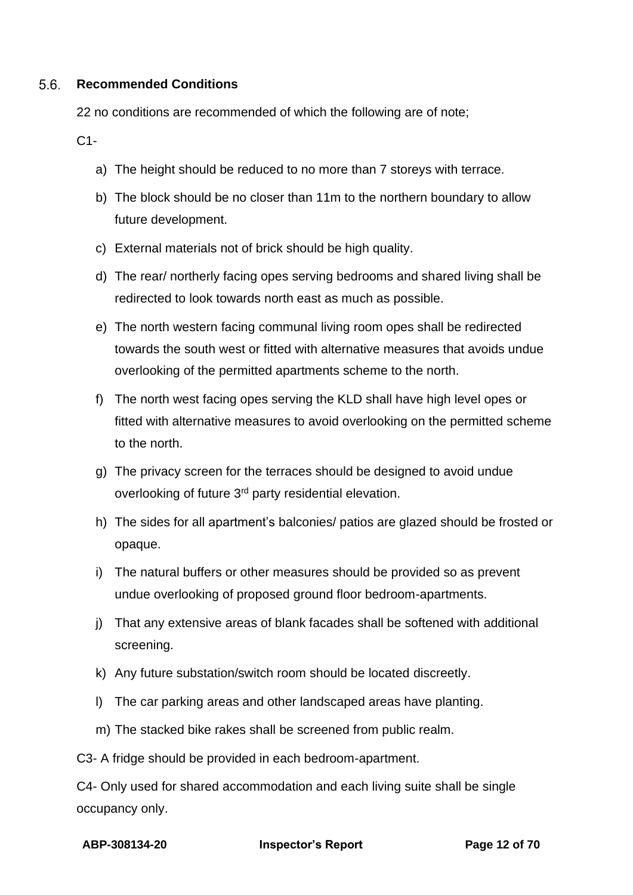### 5.6. Recommended Conditions

22 no conditions are recommended of which the following are of note;

C1-

a) The height should be reduced to no more than 7 storeys with terrace.

b) The block should be no closer than 11m to the northern boundary to allow future development.

c) External materials not of brick should be high quality.

d) The rear/ northerly facing opes serving bedrooms and shared living shall be redirected to look towards north east as much as possible.

e) The north western facing communal living room opes shall be redirected towards the south west or fitted with alternative measures that avoids undue overlooking of the permitted apartments scheme to the north.

f) The north west facing opes serving the KLD shall have high level opes or fitted with alternative measures to avoid overlooking on the permitted scheme to the north.

g) The privacy screen for the terraces should be designed to avoid undue overlooking of future 3rd party residential elevation.

h) The sides for all apartment's balconies/ patios are glazed should be frosted or opaque.

i) The natural buffers or other measures should be provided so as prevent undue overlooking of proposed ground floor bedroom-apartments.

j) That any extensive areas of blank facades shall be softened with additional screening.

k) Any future substation/switch room should be located discreetly.

l) The car parking areas and other landscaped areas have planting.

m) The stacked bike rakes shall be screened from public realm.

C3- A fridge should be provided in each bedroom-apartment.

C4- Only used for shared accommodation and each living suite shall be single occupancy only.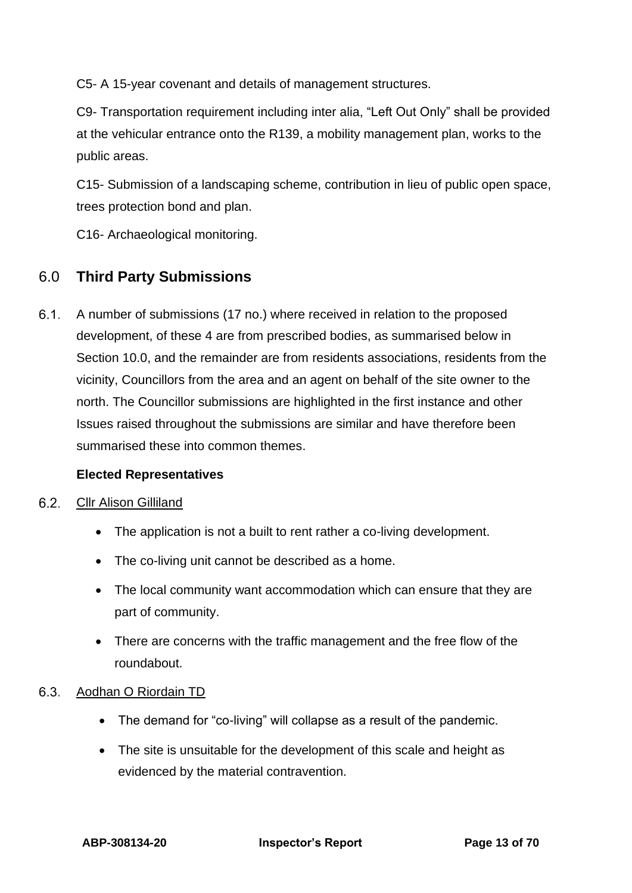C5- A 15-year covenant and details of management structures.

C9- Transportation requirement including inter alia, “Left Out Only” shall be provided at the vehicular entrance onto the R139, a mobility management plan, works to the public areas.

C15- Submission of a landscaping scheme, contribution in lieu of public open space, trees protection bond and plan.

C16- Archaeological monitoring.

## 6.0 Third Party Submissions

6.1. A number of submissions (17 no.) where received in relation to the proposed development, of these 4 are from prescribed bodies, as summarised below in Section 10.0, and the remainder are from residents associations, residents from the vicinity, Councillors from the area and an agent on behalf of the site owner to the north. The Councillor submissions are highlighted in the first instance and other Issues raised throughout the submissions are similar and have therefore been summarised these into common themes.

**Elected Representatives**

6.2. Cllr Alison Gilliland

- The application is not a built to rent rather a co-living development.
- The co-living unit cannot be described as a home.
- The local community want accommodation which can ensure that they are part of community.
- There are concerns with the traffic management and the free flow of the roundabout.

6.3. Aodhan O Riordain TD

- The demand for “co-living” will collapse as a result of the pandemic.
- The site is unsuitable for the development of this scale and height as evidenced by the material contravention.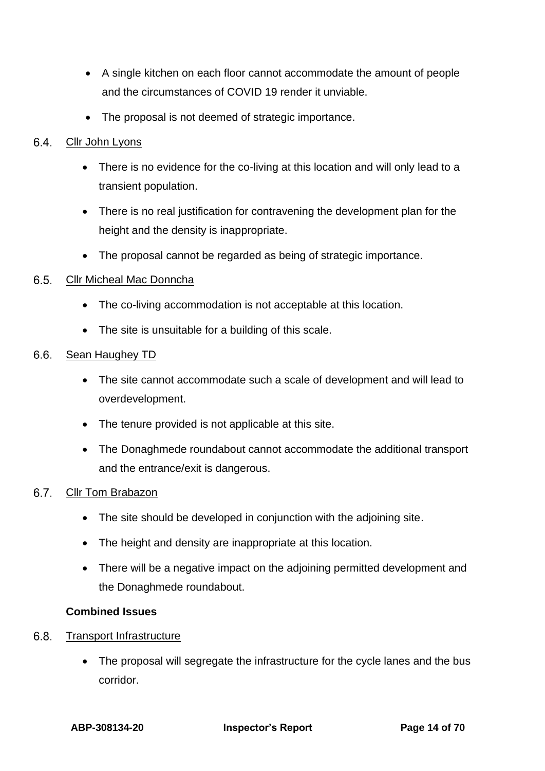- A single kitchen on each floor cannot accommodate the amount of people and the circumstances of COVID 19 render it unviable.
- The proposal is not deemed of strategic importance.

6.4. Cllr John Lyons

- There is no evidence for the co-living at this location and will only lead to a transient population.
- There is no real justification for contravening the development plan for the height and the density is inappropriate.
- The proposal cannot be regarded as being of strategic importance.

6.5. Cllr Micheal Mac Donncha

- The co-living accommodation is not acceptable at this location.
- The site is unsuitable for a building of this scale.

6.6. Sean Haughey TD

- The site cannot accommodate such a scale of development and will lead to overdevelopment.
- The tenure provided is not applicable at this site.
- The Donaghmede roundabout cannot accommodate the additional transport and the entrance/exit is dangerous.

6.7. Cllr Tom Brabazon

- The site should be developed in conjunction with the adjoining site.
- The height and density are inappropriate at this location.
- There will be a negative impact on the adjoining permitted development and the Donaghmede roundabout.

**Combined Issues**

6.8. Transport Infrastructure

- The proposal will segregate the infrastructure for the cycle lanes and the bus corridor.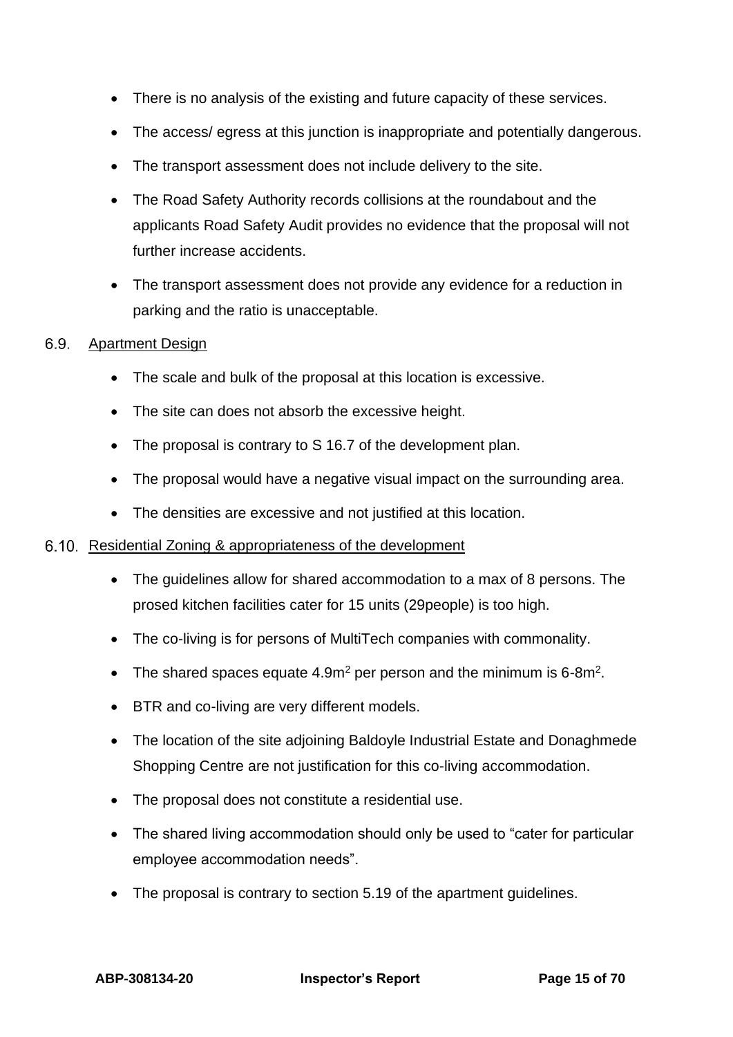- There is no analysis of the existing and future capacity of these services.
- The access/ egress at this junction is inappropriate and potentially dangerous.
- The transport assessment does not include delivery to the site.
- The Road Safety Authority records collisions at the roundabout and the applicants Road Safety Audit provides no evidence that the proposal will not further increase accidents.
- The transport assessment does not provide any evidence for a reduction in parking and the ratio is unacceptable.

6.9. Apartment Design

- The scale and bulk of the proposal at this location is excessive.
- The site can does not absorb the excessive height.
- The proposal is contrary to S 16.7 of the development plan.
- The proposal would have a negative visual impact on the surrounding area.
- The densities are excessive and not justified at this location.

6.10. Residential Zoning & appropriateness of the development

- The guidelines allow for shared accommodation to a max of 8 persons. The prosed kitchen facilities cater for 15 units (29people) is too high.
- The co-living is for persons of MultiTech companies with commonality.
- The shared spaces equate 4.9m$^2$ per person and the minimum is 6-8m$^2$.
- BTR and co-living are very different models.
- The location of the site adjoining Baldoyle Industrial Estate and Donaghmede Shopping Centre are not justification for this co-living accommodation.
- The proposal does not constitute a residential use.
- The shared living accommodation should only be used to "cater for particular employee accommodation needs".
- The proposal is contrary to section 5.19 of the apartment guidelines.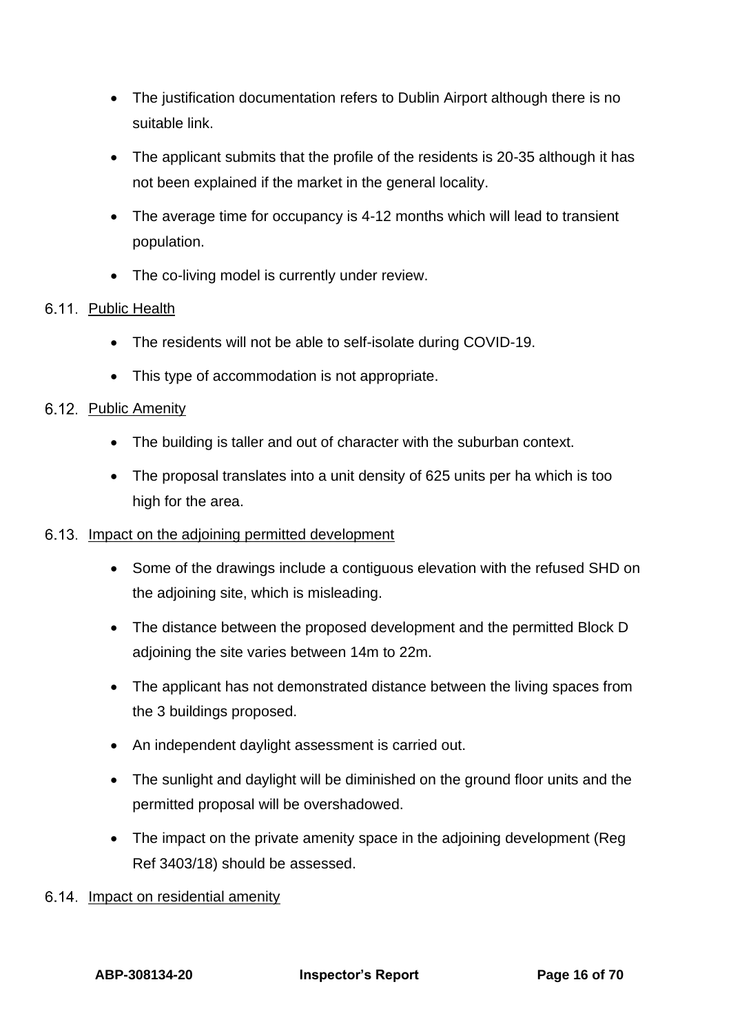- The justification documentation refers to Dublin Airport although there is no suitable link.
- The applicant submits that the profile of the residents is 20-35 although it has not been explained if the market in the general locality.
- The average time for occupancy is 4-12 months which will lead to transient population.
- The co-living model is currently under review.

6.11. Public Health

- The residents will not be able to self-isolate during COVID-19.
- This type of accommodation is not appropriate.

6.12. Public Amenity

- The building is taller and out of character with the suburban context.
- The proposal translates into a unit density of 625 units per ha which is too high for the area.

6.13. Impact on the adjoining permitted development

- Some of the drawings include a contiguous elevation with the refused SHD on the adjoining site, which is misleading.
- The distance between the proposed development and the permitted Block D adjoining the site varies between 14m to 22m.
- The applicant has not demonstrated distance between the living spaces from the 3 buildings proposed.
- An independent daylight assessment is carried out.
- The sunlight and daylight will be diminished on the ground floor units and the permitted proposal will be overshadowed.
- The impact on the private amenity space in the adjoining development (Reg Ref 3403/18) should be assessed.

6.14. Impact on residential amenity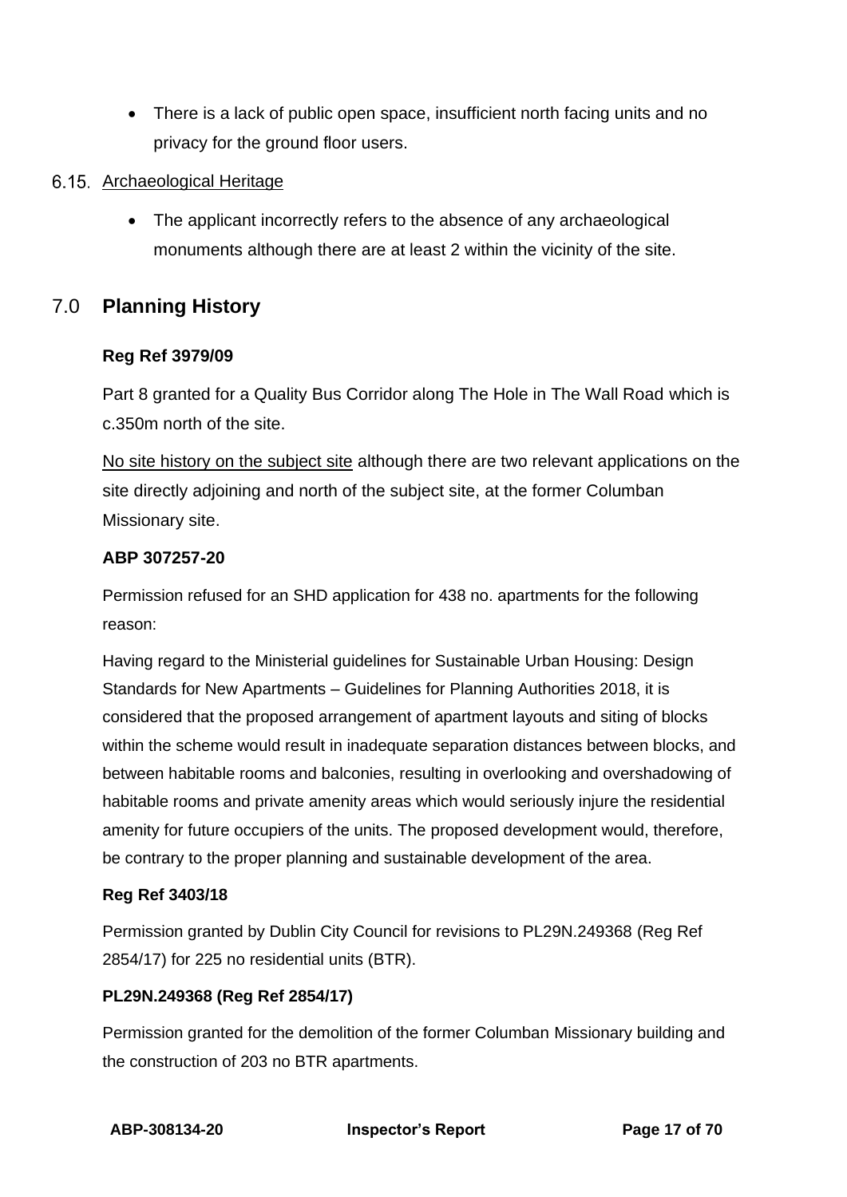- There is a lack of public open space, insufficient north facing units and no privacy for the ground floor users.

6.15. Archaeological Heritage

- The applicant incorrectly refers to the absence of any archaeological monuments although there are at least 2 within the vicinity of the site.

## 7.0 Planning History

**Reg Ref 3979/09**

Part 8 granted for a Quality Bus Corridor along The Hole in The Wall Road which is c.350m north of the site.

No site history on the subject site although there are two relevant applications on the site directly adjoining and north of the subject site, at the former Columban Missionary site.

**ABP 307257-20**

Permission refused for an SHD application for 438 no. apartments for the following reason:

Having regard to the Ministerial guidelines for Sustainable Urban Housing: Design Standards for New Apartments – Guidelines for Planning Authorities 2018, it is considered that the proposed arrangement of apartment layouts and siting of blocks within the scheme would result in inadequate separation distances between blocks, and between habitable rooms and balconies, resulting in overlooking and overshadowing of habitable rooms and private amenity areas which would seriously injure the residential amenity for future occupiers of the units. The proposed development would, therefore, be contrary to the proper planning and sustainable development of the area.

**Reg Ref 3403/18**

Permission granted by Dublin City Council for revisions to PL29N.249368 (Reg Ref 2854/17) for 225 no residential units (BTR).

**PL29N.249368 (Reg Ref 2854/17)**

Permission granted for the demolition of the former Columban Missionary building and the construction of 203 no BTR apartments.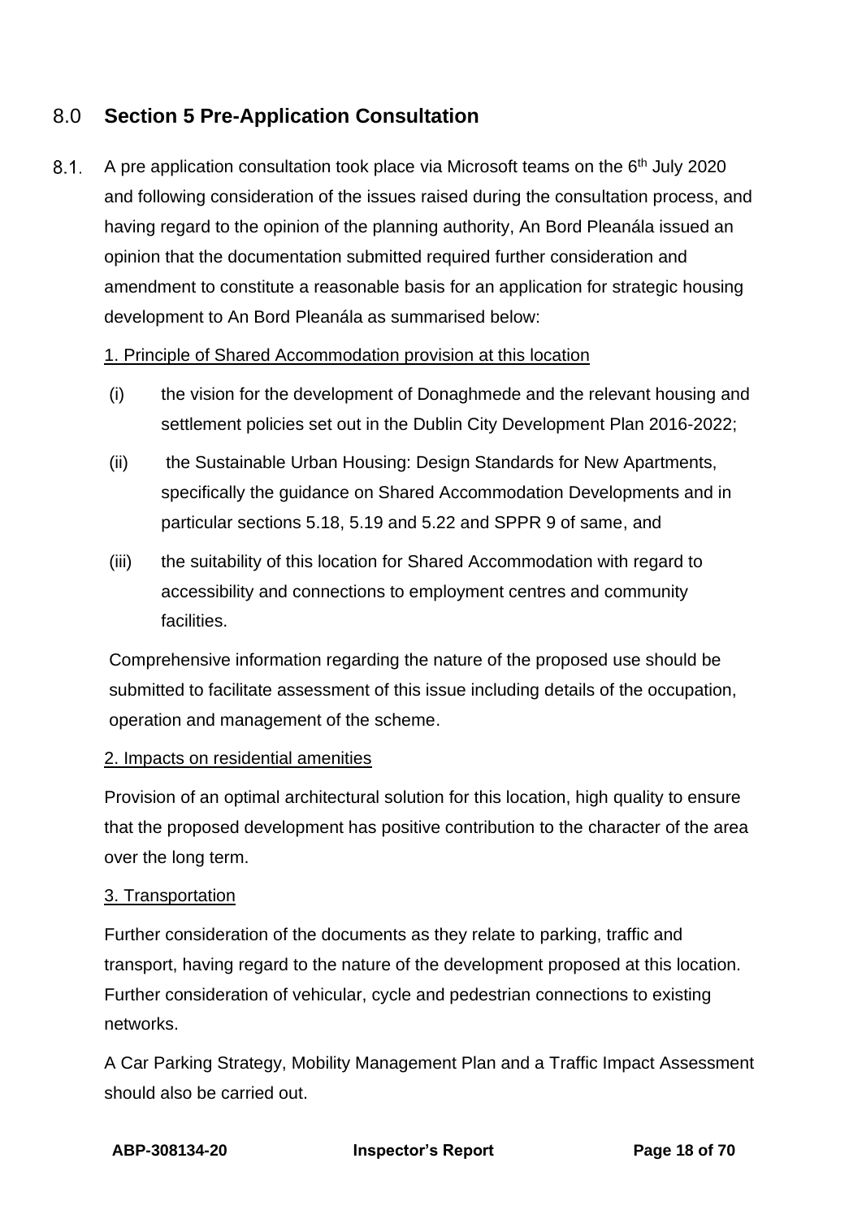## 8.0 Section 5 Pre-Application Consultation

8.1. A pre application consultation took place via Microsoft teams on the 6th July 2020 and following consideration of the issues raised during the consultation process, and having regard to the opinion of the planning authority, An Bord Pleanála issued an opinion that the documentation submitted required further consideration and amendment to constitute a reasonable basis for an application for strategic housing development to An Bord Pleanála as summarised below:

<u>1. Principle of Shared Accommodation provision at this location</u>

(i) the vision for the development of Donaghmede and the relevant housing and settlement policies set out in the Dublin City Development Plan 2016-2022;

(ii) the Sustainable Urban Housing: Design Standards for New Apartments, specifically the guidance on Shared Accommodation Developments and in particular sections 5.18, 5.19 and 5.22 and SPPR 9 of same, and

(iii) the suitability of this location for Shared Accommodation with regard to accessibility and connections to employment centres and community facilities.

Comprehensive information regarding the nature of the proposed use should be submitted to facilitate assessment of this issue including details of the occupation, operation and management of the scheme.

<u>2. Impacts on residential amenities</u>

Provision of an optimal architectural solution for this location, high quality to ensure that the proposed development has positive contribution to the character of the area over the long term.

<u>3. Transportation</u>

Further consideration of the documents as they relate to parking, traffic and transport, having regard to the nature of the development proposed at this location. Further consideration of vehicular, cycle and pedestrian connections to existing networks.

A Car Parking Strategy, Mobility Management Plan and a Traffic Impact Assessment should also be carried out.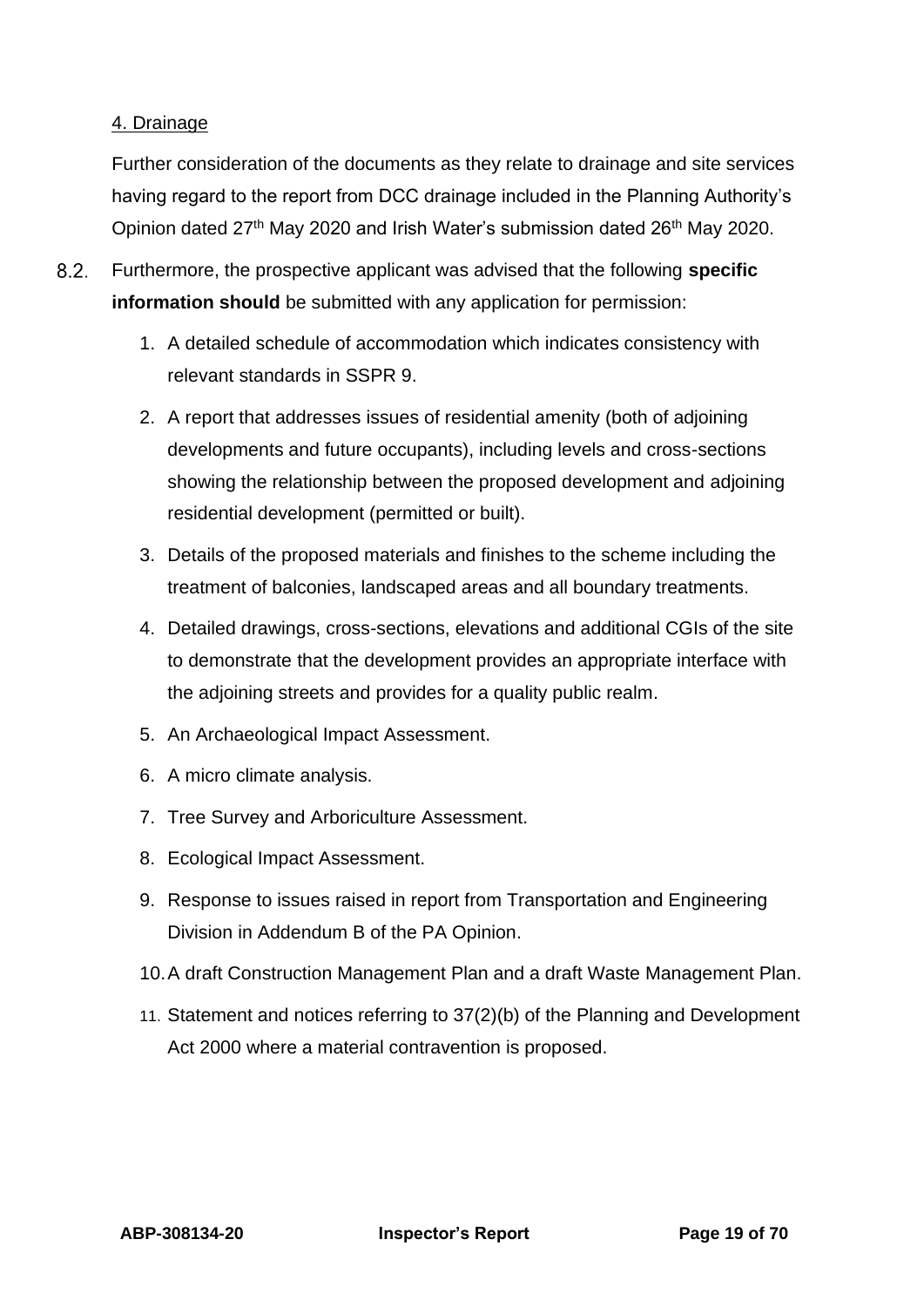4. Drainage

Further consideration of the documents as they relate to drainage and site services having regard to the report from DCC drainage included in the Planning Authority's Opinion dated 27th May 2020 and Irish Water's submission dated 26th May 2020.

8.2. Furthermore, the prospective applicant was advised that the following **specific information should** be submitted with any application for permission:

1. A detailed schedule of accommodation which indicates consistency with relevant standards in SSPR 9.
2. A report that addresses issues of residential amenity (both of adjoining developments and future occupants), including levels and cross-sections showing the relationship between the proposed development and adjoining residential development (permitted or built).
3. Details of the proposed materials and finishes to the scheme including the treatment of balconies, landscaped areas and all boundary treatments.
4. Detailed drawings, cross-sections, elevations and additional CGIs of the site to demonstrate that the development provides an appropriate interface with the adjoining streets and provides for a quality public realm.
5. An Archaeological Impact Assessment.
6. A micro climate analysis.
7. Tree Survey and Arboriculture Assessment.
8. Ecological Impact Assessment.
9. Response to issues raised in report from Transportation and Engineering Division in Addendum B of the PA Opinion.
10. A draft Construction Management Plan and a draft Waste Management Plan.
11. Statement and notices referring to 37(2)(b) of the Planning and Development Act 2000 where a material contravention is proposed.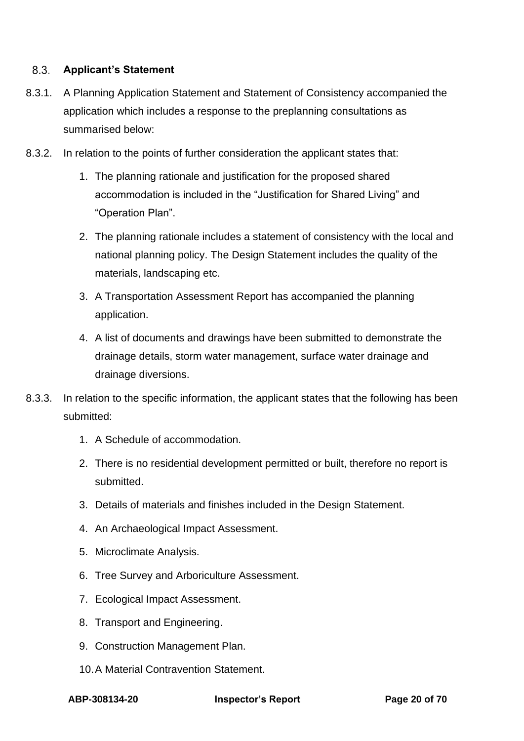### 8.3. Applicant's Statement

8.3.1. A Planning Application Statement and Statement of Consistency accompanied the application which includes a response to the preplanning consultations as summarised below:

8.3.2. In relation to the points of further consideration the applicant states that:

1. The planning rationale and justification for the proposed shared accommodation is included in the "Justification for Shared Living" and "Operation Plan".
2. The planning rationale includes a statement of consistency with the local and national planning policy. The Design Statement includes the quality of the materials, landscaping etc.
3. A Transportation Assessment Report has accompanied the planning application.
4. A list of documents and drawings have been submitted to demonstrate the drainage details, storm water management, surface water drainage and drainage diversions.

8.3.3. In relation to the specific information, the applicant states that the following has been submitted:

1. A Schedule of accommodation.
2. There is no residential development permitted or built, therefore no report is submitted.
3. Details of materials and finishes included in the Design Statement.
4. An Archaeological Impact Assessment.
5. Microclimate Analysis.
6. Tree Survey and Arboriculture Assessment.
7. Ecological Impact Assessment.
8. Transport and Engineering.
9. Construction Management Plan.
10. A Material Contravention Statement.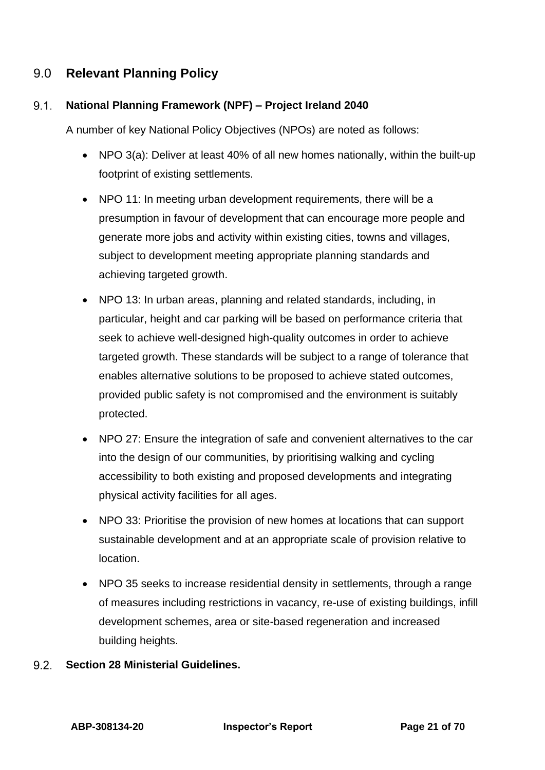## 9.0 Relevant Planning Policy

### 9.1. National Planning Framework (NPF) – Project Ireland 2040

A number of key National Policy Objectives (NPOs) are noted as follows:

- NPO 3(a): Deliver at least 40% of all new homes nationally, within the built-up footprint of existing settlements.
- NPO 11: In meeting urban development requirements, there will be a presumption in favour of development that can encourage more people and generate more jobs and activity within existing cities, towns and villages, subject to development meeting appropriate planning standards and achieving targeted growth.
- NPO 13: In urban areas, planning and related standards, including, in particular, height and car parking will be based on performance criteria that seek to achieve well-designed high-quality outcomes in order to achieve targeted growth. These standards will be subject to a range of tolerance that enables alternative solutions to be proposed to achieve stated outcomes, provided public safety is not compromised and the environment is suitably protected.
- NPO 27: Ensure the integration of safe and convenient alternatives to the car into the design of our communities, by prioritising walking and cycling accessibility to both existing and proposed developments and integrating physical activity facilities for all ages.
- NPO 33: Prioritise the provision of new homes at locations that can support sustainable development and at an appropriate scale of provision relative to location.
- NPO 35 seeks to increase residential density in settlements, through a range of measures including restrictions in vacancy, re-use of existing buildings, infill development schemes, area or site-based regeneration and increased building heights.

### 9.2. Section 28 Ministerial Guidelines.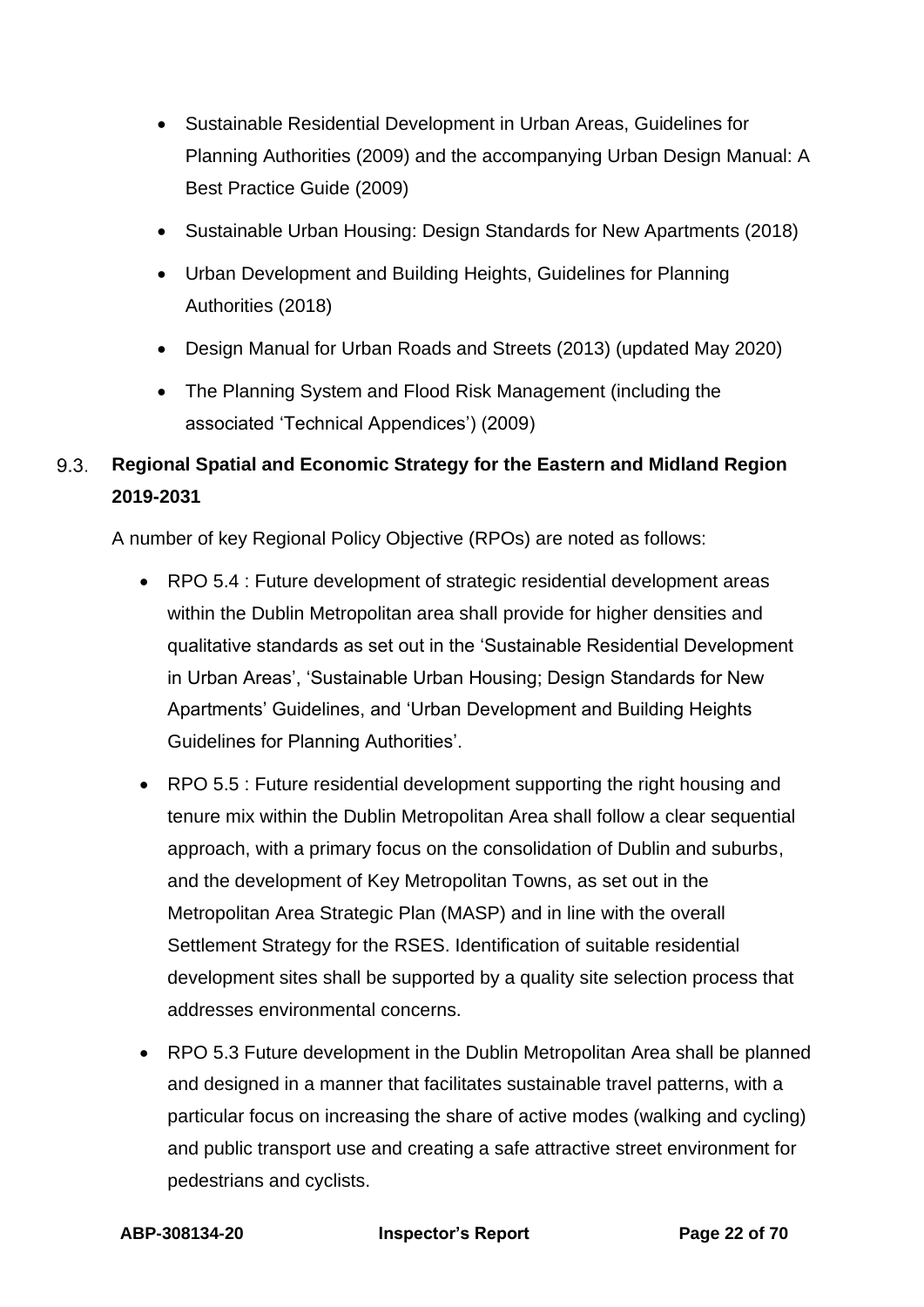- Sustainable Residential Development in Urban Areas, Guidelines for Planning Authorities (2009) and the accompanying Urban Design Manual: A Best Practice Guide (2009)
- Sustainable Urban Housing: Design Standards for New Apartments (2018)
- Urban Development and Building Heights, Guidelines for Planning Authorities (2018)
- Design Manual for Urban Roads and Streets (2013) (updated May 2020)
- The Planning System and Flood Risk Management (including the associated 'Technical Appendices') (2009)

### 9.3. Regional Spatial and Economic Strategy for the Eastern and Midland Region 2019-2031

A number of key Regional Policy Objective (RPOs) are noted as follows:

- RPO 5.4 : Future development of strategic residential development areas within the Dublin Metropolitan area shall provide for higher densities and qualitative standards as set out in the 'Sustainable Residential Development in Urban Areas', 'Sustainable Urban Housing; Design Standards for New Apartments' Guidelines, and 'Urban Development and Building Heights Guidelines for Planning Authorities'.
- RPO 5.5 : Future residential development supporting the right housing and tenure mix within the Dublin Metropolitan Area shall follow a clear sequential approach, with a primary focus on the consolidation of Dublin and suburbs, and the development of Key Metropolitan Towns, as set out in the Metropolitan Area Strategic Plan (MASP) and in line with the overall Settlement Strategy for the RSES. Identification of suitable residential development sites shall be supported by a quality site selection process that addresses environmental concerns.
- RPO 5.3 Future development in the Dublin Metropolitan Area shall be planned and designed in a manner that facilitates sustainable travel patterns, with a particular focus on increasing the share of active modes (walking and cycling) and public transport use and creating a safe attractive street environment for pedestrians and cyclists.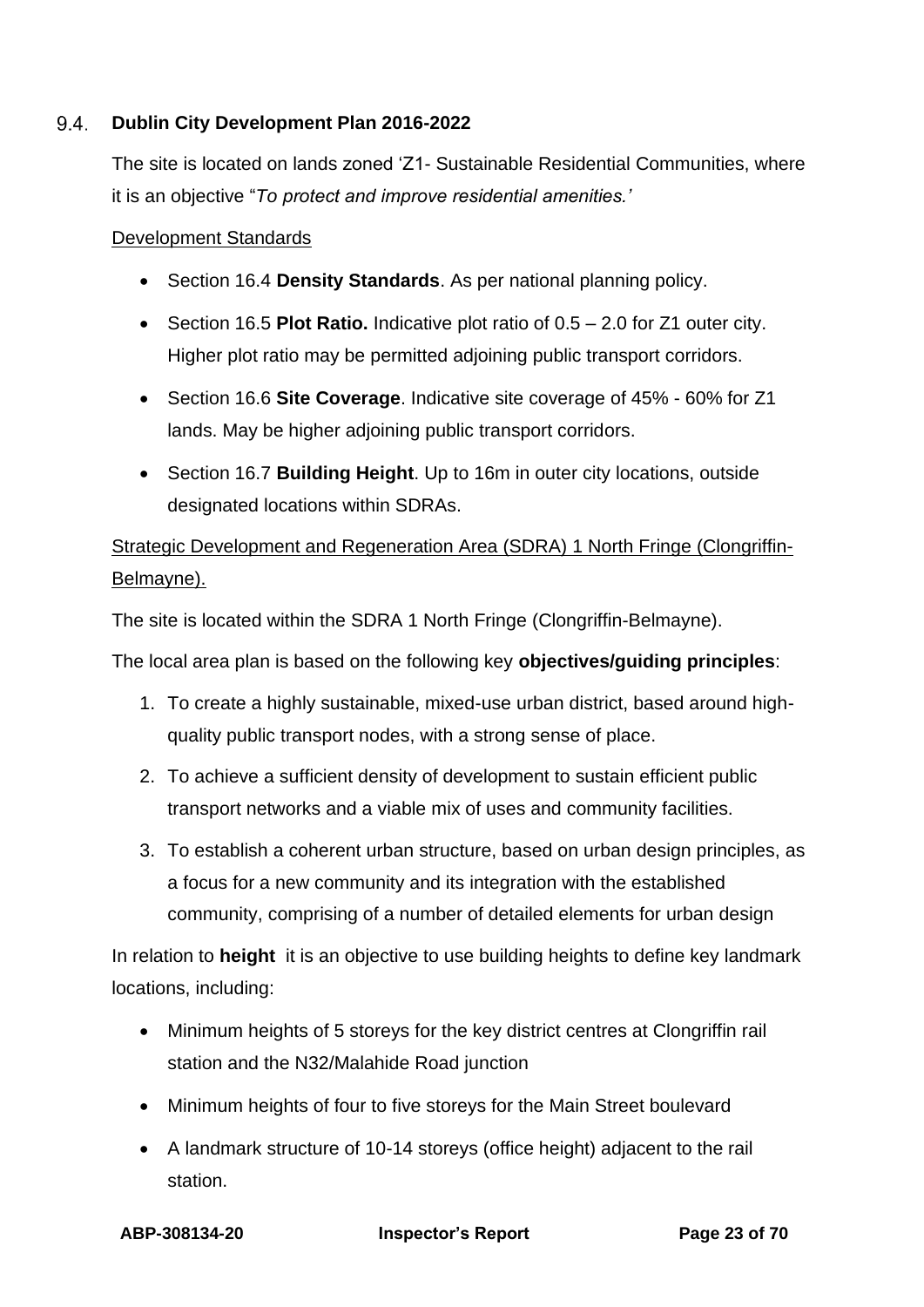## 9.4. Dublin City Development Plan 2016-2022

The site is located on lands zoned 'Z1- Sustainable Residential Communities, where it is an objective "*To protect and improve residential amenities.'*

Development Standards

- Section 16.4 **Density Standards**. As per national planning policy.
- Section 16.5 **Plot Ratio.** Indicative plot ratio of 0.5 – 2.0 for Z1 outer city. Higher plot ratio may be permitted adjoining public transport corridors.
- Section 16.6 **Site Coverage**. Indicative site coverage of 45% - 60% for Z1 lands. May be higher adjoining public transport corridors.
- Section 16.7 **Building Height**. Up to 16m in outer city locations, outside designated locations within SDRAs.

Strategic Development and Regeneration Area (SDRA) 1 North Fringe (Clongriffin-Belmayne).

The site is located within the SDRA 1 North Fringe (Clongriffin-Belmayne).

The local area plan is based on the following key **objectives/guiding principles**:

1. To create a highly sustainable, mixed-use urban district, based around high-quality public transport nodes, with a strong sense of place.
2. To achieve a sufficient density of development to sustain efficient public transport networks and a viable mix of uses and community facilities.
3. To establish a coherent urban structure, based on urban design principles, as a focus for a new community and its integration with the established community, comprising of a number of detailed elements for urban design

In relation to **height** it is an objective to use building heights to define key landmark locations, including:

- Minimum heights of 5 storeys for the key district centres at Clongriffin rail station and the N32/Malahide Road junction
- Minimum heights of four to five storeys for the Main Street boulevard
- A landmark structure of 10-14 storeys (office height) adjacent to the rail station.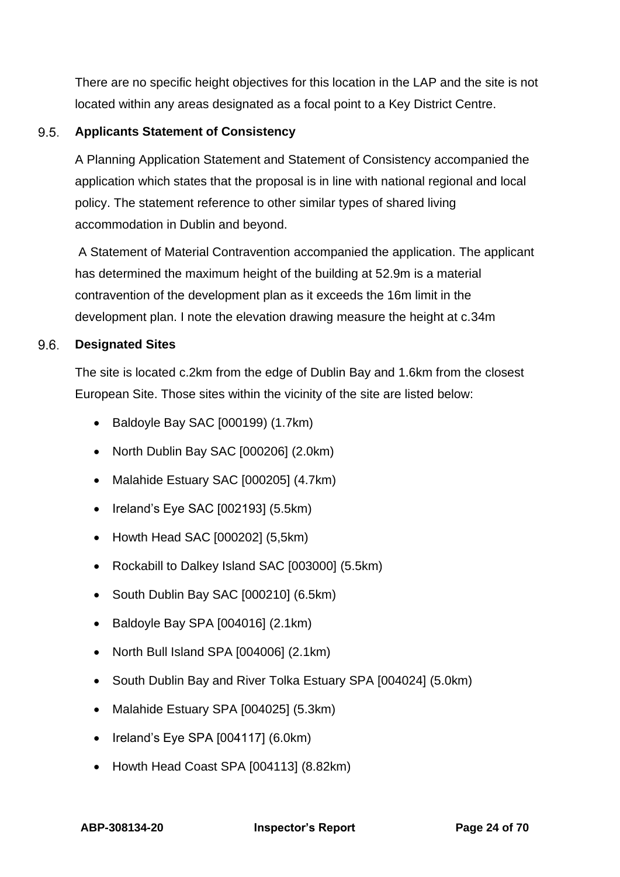There are no specific height objectives for this location in the LAP and the site is not located within any areas designated as a focal point to a Key District Centre.

## 9.5. Applicants Statement of Consistency

A Planning Application Statement and Statement of Consistency accompanied the application which states that the proposal is in line with national regional and local policy. The statement reference to other similar types of shared living accommodation in Dublin and beyond.

A Statement of Material Contravention accompanied the application. The applicant has determined the maximum height of the building at 52.9m is a material contravention of the development plan as it exceeds the 16m limit in the development plan. I note the elevation drawing measure the height at c.34m

## 9.6. Designated Sites

The site is located c.2km from the edge of Dublin Bay and 1.6km from the closest European Site. Those sites within the vicinity of the site are listed below:

- Baldoyle Bay SAC [000199) (1.7km)
- North Dublin Bay SAC [000206] (2.0km)
- Malahide Estuary SAC [000205] (4.7km)
- Ireland's Eye SAC [002193] (5.5km)
- Howth Head SAC [000202] (5,5km)
- Rockabill to Dalkey Island SAC [003000] (5.5km)
- South Dublin Bay SAC [000210] (6.5km)
- Baldoyle Bay SPA [004016] (2.1km)
- North Bull Island SPA [004006] (2.1km)
- South Dublin Bay and River Tolka Estuary SPA [004024] (5.0km)
- Malahide Estuary SPA [004025] (5.3km)
- Ireland's Eye SPA [004117] (6.0km)
- Howth Head Coast SPA [004113] (8.82km)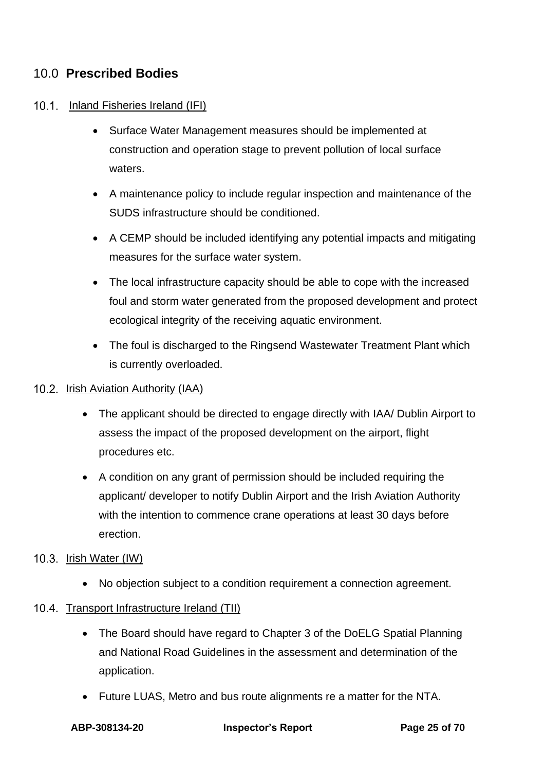## 10.0 Prescribed Bodies

### 10.1. Inland Fisheries Ireland (IFI)

- Surface Water Management measures should be implemented at construction and operation stage to prevent pollution of local surface waters.
- A maintenance policy to include regular inspection and maintenance of the SUDS infrastructure should be conditioned.
- A CEMP should be included identifying any potential impacts and mitigating measures for the surface water system.
- The local infrastructure capacity should be able to cope with the increased foul and storm water generated from the proposed development and protect ecological integrity of the receiving aquatic environment.
- The foul is discharged to the Ringsend Wastewater Treatment Plant which is currently overloaded.

### 10.2. Irish Aviation Authority (IAA)

- The applicant should be directed to engage directly with IAA/ Dublin Airport to assess the impact of the proposed development on the airport, flight procedures etc.
- A condition on any grant of permission should be included requiring the applicant/ developer to notify Dublin Airport and the Irish Aviation Authority with the intention to commence crane operations at least 30 days before erection.

### 10.3. Irish Water (IW)

- No objection subject to a condition requirement a connection agreement.

### 10.4. Transport Infrastructure Ireland (TII)

- The Board should have regard to Chapter 3 of the DoELG Spatial Planning and National Road Guidelines in the assessment and determination of the application.
- Future LUAS, Metro and bus route alignments re a matter for the NTA.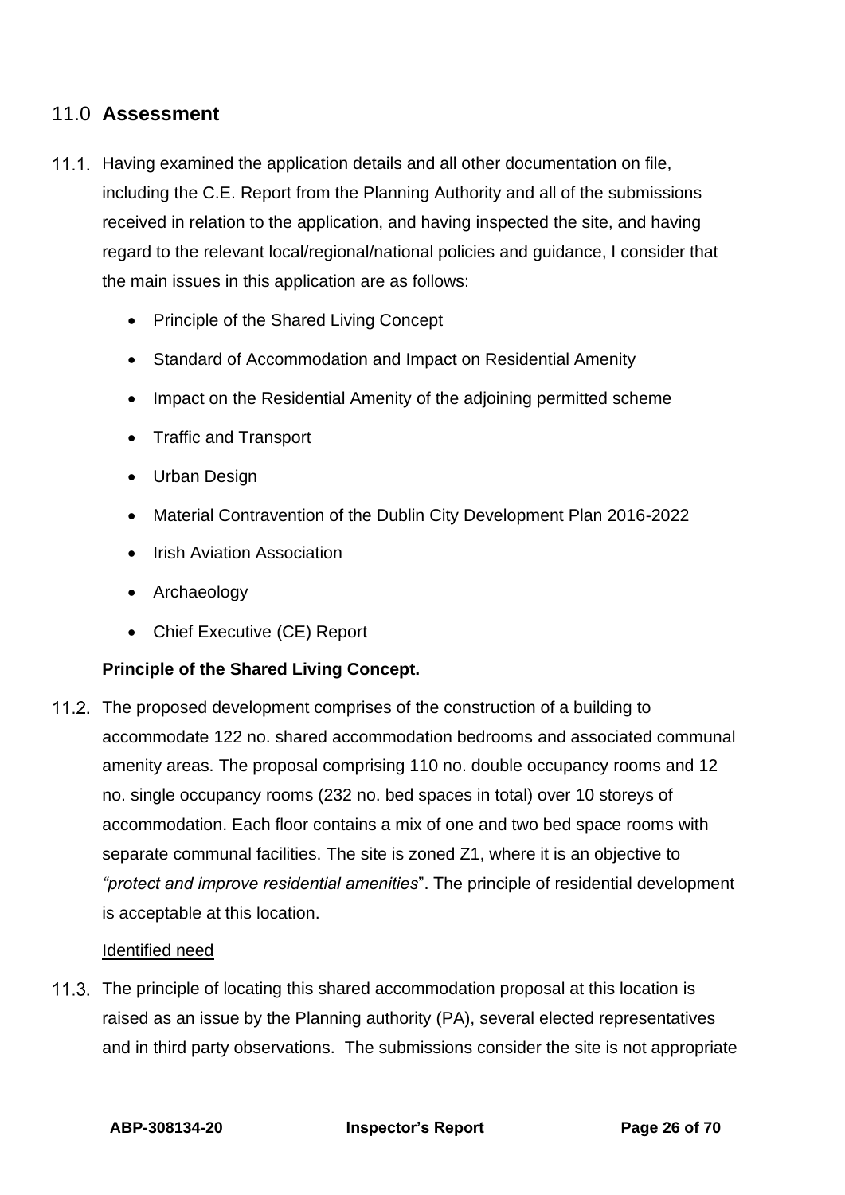## 11.0 **Assessment**

11.1. Having examined the application details and all other documentation on file, including the C.E. Report from the Planning Authority and all of the submissions received in relation to the application, and having inspected the site, and having regard to the relevant local/regional/national policies and guidance, I consider that the main issues in this application are as follows:

- Principle of the Shared Living Concept
- Standard of Accommodation and Impact on Residential Amenity
- Impact on the Residential Amenity of the adjoining permitted scheme
- Traffic and Transport
- Urban Design
- Material Contravention of the Dublin City Development Plan 2016-2022
- Irish Aviation Association
- Archaeology
- Chief Executive (CE) Report

**Principle of the Shared Living Concept.**

11.2. The proposed development comprises of the construction of a building to accommodate 122 no. shared accommodation bedrooms and associated communal amenity areas. The proposal comprising 110 no. double occupancy rooms and 12 no. single occupancy rooms (232 no. bed spaces in total) over 10 storeys of accommodation. Each floor contains a mix of one and two bed space rooms with separate communal facilities. The site is zoned Z1, where it is an objective to *"protect and improve residential amenities*". The principle of residential development is acceptable at this location.

<u>Identified need</u>

11.3. The principle of locating this shared accommodation proposal at this location is raised as an issue by the Planning authority (PA), several elected representatives and in third party observations. The submissions consider the site is not appropriate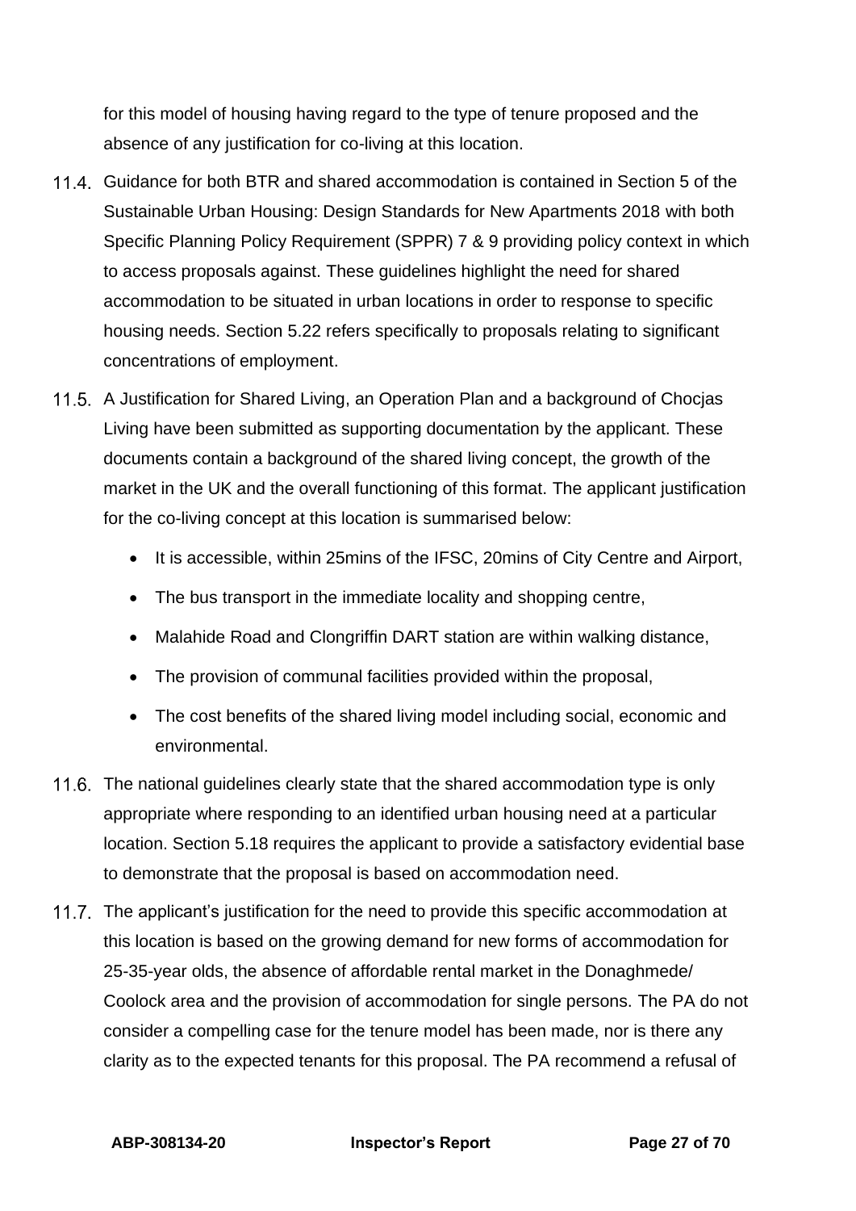for this model of housing having regard to the type of tenure proposed and the absence of any justification for co-living at this location.

11.4. Guidance for both BTR and shared accommodation is contained in Section 5 of the Sustainable Urban Housing: Design Standards for New Apartments 2018 with both Specific Planning Policy Requirement (SPPR) 7 & 9 providing policy context in which to access proposals against. These guidelines highlight the need for shared accommodation to be situated in urban locations in order to response to specific housing needs. Section 5.22 refers specifically to proposals relating to significant concentrations of employment.

11.5. A Justification for Shared Living, an Operation Plan and a background of Chocjas Living have been submitted as supporting documentation by the applicant. These documents contain a background of the shared living concept, the growth of the market in the UK and the overall functioning of this format. The applicant justification for the co-living concept at this location is summarised below:

- It is accessible, within 25mins of the IFSC, 20mins of City Centre and Airport,
- The bus transport in the immediate locality and shopping centre,
- Malahide Road and Clongriffin DART station are within walking distance,
- The provision of communal facilities provided within the proposal,
- The cost benefits of the shared living model including social, economic and environmental.

11.6. The national guidelines clearly state that the shared accommodation type is only appropriate where responding to an identified urban housing need at a particular location. Section 5.18 requires the applicant to provide a satisfactory evidential base to demonstrate that the proposal is based on accommodation need.

11.7. The applicant's justification for the need to provide this specific accommodation at this location is based on the growing demand for new forms of accommodation for 25-35-year olds, the absence of affordable rental market in the Donaghmede/ Coolock area and the provision of accommodation for single persons. The PA do not consider a compelling case for the tenure model has been made, nor is there any clarity as to the expected tenants for this proposal. The PA recommend a refusal of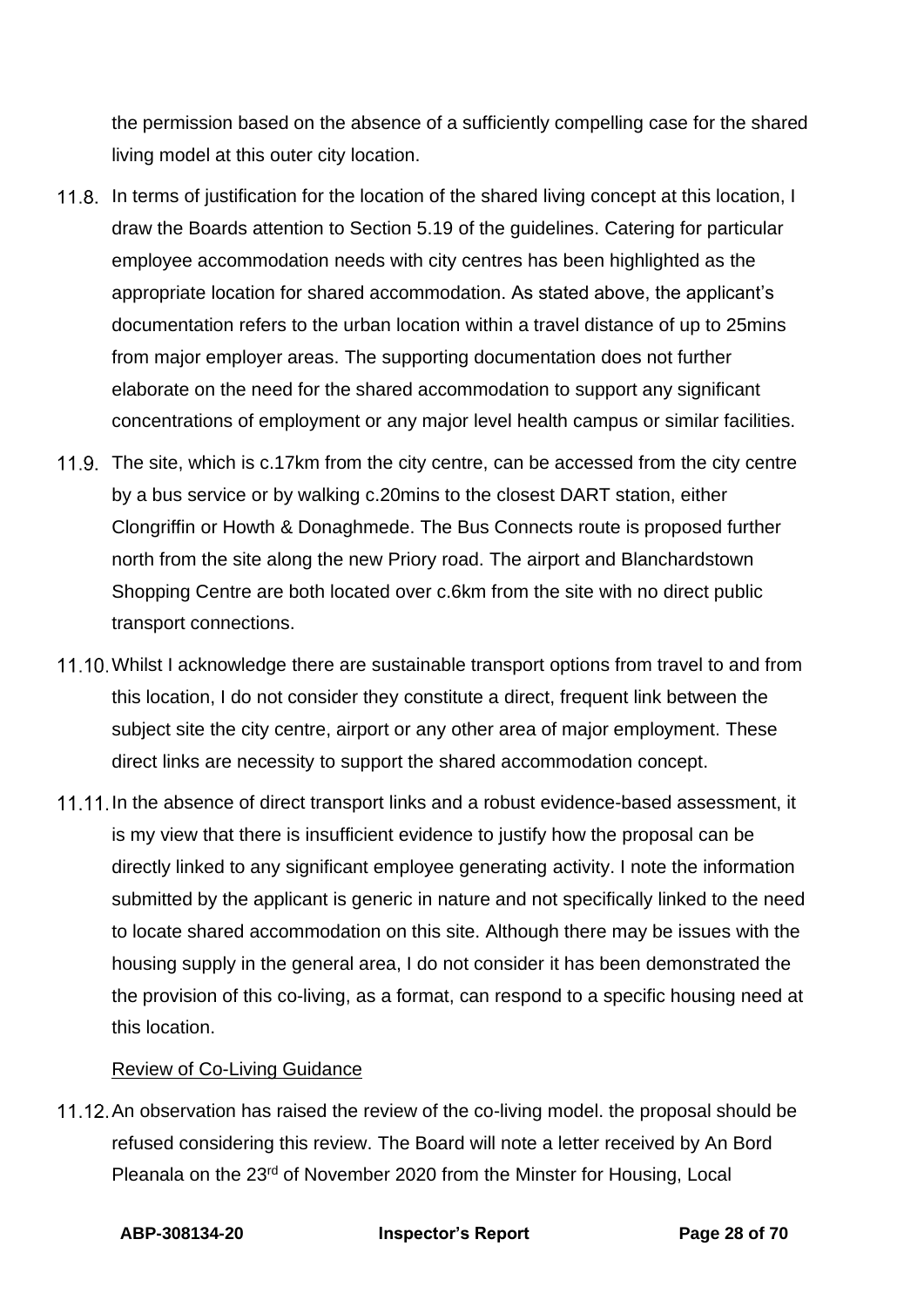the permission based on the absence of a sufficiently compelling case for the shared living model at this outer city location.

11.8. In terms of justification for the location of the shared living concept at this location, I draw the Boards attention to Section 5.19 of the guidelines. Catering for particular employee accommodation needs with city centres has been highlighted as the appropriate location for shared accommodation. As stated above, the applicant's documentation refers to the urban location within a travel distance of up to 25mins from major employer areas. The supporting documentation does not further elaborate on the need for the shared accommodation to support any significant concentrations of employment or any major level health campus or similar facilities.

11.9. The site, which is c.17km from the city centre, can be accessed from the city centre by a bus service or by walking c.20mins to the closest DART station, either Clongriffin or Howth & Donaghmede. The Bus Connects route is proposed further north from the site along the new Priory road. The airport and Blanchardstown Shopping Centre are both located over c.6km from the site with no direct public transport connections.

11.10. Whilst I acknowledge there are sustainable transport options from travel to and from this location, I do not consider they constitute a direct, frequent link between the subject site the city centre, airport or any other area of major employment. These direct links are necessity to support the shared accommodation concept.

11.11. In the absence of direct transport links and a robust evidence-based assessment, it is my view that there is insufficient evidence to justify how the proposal can be directly linked to any significant employee generating activity. I note the information submitted by the applicant is generic in nature and not specifically linked to the need to locate shared accommodation on this site. Although there may be issues with the housing supply in the general area, I do not consider it has been demonstrated the the provision of this co-living, as a format, can respond to a specific housing need at this location.

Review of Co-Living Guidance

11.12. An observation has raised the review of the co-living model. the proposal should be refused considering this review. The Board will note a letter received by An Bord Pleanala on the 23rd of November 2020 from the Minster for Housing, Local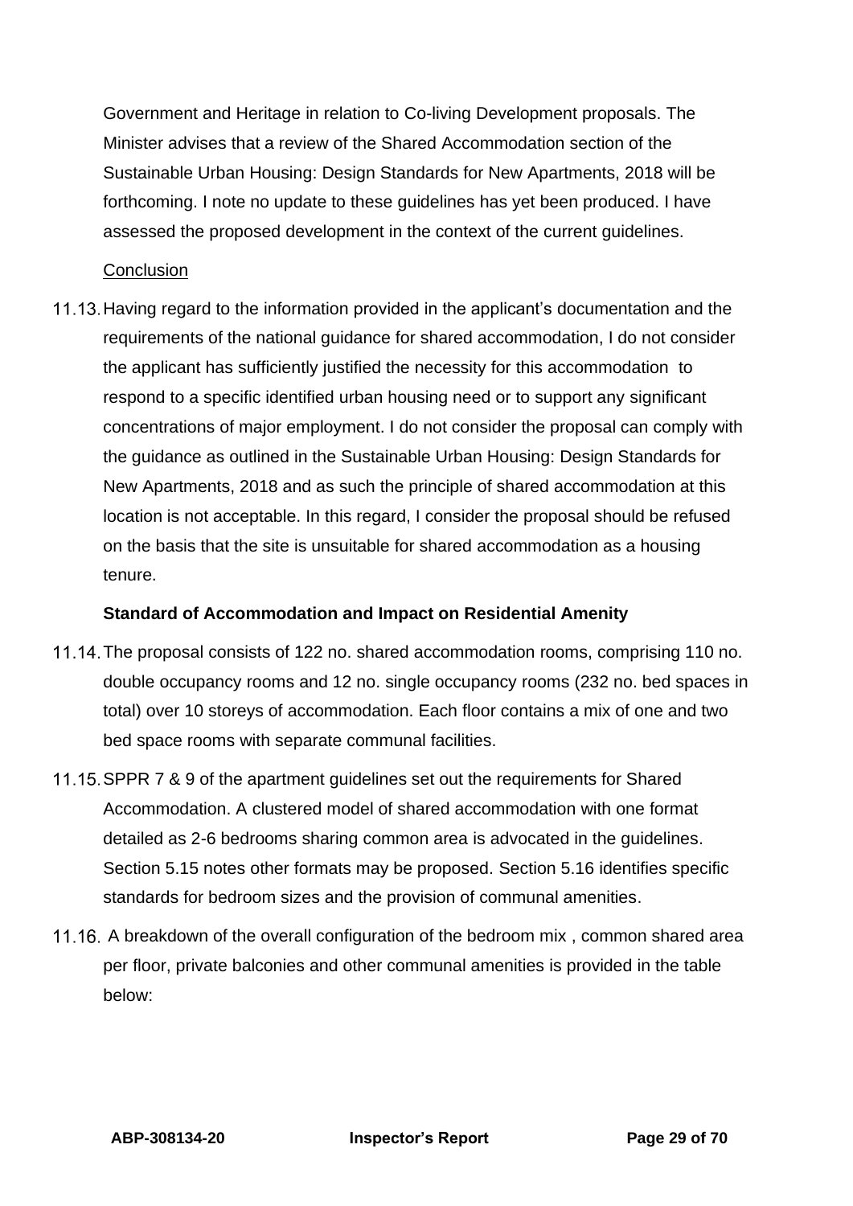Government and Heritage in relation to Co-living Development proposals. The Minister advises that a review of the Shared Accommodation section of the Sustainable Urban Housing: Design Standards for New Apartments, 2018 will be forthcoming. I note no update to these guidelines has yet been produced. I have assessed the proposed development in the context of the current guidelines.

<u>Conclusion</u>

11.13. Having regard to the information provided in the applicant's documentation and the requirements of the national guidance for shared accommodation, I do not consider the applicant has sufficiently justified the necessity for this accommodation to respond to a specific identified urban housing need or to support any significant concentrations of major employment. I do not consider the proposal can comply with the guidance as outlined in the Sustainable Urban Housing: Design Standards for New Apartments, 2018 and as such the principle of shared accommodation at this location is not acceptable. In this regard, I consider the proposal should be refused on the basis that the site is unsuitable for shared accommodation as a housing tenure.

**Standard of Accommodation and Impact on Residential Amenity**

11.14. The proposal consists of 122 no. shared accommodation rooms, comprising 110 no. double occupancy rooms and 12 no. single occupancy rooms (232 no. bed spaces in total) over 10 storeys of accommodation. Each floor contains a mix of one and two bed space rooms with separate communal facilities.

11.15. SPPR 7 & 9 of the apartment guidelines set out the requirements for Shared Accommodation. A clustered model of shared accommodation with one format detailed as 2-6 bedrooms sharing common area is advocated in the guidelines. Section 5.15 notes other formats may be proposed. Section 5.16 identifies specific standards for bedroom sizes and the provision of communal amenities.

11.16. A breakdown of the overall configuration of the bedroom mix , common shared area per floor, private balconies and other communal amenities is provided in the table below: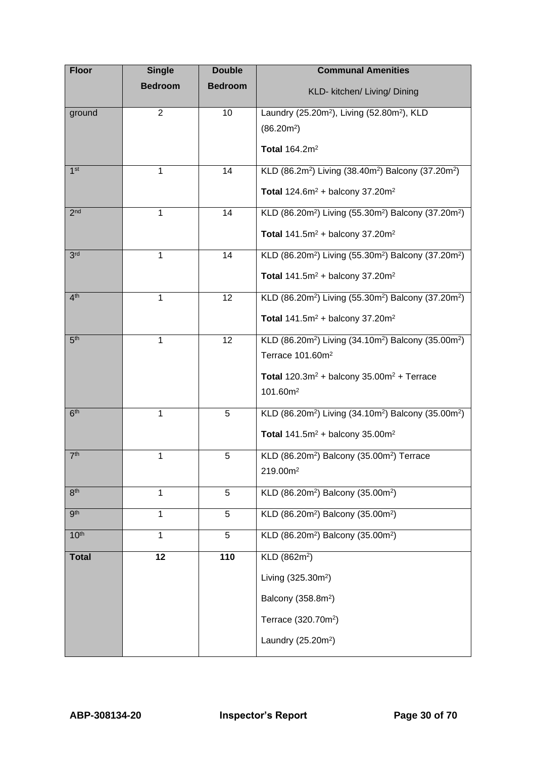| Floor | Single Bedroom | Double Bedroom | Communal Amenities KLD- kitchen/ Living/ Dining |
|---|---|---|---|
| ground | 2 | 10 | Laundry (25.20m²), Living (52.80m²), KLD (86.20m²) **Total** 164.2m² |
| 1st | 1 | 14 | KLD (86.2m²) Living (38.40m²) Balcony (37.20m²) **Total** 124.6m² + balcony 37.20m² |
| 2nd | 1 | 14 | KLD (86.20m²) Living (55.30m²) Balcony (37.20m²) **Total** 141.5m² + balcony 37.20m² |
| 3rd | 1 | 14 | KLD (86.20m²) Living (55.30m²) Balcony (37.20m²) **Total** 141.5m² + balcony 37.20m² |
| 4th | 1 | 12 | KLD (86.20m²) Living (55.30m²) Balcony (37.20m²) **Total** 141.5m² + balcony 37.20m² |
| 5th | 1 | 12 | KLD (86.20m²) Living (34.10m²) Balcony (35.00m²) Terrace 101.60m² **Total** 120.3m² + balcony 35.00m² + Terrace 101.60m² |
| 6th | 1 | 5 | KLD (86.20m²) Living (34.10m²) Balcony (35.00m²) **Total** 141.5m² + balcony 35.00m² |
| 7th | 1 | 5 | KLD (86.20m²) Balcony (35.00m²) Terrace 219.00m² |
| 8th | 1 | 5 | KLD (86.20m²) Balcony (35.00m²) |
| 9th | 1 | 5 | KLD (86.20m²) Balcony (35.00m²) |
| 10th | 1 | 5 | KLD (86.20m²) Balcony (35.00m²) |
| **Total** | **12** | **110** | KLD (862m²) Living (325.30m²) Balcony (358.8m²) Terrace (320.70m²) Laundry (25.20m²) |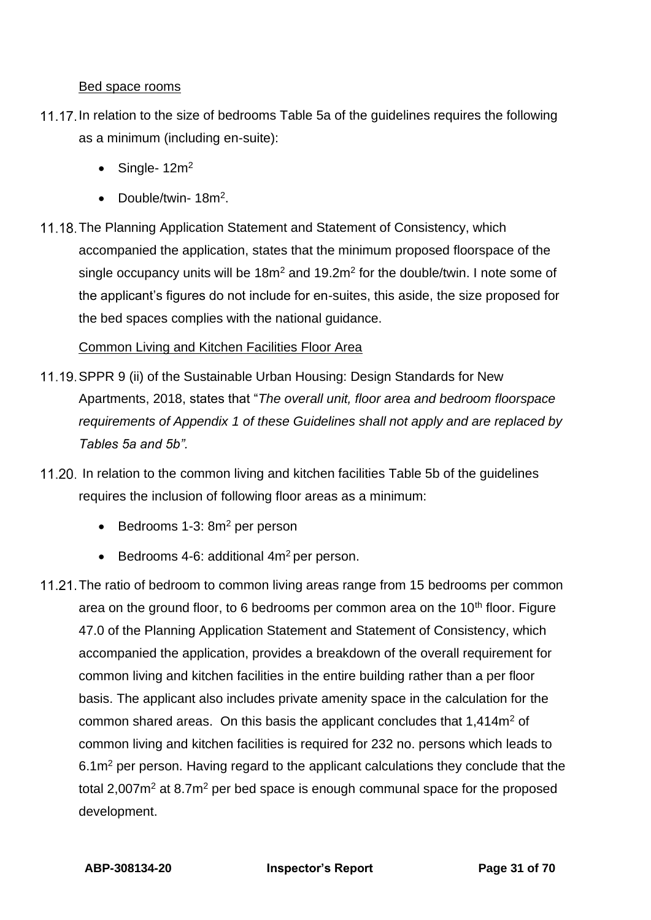Bed space rooms

11.17. In relation to the size of bedrooms Table 5a of the guidelines requires the following as a minimum (including en-suite):

- Single- $12m^2$
- Double/twin- $18m^2$.

11.18. The Planning Application Statement and Statement of Consistency, which accompanied the application, states that the minimum proposed floorspace of the single occupancy units will be $18m^2$ and $19.2m^2$ for the double/twin. I note some of the applicant's figures do not include for en-suites, this aside, the size proposed for the bed spaces complies with the national guidance.

Common Living and Kitchen Facilities Floor Area

11.19. SPPR 9 (ii) of the Sustainable Urban Housing: Design Standards for New Apartments, 2018, states that "*The overall unit, floor area and bedroom floorspace requirements of Appendix 1 of these Guidelines shall not apply and are replaced by Tables 5a and 5b".*

11.20. In relation to the common living and kitchen facilities Table 5b of the guidelines requires the inclusion of following floor areas as a minimum:

- Bedrooms 1-3: $8m^2$ per person
- Bedrooms 4-6: additional $4m^2$ per person.

11.21. The ratio of bedroom to common living areas range from 15 bedrooms per common area on the ground floor, to 6 bedrooms per common area on the 10th floor. Figure 47.0 of the Planning Application Statement and Statement of Consistency, which accompanied the application, provides a breakdown of the overall requirement for common living and kitchen facilities in the entire building rather than a per floor basis. The applicant also includes private amenity space in the calculation for the common shared areas. On this basis the applicant concludes that $1,414m^2$ of common living and kitchen facilities is required for 232 no. persons which leads to $6.1m^2$ per person. Having regard to the applicant calculations they conclude that the total $2,007m^2$ at $8.7m^2$ per bed space is enough communal space for the proposed development.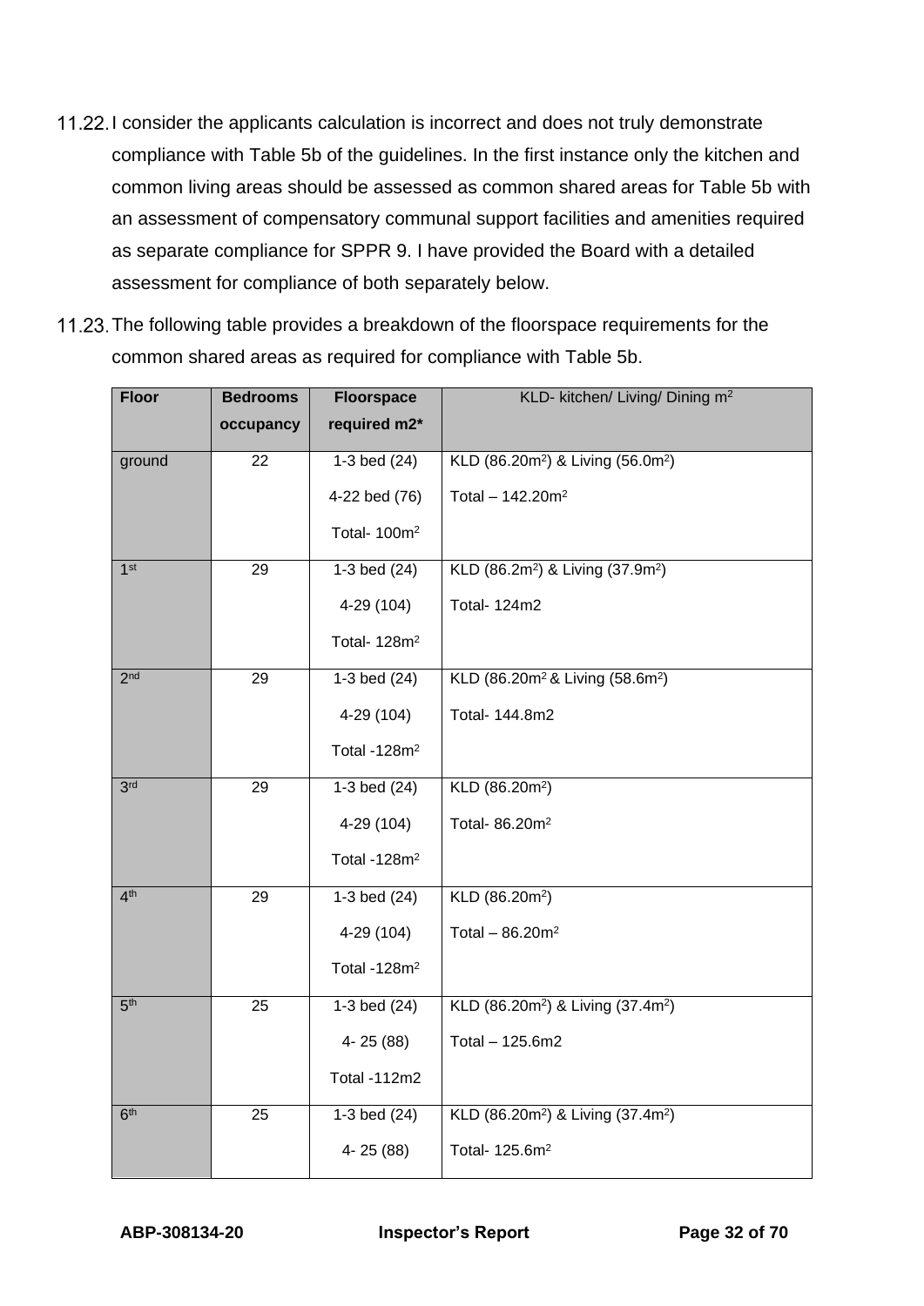11.22. I consider the applicants calculation is incorrect and does not truly demonstrate compliance with Table 5b of the guidelines. In the first instance only the kitchen and common living areas should be assessed as common shared areas for Table 5b with an assessment of compensatory communal support facilities and amenities required as separate compliance for SPPR 9. I have provided the Board with a detailed assessment for compliance of both separately below.

11.23. The following table provides a breakdown of the floorspace requirements for the common shared areas as required for compliance with Table 5b.

| Floor | Bedrooms occupancy | Floorspace required m2* | KLD- kitchen/ Living/ Dining m$^2$ |
|---|---|---|---|
| ground | 22 | 1-3 bed (24)<br>4-22 bed (76)<br>Total- 100m$^2$ | KLD (86.20m$^2$) & Living (56.0m$^2$)<br>Total – 142.20m$^2$ |
| 1st | 29 | 1-3 bed (24)<br>4-29 (104)<br>Total- 128m$^2$ | KLD (86.2m$^2$) & Living (37.9m$^2$)<br>Total- 124m2 |
| 2nd | 29 | 1-3 bed (24)<br>4-29 (104)<br>Total -128m$^2$ | KLD (86.20m$^2$ & Living (58.6m$^2$)<br>Total- 144.8m2 |
| 3rd | 29 | 1-3 bed (24)<br>4-29 (104)<br>Total -128m$^2$ | KLD (86.20m$^2$)<br>Total- 86.20m$^2$ |
| 4th | 29 | 1-3 bed (24)<br>4-29 (104)<br>Total -128m$^2$ | KLD (86.20m$^2$)<br>Total – 86.20m$^2$ |
| 5th | 25 | 1-3 bed (24)<br>4- 25 (88)<br>Total -112m2 | KLD (86.20m$^2$) & Living (37.4m$^2$)<br>Total – 125.6m2 |
| 6th | 25 | 1-3 bed (24)<br>4- 25 (88) | KLD (86.20m$^2$) & Living (37.4m$^2$)<br>Total- 125.6m$^2$ |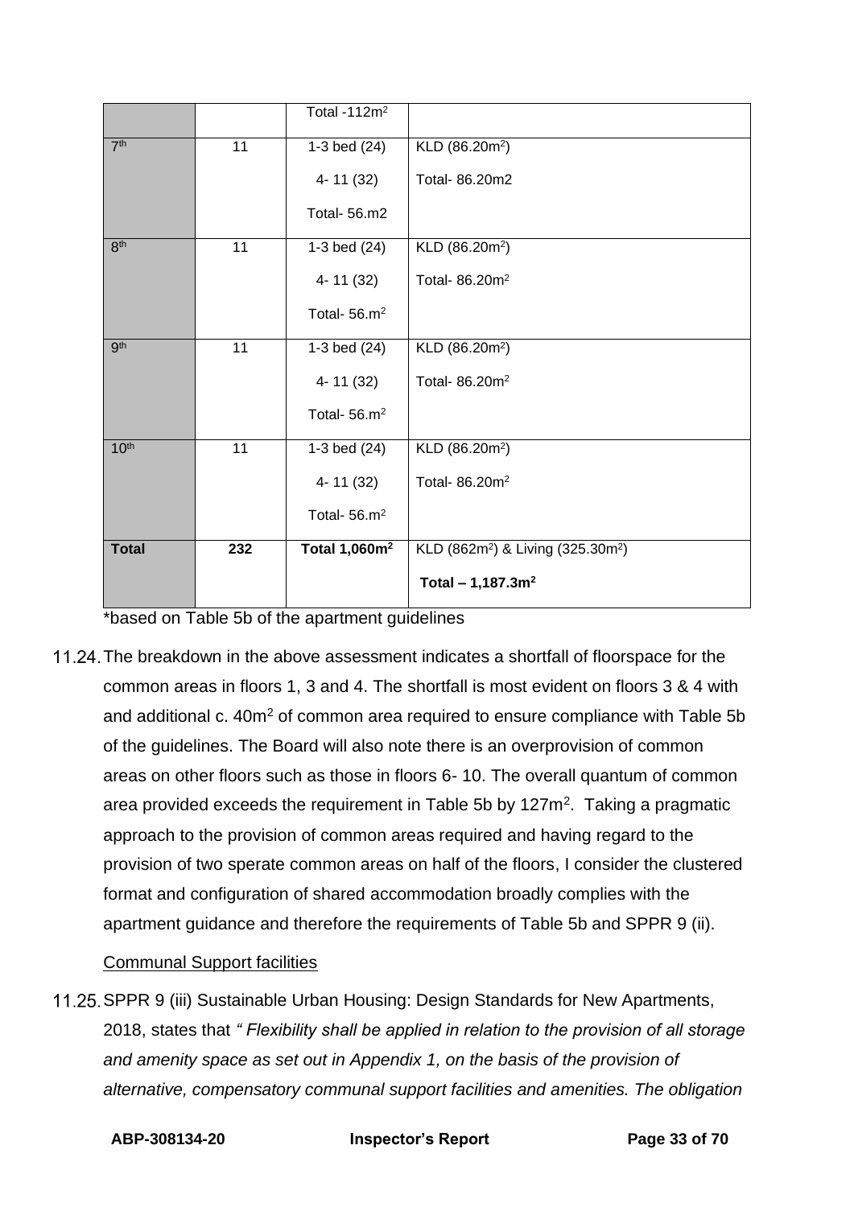| | | Total -112m$^2$ | |
|---|---|---|---|
| 7th | 11 | 1-3 bed (24)<br>4- 11 (32)<br>Total- 56.m2 | KLD (86.20m$^2$)<br>Total- 86.20m2 |
| 8th | 11 | 1-3 bed (24)<br>4- 11 (32)<br>Total- 56.m$^2$ | KLD (86.20m$^2$)<br>Total- 86.20m$^2$ |
| 9th | 11 | 1-3 bed (24)<br>4- 11 (32)<br>Total- 56.m$^2$ | KLD (86.20m$^2$)<br>Total- 86.20m$^2$ |
| 10th | 11 | 1-3 bed (24)<br>4- 11 (32)<br>Total- 56.m$^2$ | KLD (86.20m$^2$)<br>Total- 86.20m$^2$ |
| **Total** | **232** | **Total 1,060m$^2$** | KLD (862m$^2$) & Living (325.30m$^2$)<br>**Total – 1,187.3m$^2$** |

\*based on Table 5b of the apartment guidelines

11.24. The breakdown in the above assessment indicates a shortfall of floorspace for the common areas in floors 1, 3 and 4. The shortfall is most evident on floors 3 & 4 with and additional c. 40m$^2$ of common area required to ensure compliance with Table 5b of the guidelines. The Board will also note there is an overprovision of common areas on other floors such as those in floors 6- 10. The overall quantum of common area provided exceeds the requirement in Table 5b by 127m$^2$. Taking a pragmatic approach to the provision of common areas required and having regard to the provision of two sperate common areas on half of the floors, I consider the clustered format and configuration of shared accommodation broadly complies with the apartment guidance and therefore the requirements of Table 5b and SPPR 9 (ii).

Communal Support facilities

11.25. SPPR 9 (iii) Sustainable Urban Housing: Design Standards for New Apartments, 2018, states that *" Flexibility shall be applied in relation to the provision of all storage and amenity space as set out in Appendix 1, on the basis of the provision of alternative, compensatory communal support facilities and amenities. The obligation*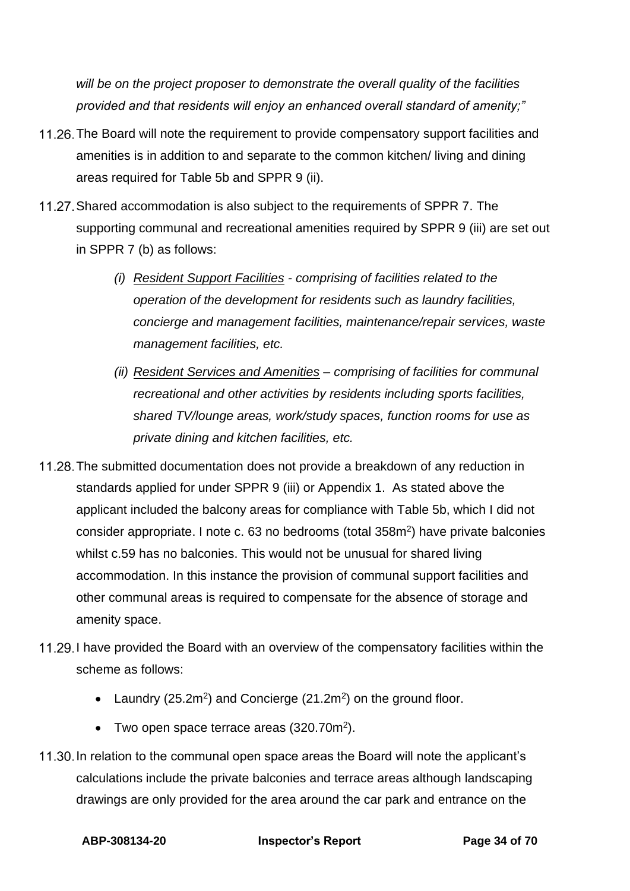*will be on the project proposer to demonstrate the overall quality of the facilities provided and that residents will enjoy an enhanced overall standard of amenity;"*

11.26. The Board will note the requirement to provide compensatory support facilities and amenities is in addition to and separate to the common kitchen/ living and dining areas required for Table 5b and SPPR 9 (ii).

11.27. Shared accommodation is also subject to the requirements of SPPR 7. The supporting communal and recreational amenities required by SPPR 9 (iii) are set out in SPPR 7 (b) as follows:

> *(i) <u>Resident Support Facilities</u> - comprising of facilities related to the operation of the development for residents such as laundry facilities, concierge and management facilities, maintenance/repair services, waste management facilities, etc.*
>
> *(ii) <u>Resident Services and Amenities</u> – comprising of facilities for communal recreational and other activities by residents including sports facilities, shared TV/lounge areas, work/study spaces, function rooms for use as private dining and kitchen facilities, etc.*

11.28. The submitted documentation does not provide a breakdown of any reduction in standards applied for under SPPR 9 (iii) or Appendix 1. As stated above the applicant included the balcony areas for compliance with Table 5b, which I did not consider appropriate. I note c. 63 no bedrooms (total 358m$^2$) have private balconies whilst c.59 has no balconies. This would not be unusual for shared living accommodation. In this instance the provision of communal support facilities and other communal areas is required to compensate for the absence of storage and amenity space.

11.29. I have provided the Board with an overview of the compensatory facilities within the scheme as follows:

- Laundry (25.2m$^2$) and Concierge (21.2m$^2$) on the ground floor.
- Two open space terrace areas (320.70m$^2$).

11.30. In relation to the communal open space areas the Board will note the applicant's calculations include the private balconies and terrace areas although landscaping drawings are only provided for the area around the car park and entrance on the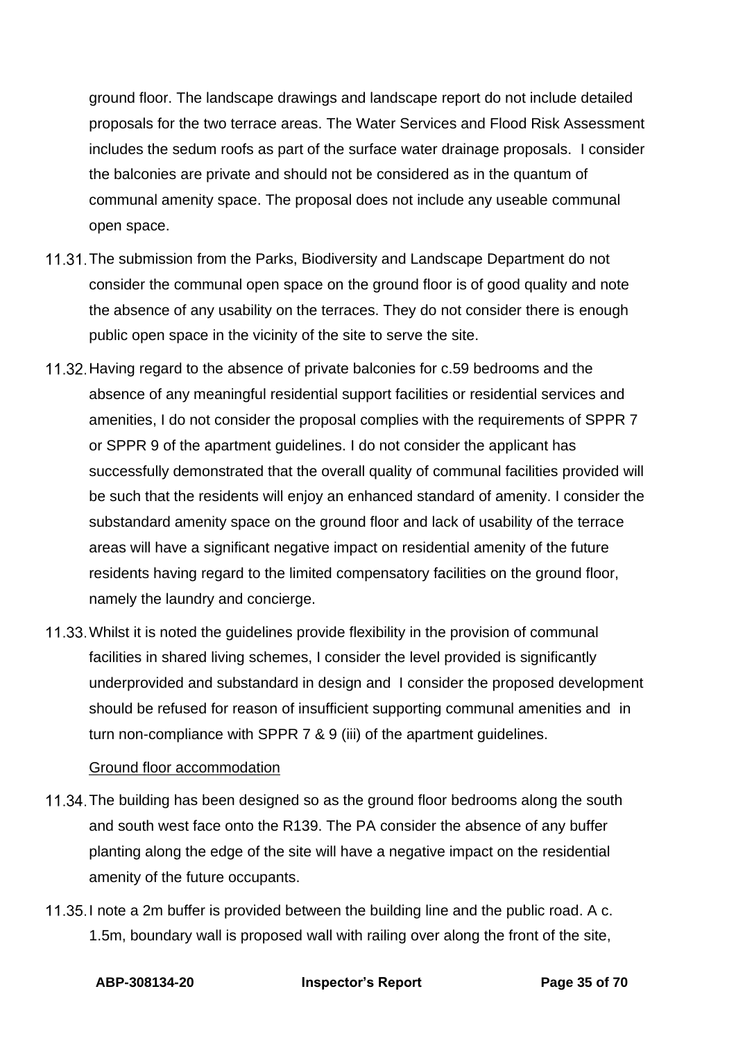ground floor. The landscape drawings and landscape report do not include detailed proposals for the two terrace areas. The Water Services and Flood Risk Assessment includes the sedum roofs as part of the surface water drainage proposals. I consider the balconies are private and should not be considered as in the quantum of communal amenity space. The proposal does not include any useable communal open space.

11.31. The submission from the Parks, Biodiversity and Landscape Department do not consider the communal open space on the ground floor is of good quality and note the absence of any usability on the terraces. They do not consider there is enough public open space in the vicinity of the site to serve the site.

11.32. Having regard to the absence of private balconies for c.59 bedrooms and the absence of any meaningful residential support facilities or residential services and amenities, I do not consider the proposal complies with the requirements of SPPR 7 or SPPR 9 of the apartment guidelines. I do not consider the applicant has successfully demonstrated that the overall quality of communal facilities provided will be such that the residents will enjoy an enhanced standard of amenity. I consider the substandard amenity space on the ground floor and lack of usability of the terrace areas will have a significant negative impact on residential amenity of the future residents having regard to the limited compensatory facilities on the ground floor, namely the laundry and concierge.

11.33. Whilst it is noted the guidelines provide flexibility in the provision of communal facilities in shared living schemes, I consider the level provided is significantly underprovided and substandard in design and I consider the proposed development should be refused for reason of insufficient supporting communal amenities and in turn non-compliance with SPPR 7 & 9 (iii) of the apartment guidelines.

Ground floor accommodation

11.34. The building has been designed so as the ground floor bedrooms along the south and south west face onto the R139. The PA consider the absence of any buffer planting along the edge of the site will have a negative impact on the residential amenity of the future occupants.

11.35. I note a 2m buffer is provided between the building line and the public road. A c. 1.5m, boundary wall is proposed wall with railing over along the front of the site,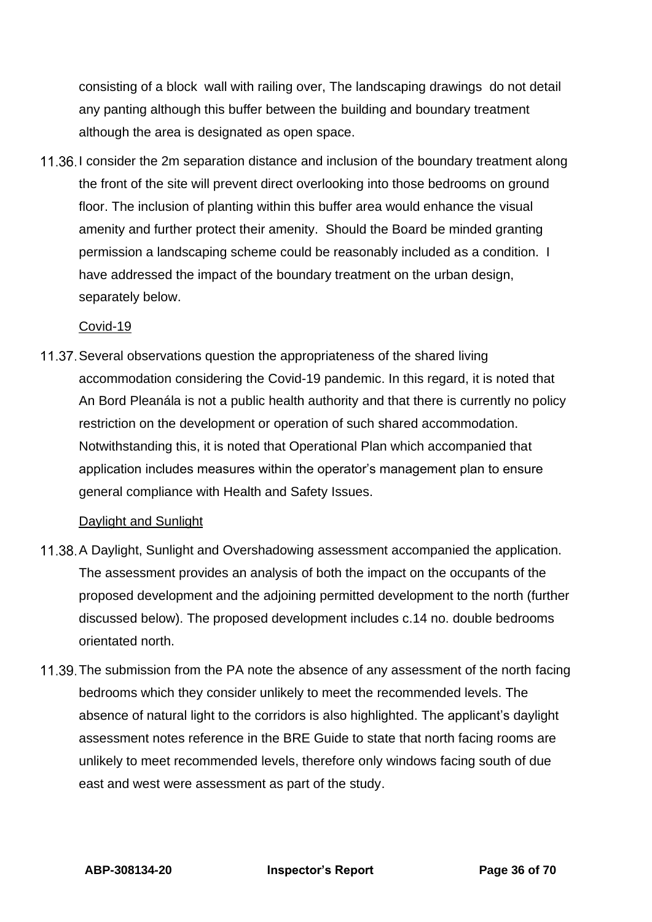consisting of a block  wall with railing over, The landscaping drawings  do not detail any panting although this buffer between the building and boundary treatment although the area is designated as open space.

11.36. I consider the 2m separation distance and inclusion of the boundary treatment along the front of the site will prevent direct overlooking into those bedrooms on ground floor. The inclusion of planting within this buffer area would enhance the visual amenity and further protect their amenity.  Should the Board be minded granting permission a landscaping scheme could be reasonably included as a condition.  I have addressed the impact of the boundary treatment on the urban design, separately below.

Covid-19

11.37. Several observations question the appropriateness of the shared living accommodation considering the Covid-19 pandemic. In this regard, it is noted that An Bord Pleanála is not a public health authority and that there is currently no policy restriction on the development or operation of such shared accommodation. Notwithstanding this, it is noted that Operational Plan which accompanied that application includes measures within the operator's management plan to ensure general compliance with Health and Safety Issues.

Daylight and Sunlight

11.38. A Daylight, Sunlight and Overshadowing assessment accompanied the application. The assessment provides an analysis of both the impact on the occupants of the proposed development and the adjoining permitted development to the north (further discussed below). The proposed development includes c.14 no. double bedrooms orientated north.

11.39. The submission from the PA note the absence of any assessment of the north facing bedrooms which they consider unlikely to meet the recommended levels. The absence of natural light to the corridors is also highlighted. The applicant's daylight assessment notes reference in the BRE Guide to state that north facing rooms are unlikely to meet recommended levels, therefore only windows facing south of due east and west were assessment as part of the study.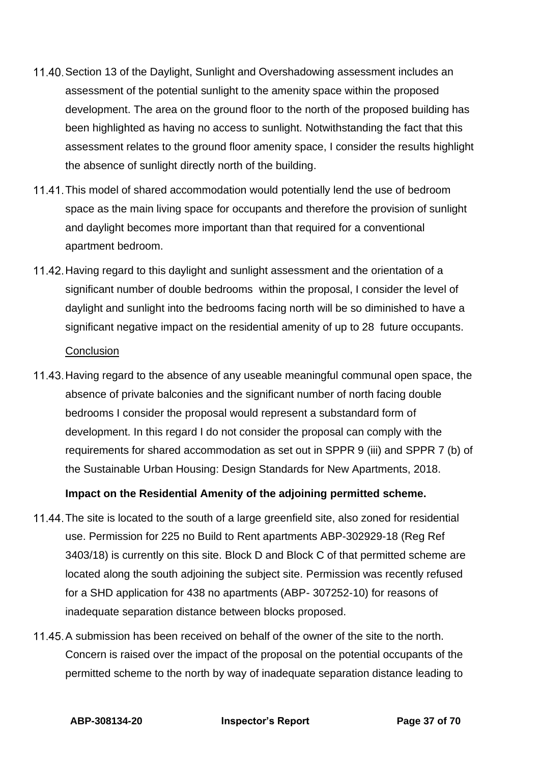11.40. Section 13 of the Daylight, Sunlight and Overshadowing assessment includes an assessment of the potential sunlight to the amenity space within the proposed development. The area on the ground floor to the north of the proposed building has been highlighted as having no access to sunlight. Notwithstanding the fact that this assessment relates to the ground floor amenity space, I consider the results highlight the absence of sunlight directly north of the building.

11.41. This model of shared accommodation would potentially lend the use of bedroom space as the main living space for occupants and therefore the provision of sunlight and daylight becomes more important than that required for a conventional apartment bedroom.

11.42. Having regard to this daylight and sunlight assessment and the orientation of a significant number of double bedrooms within the proposal, I consider the level of daylight and sunlight into the bedrooms facing north will be so diminished to have a significant negative impact on the residential amenity of up to 28 future occupants.

<u>Conclusion</u>

11.43. Having regard to the absence of any useable meaningful communal open space, the absence of private balconies and the significant number of north facing double bedrooms I consider the proposal would represent a substandard form of development. In this regard I do not consider the proposal can comply with the requirements for shared accommodation as set out in SPPR 9 (iii) and SPPR 7 (b) of the Sustainable Urban Housing: Design Standards for New Apartments, 2018.

**Impact on the Residential Amenity of the adjoining permitted scheme.**

11.44. The site is located to the south of a large greenfield site, also zoned for residential use. Permission for 225 no Build to Rent apartments ABP-302929-18 (Reg Ref 3403/18) is currently on this site. Block D and Block C of that permitted scheme are located along the south adjoining the subject site. Permission was recently refused for a SHD application for 438 no apartments (ABP- 307252-10) for reasons of inadequate separation distance between blocks proposed.

11.45. A submission has been received on behalf of the owner of the site to the north. Concern is raised over the impact of the proposal on the potential occupants of the permitted scheme to the north by way of inadequate separation distance leading to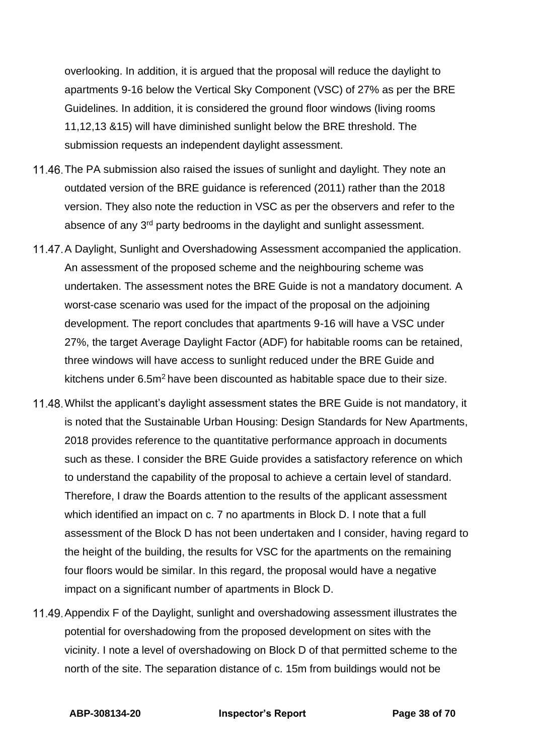overlooking. In addition, it is argued that the proposal will reduce the daylight to apartments 9-16 below the Vertical Sky Component (VSC) of 27% as per the BRE Guidelines. In addition, it is considered the ground floor windows (living rooms 11,12,13 &15) will have diminished sunlight below the BRE threshold. The submission requests an independent daylight assessment.

11.46. The PA submission also raised the issues of sunlight and daylight. They note an outdated version of the BRE guidance is referenced (2011) rather than the 2018 version. They also note the reduction in VSC as per the observers and refer to the absence of any 3rd party bedrooms in the daylight and sunlight assessment.

11.47. A Daylight, Sunlight and Overshadowing Assessment accompanied the application. An assessment of the proposed scheme and the neighbouring scheme was undertaken. The assessment notes the BRE Guide is not a mandatory document. A worst-case scenario was used for the impact of the proposal on the adjoining development. The report concludes that apartments 9-16 will have a VSC under 27%, the target Average Daylight Factor (ADF) for habitable rooms can be retained, three windows will have access to sunlight reduced under the BRE Guide and kitchens under 6.5m$^2$ have been discounted as habitable space due to their size.

11.48. Whilst the applicant's daylight assessment states the BRE Guide is not mandatory, it is noted that the Sustainable Urban Housing: Design Standards for New Apartments, 2018 provides reference to the quantitative performance approach in documents such as these. I consider the BRE Guide provides a satisfactory reference on which to understand the capability of the proposal to achieve a certain level of standard. Therefore, I draw the Boards attention to the results of the applicant assessment which identified an impact on c. 7 no apartments in Block D. I note that a full assessment of the Block D has not been undertaken and I consider, having regard to the height of the building, the results for VSC for the apartments on the remaining four floors would be similar. In this regard, the proposal would have a negative impact on a significant number of apartments in Block D.

11.49. Appendix F of the Daylight, sunlight and overshadowing assessment illustrates the potential for overshadowing from the proposed development on sites with the vicinity. I note a level of overshadowing on Block D of that permitted scheme to the north of the site. The separation distance of c. 15m from buildings would not be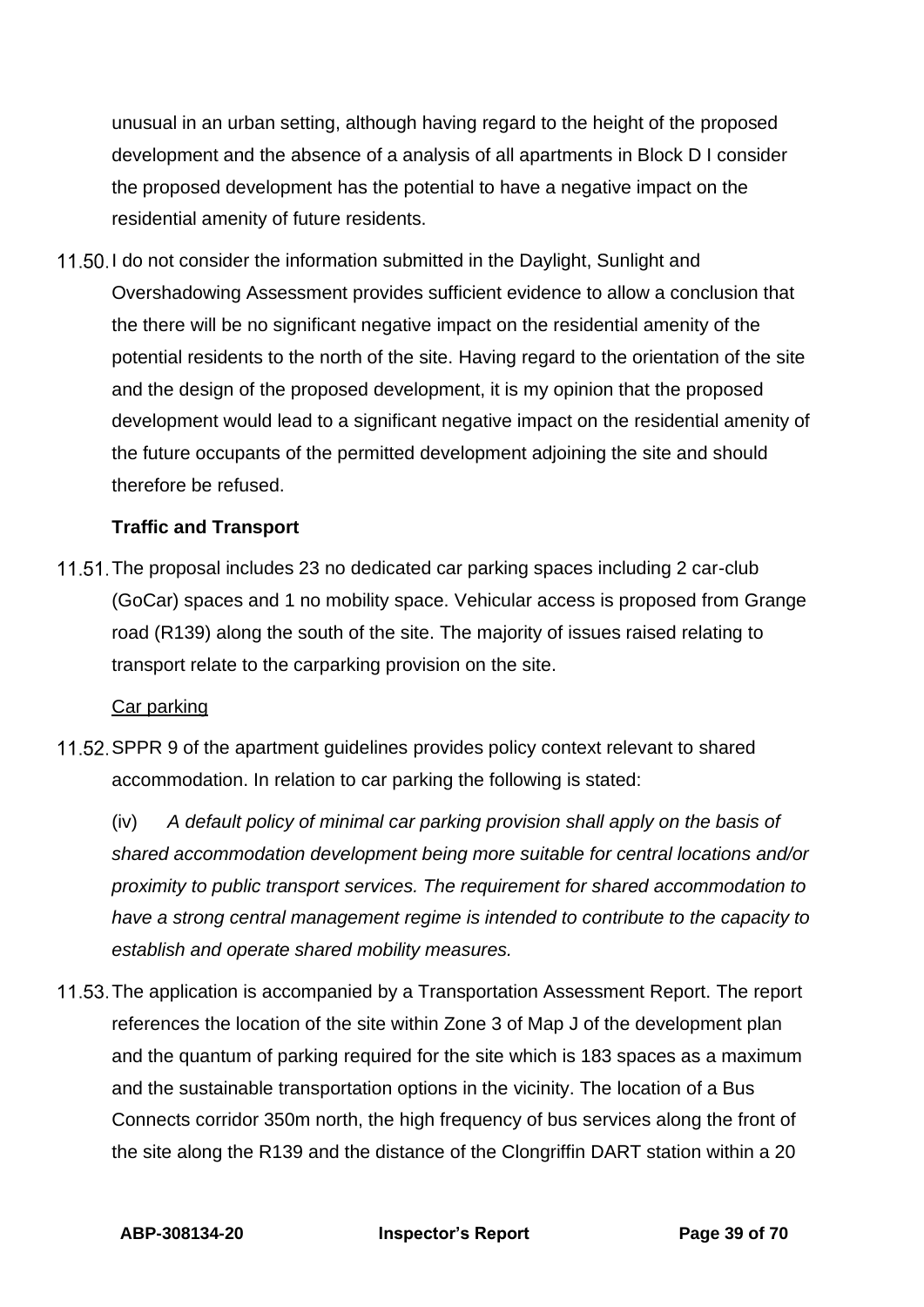unusual in an urban setting, although having regard to the height of the proposed development and the absence of a analysis of all apartments in Block D I consider the proposed development has the potential to have a negative impact on the residential amenity of future residents.

11.50. I do not consider the information submitted in the Daylight, Sunlight and Overshadowing Assessment provides sufficient evidence to allow a conclusion that the there will be no significant negative impact on the residential amenity of the potential residents to the north of the site. Having regard to the orientation of the site and the design of the proposed development, it is my opinion that the proposed development would lead to a significant negative impact on the residential amenity of the future occupants of the permitted development adjoining the site and should therefore be refused.

**Traffic and Transport**

11.51. The proposal includes 23 no dedicated car parking spaces including 2 car-club (GoCar) spaces and 1 no mobility space. Vehicular access is proposed from Grange road (R139) along the south of the site. The majority of issues raised relating to transport relate to the carparking provision on the site.

Car parking

11.52. SPPR 9 of the apartment guidelines provides policy context relevant to shared accommodation. In relation to car parking the following is stated:

(iv) *A default policy of minimal car parking provision shall apply on the basis of shared accommodation development being more suitable for central locations and/or proximity to public transport services. The requirement for shared accommodation to have a strong central management regime is intended to contribute to the capacity to establish and operate shared mobility measures.*

11.53. The application is accompanied by a Transportation Assessment Report. The report references the location of the site within Zone 3 of Map J of the development plan and the quantum of parking required for the site which is 183 spaces as a maximum and the sustainable transportation options in the vicinity. The location of a Bus Connects corridor 350m north, the high frequency of bus services along the front of the site along the R139 and the distance of the Clongriffin DART station within a 20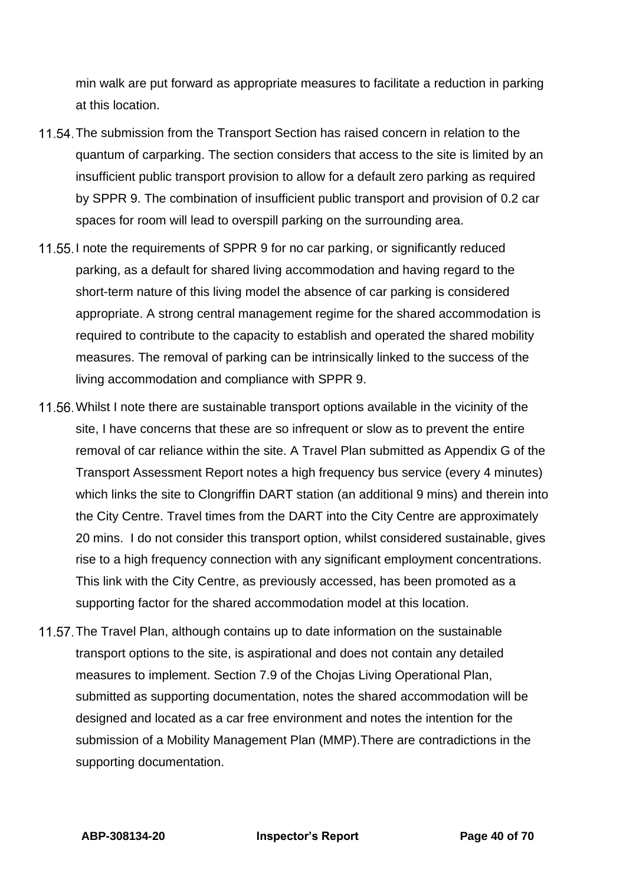min walk are put forward as appropriate measures to facilitate a reduction in parking at this location.

11.54. The submission from the Transport Section has raised concern in relation to the quantum of carparking. The section considers that access to the site is limited by an insufficient public transport provision to allow for a default zero parking as required by SPPR 9. The combination of insufficient public transport and provision of 0.2 car spaces for room will lead to overspill parking on the surrounding area.

11.55. I note the requirements of SPPR 9 for no car parking, or significantly reduced parking, as a default for shared living accommodation and having regard to the short-term nature of this living model the absence of car parking is considered appropriate. A strong central management regime for the shared accommodation is required to contribute to the capacity to establish and operated the shared mobility measures. The removal of parking can be intrinsically linked to the success of the living accommodation and compliance with SPPR 9.

11.56. Whilst I note there are sustainable transport options available in the vicinity of the site, I have concerns that these are so infrequent or slow as to prevent the entire removal of car reliance within the site. A Travel Plan submitted as Appendix G of the Transport Assessment Report notes a high frequency bus service (every 4 minutes) which links the site to Clongriffin DART station (an additional 9 mins) and therein into the City Centre. Travel times from the DART into the City Centre are approximately 20 mins. I do not consider this transport option, whilst considered sustainable, gives rise to a high frequency connection with any significant employment concentrations. This link with the City Centre, as previously accessed, has been promoted as a supporting factor for the shared accommodation model at this location.

11.57. The Travel Plan, although contains up to date information on the sustainable transport options to the site, is aspirational and does not contain any detailed measures to implement. Section 7.9 of the Chojas Living Operational Plan, submitted as supporting documentation, notes the shared accommodation will be designed and located as a car free environment and notes the intention for the submission of a Mobility Management Plan (MMP).There are contradictions in the supporting documentation.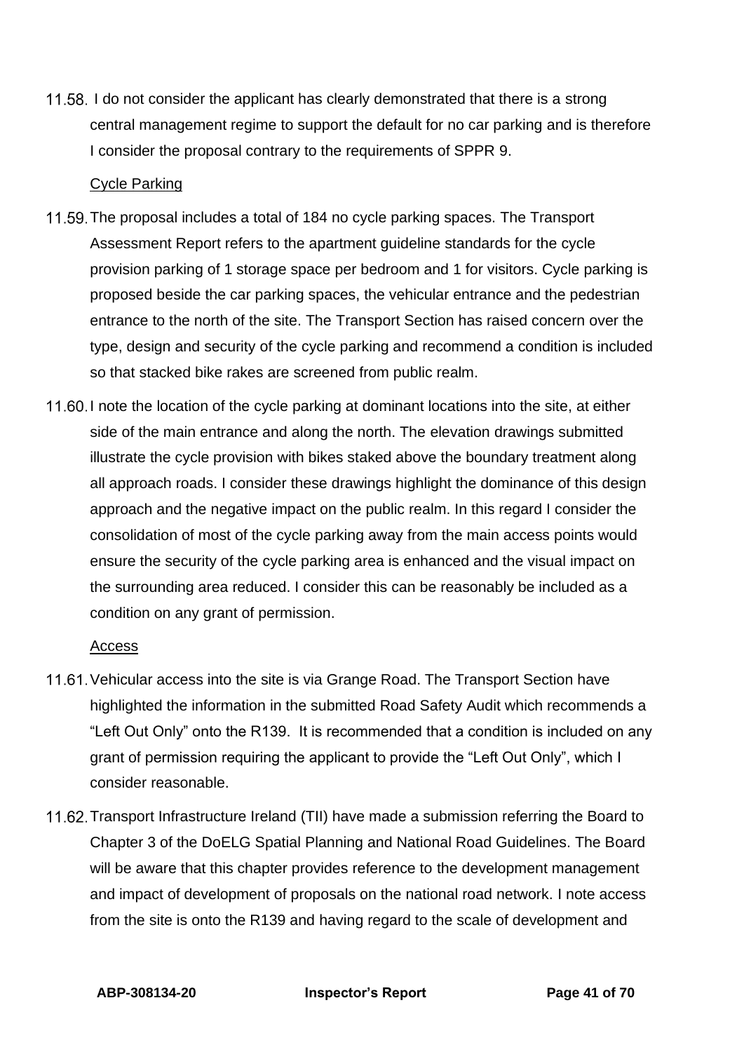11.58. I do not consider the applicant has clearly demonstrated that there is a strong central management regime to support the default for no car parking and is therefore I consider the proposal contrary to the requirements of SPPR 9.

Cycle Parking

11.59. The proposal includes a total of 184 no cycle parking spaces. The Transport Assessment Report refers to the apartment guideline standards for the cycle provision parking of 1 storage space per bedroom and 1 for visitors. Cycle parking is proposed beside the car parking spaces, the vehicular entrance and the pedestrian entrance to the north of the site. The Transport Section has raised concern over the type, design and security of the cycle parking and recommend a condition is included so that stacked bike rakes are screened from public realm.

11.60. I note the location of the cycle parking at dominant locations into the site, at either side of the main entrance and along the north. The elevation drawings submitted illustrate the cycle provision with bikes staked above the boundary treatment along all approach roads. I consider these drawings highlight the dominance of this design approach and the negative impact on the public realm. In this regard I consider the consolidation of most of the cycle parking away from the main access points would ensure the security of the cycle parking area is enhanced and the visual impact on the surrounding area reduced. I consider this can be reasonably be included as a condition on any grant of permission.

Access

11.61. Vehicular access into the site is via Grange Road. The Transport Section have highlighted the information in the submitted Road Safety Audit which recommends a "Left Out Only" onto the R139. It is recommended that a condition is included on any grant of permission requiring the applicant to provide the "Left Out Only", which I consider reasonable.

11.62. Transport Infrastructure Ireland (TII) have made a submission referring the Board to Chapter 3 of the DoELG Spatial Planning and National Road Guidelines. The Board will be aware that this chapter provides reference to the development management and impact of development of proposals on the national road network. I note access from the site is onto the R139 and having regard to the scale of development and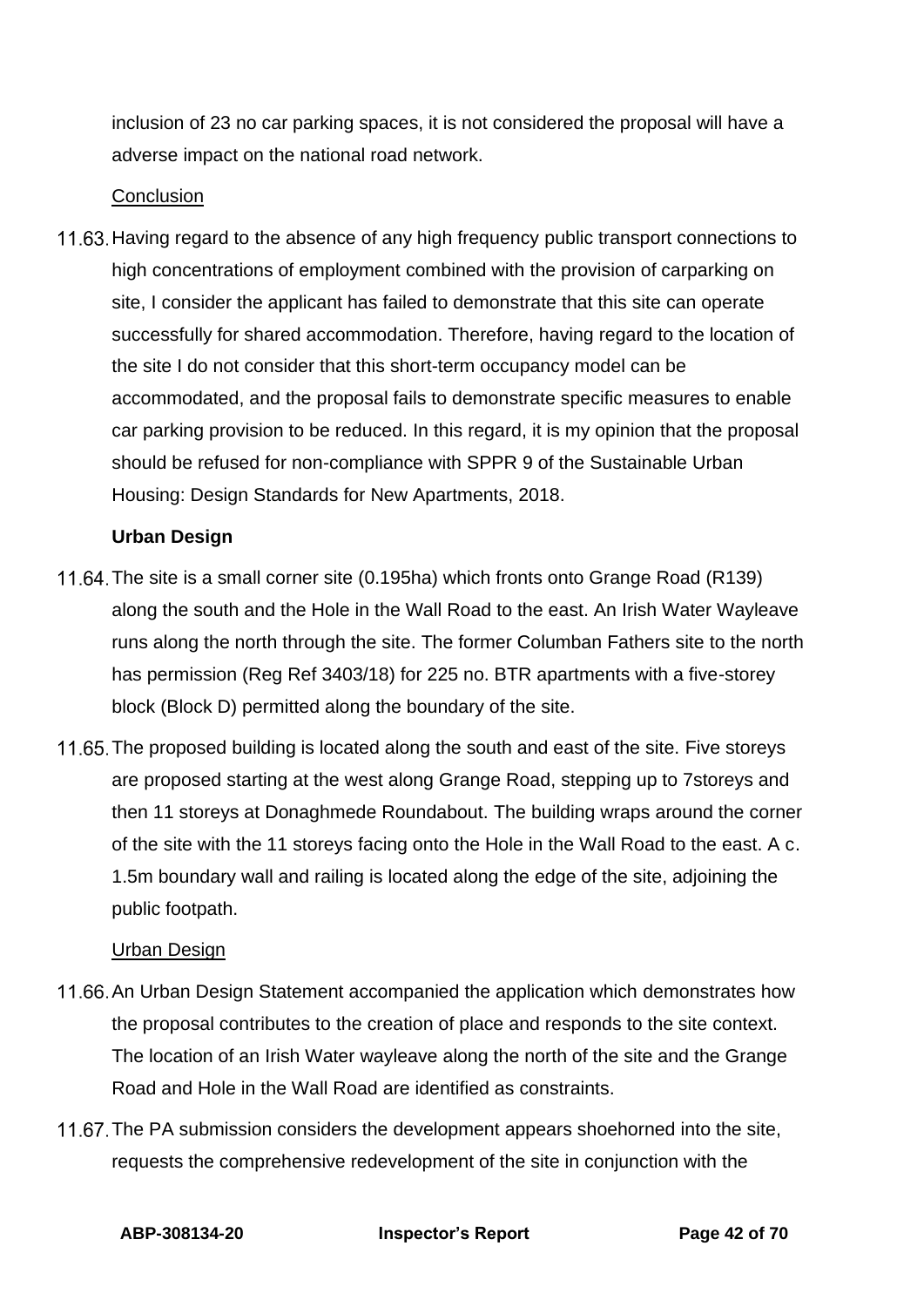inclusion of 23 no car parking spaces, it is not considered the proposal will have a adverse impact on the national road network.

<u>Conclusion</u>

11.63. Having regard to the absence of any high frequency public transport connections to high concentrations of employment combined with the provision of carparking on site, I consider the applicant has failed to demonstrate that this site can operate successfully for shared accommodation. Therefore, having regard to the location of the site I do not consider that this short-term occupancy model can be accommodated, and the proposal fails to demonstrate specific measures to enable car parking provision to be reduced. In this regard, it is my opinion that the proposal should be refused for non-compliance with SPPR 9 of the Sustainable Urban Housing: Design Standards for New Apartments, 2018.

**Urban Design**

11.64. The site is a small corner site (0.195ha) which fronts onto Grange Road (R139) along the south and the Hole in the Wall Road to the east. An Irish Water Wayleave runs along the north through the site. The former Columban Fathers site to the north has permission (Reg Ref 3403/18) for 225 no. BTR apartments with a five-storey block (Block D) permitted along the boundary of the site.

11.65. The proposed building is located along the south and east of the site. Five storeys are proposed starting at the west along Grange Road, stepping up to 7storeys and then 11 storeys at Donaghmede Roundabout. The building wraps around the corner of the site with the 11 storeys facing onto the Hole in the Wall Road to the east. A c. 1.5m boundary wall and railing is located along the edge of the site, adjoining the public footpath.

<u>Urban Design</u>

11.66. An Urban Design Statement accompanied the application which demonstrates how the proposal contributes to the creation of place and responds to the site context. The location of an Irish Water wayleave along the north of the site and the Grange Road and Hole in the Wall Road are identified as constraints.

11.67. The PA submission considers the development appears shoehorned into the site, requests the comprehensive redevelopment of the site in conjunction with the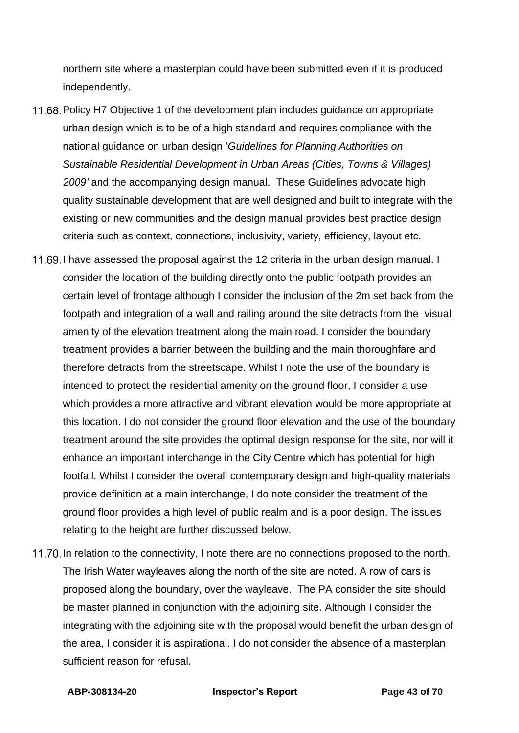northern site where a masterplan could have been submitted even if it is produced independently.

11.68. Policy H7 Objective 1 of the development plan includes guidance on appropriate urban design which is to be of a high standard and requires compliance with the national guidance on urban design '*Guidelines for Planning Authorities on Sustainable Residential Development in Urban Areas (Cities, Towns & Villages) 2009'* and the accompanying design manual. These Guidelines advocate high quality sustainable development that are well designed and built to integrate with the existing or new communities and the design manual provides best practice design criteria such as context, connections, inclusivity, variety, efficiency, layout etc.

11.69. I have assessed the proposal against the 12 criteria in the urban design manual. I consider the location of the building directly onto the public footpath provides an certain level of frontage although I consider the inclusion of the 2m set back from the footpath and integration of a wall and railing around the site detracts from the visual amenity of the elevation treatment along the main road. I consider the boundary treatment provides a barrier between the building and the main thoroughfare and therefore detracts from the streetscape. Whilst I note the use of the boundary is intended to protect the residential amenity on the ground floor, I consider a use which provides a more attractive and vibrant elevation would be more appropriate at this location. I do not consider the ground floor elevation and the use of the boundary treatment around the site provides the optimal design response for the site, nor will it enhance an important interchange in the City Centre which has potential for high footfall. Whilst I consider the overall contemporary design and high-quality materials provide definition at a main interchange, I do note consider the treatment of the ground floor provides a high level of public realm and is a poor design. The issues relating to the height are further discussed below.

11.70. In relation to the connectivity, I note there are no connections proposed to the north. The Irish Water wayleaves along the north of the site are noted. A row of cars is proposed along the boundary, over the wayleave. The PA consider the site should be master planned in conjunction with the adjoining site. Although I consider the integrating with the adjoining site with the proposal would benefit the urban design of the area, I consider it is aspirational. I do not consider the absence of a masterplan sufficient reason for refusal.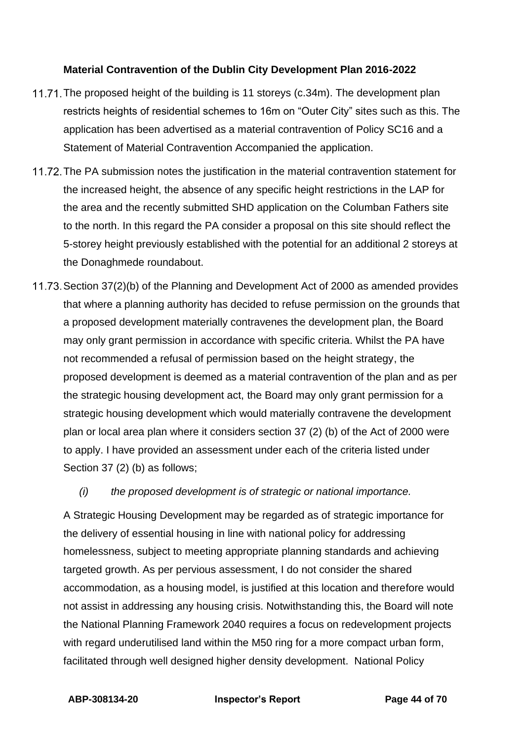**Material Contravention of the Dublin City Development Plan 2016-2022**

11.71. The proposed height of the building is 11 storeys (c.34m). The development plan restricts heights of residential schemes to 16m on "Outer City" sites such as this. The application has been advertised as a material contravention of Policy SC16 and a Statement of Material Contravention Accompanied the application.

11.72. The PA submission notes the justification in the material contravention statement for the increased height, the absence of any specific height restrictions in the LAP for the area and the recently submitted SHD application on the Columban Fathers site to the north. In this regard the PA consider a proposal on this site should reflect the 5-storey height previously established with the potential for an additional 2 storeys at the Donaghmede roundabout.

11.73. Section 37(2)(b) of the Planning and Development Act of 2000 as amended provides that where a planning authority has decided to refuse permission on the grounds that a proposed development materially contravenes the development plan, the Board may only grant permission in accordance with specific criteria. Whilst the PA have not recommended a refusal of permission based on the height strategy, the proposed development is deemed as a material contravention of the plan and as per the strategic housing development act, the Board may only grant permission for a strategic housing development which would materially contravene the development plan or local area plan where it considers section 37 (2) (b) of the Act of 2000 were to apply. I have provided an assessment under each of the criteria listed under Section 37 (2) (b) as follows;

*(i) the proposed development is of strategic or national importance.*

A Strategic Housing Development may be regarded as of strategic importance for the delivery of essential housing in line with national policy for addressing homelessness, subject to meeting appropriate planning standards and achieving targeted growth. As per pervious assessment, I do not consider the shared accommodation, as a housing model, is justified at this location and therefore would not assist in addressing any housing crisis. Notwithstanding this, the Board will note the National Planning Framework 2040 requires a focus on redevelopment projects with regard underutilised land within the M50 ring for a more compact urban form, facilitated through well designed higher density development. National Policy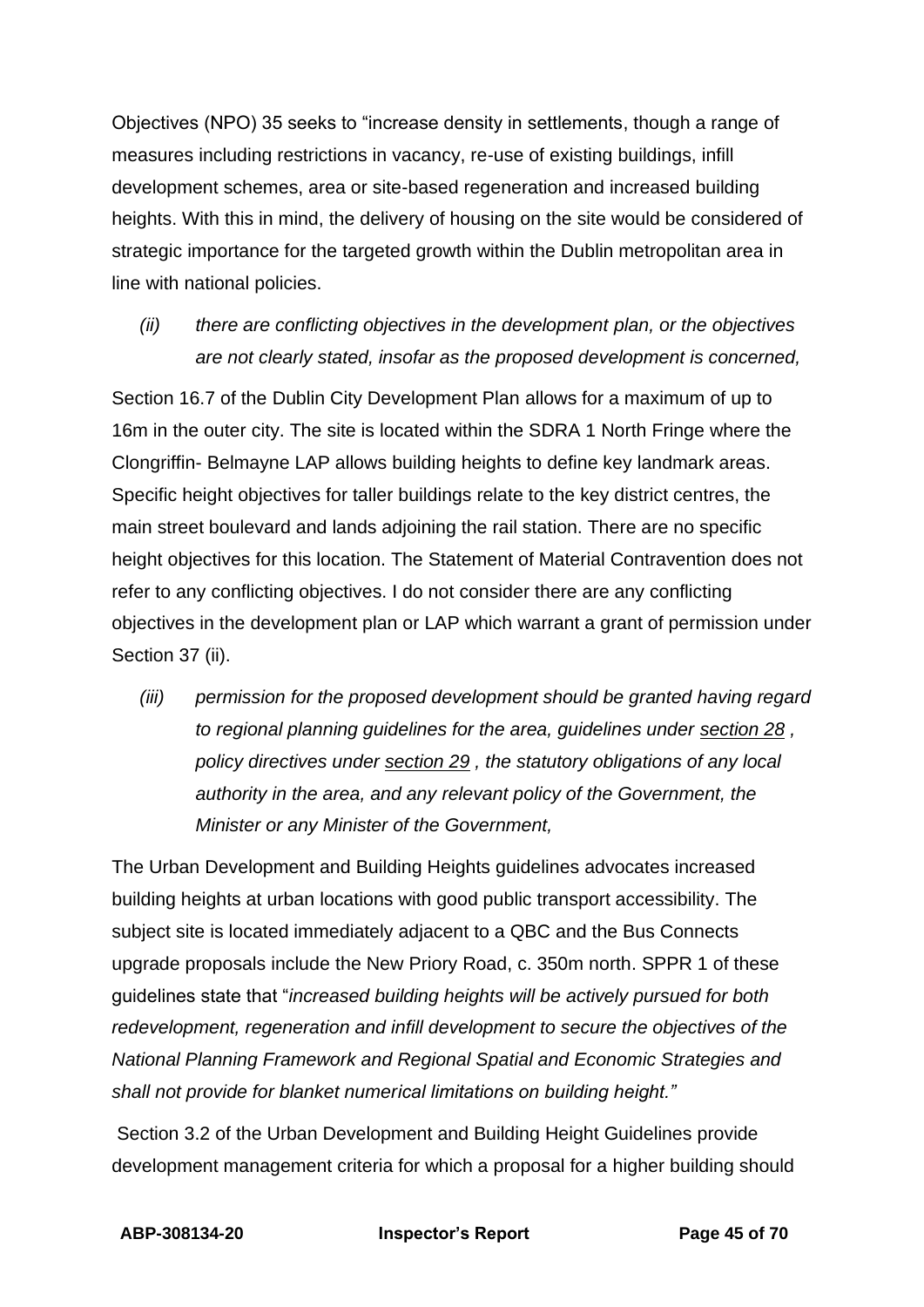Objectives (NPO) 35 seeks to "increase density in settlements, though a range of measures including restrictions in vacancy, re-use of existing buildings, infill development schemes, area or site-based regeneration and increased building heights. With this in mind, the delivery of housing on the site would be considered of strategic importance for the targeted growth within the Dublin metropolitan area in line with national policies.

*(ii) there are conflicting objectives in the development plan, or the objectives are not clearly stated, insofar as the proposed development is concerned,*

Section 16.7 of the Dublin City Development Plan allows for a maximum of up to 16m in the outer city. The site is located within the SDRA 1 North Fringe where the Clongriffin- Belmayne LAP allows building heights to define key landmark areas. Specific height objectives for taller buildings relate to the key district centres, the main street boulevard and lands adjoining the rail station. There are no specific height objectives for this location. The Statement of Material Contravention does not refer to any conflicting objectives. I do not consider there are any conflicting objectives in the development plan or LAP which warrant a grant of permission under Section 37 (ii).

*(iii) permission for the proposed development should be granted having regard to regional planning guidelines for the area, guidelines under section 28 , policy directives under section 29 , the statutory obligations of any local authority in the area, and any relevant policy of the Government, the Minister or any Minister of the Government,*

The Urban Development and Building Heights guidelines advocates increased building heights at urban locations with good public transport accessibility. The subject site is located immediately adjacent to a QBC and the Bus Connects upgrade proposals include the New Priory Road, c. 350m north. SPPR 1 of these guidelines state that "*increased building heights will be actively pursued for both redevelopment, regeneration and infill development to secure the objectives of the National Planning Framework and Regional Spatial and Economic Strategies and shall not provide for blanket numerical limitations on building height."*

Section 3.2 of the Urban Development and Building Height Guidelines provide development management criteria for which a proposal for a higher building should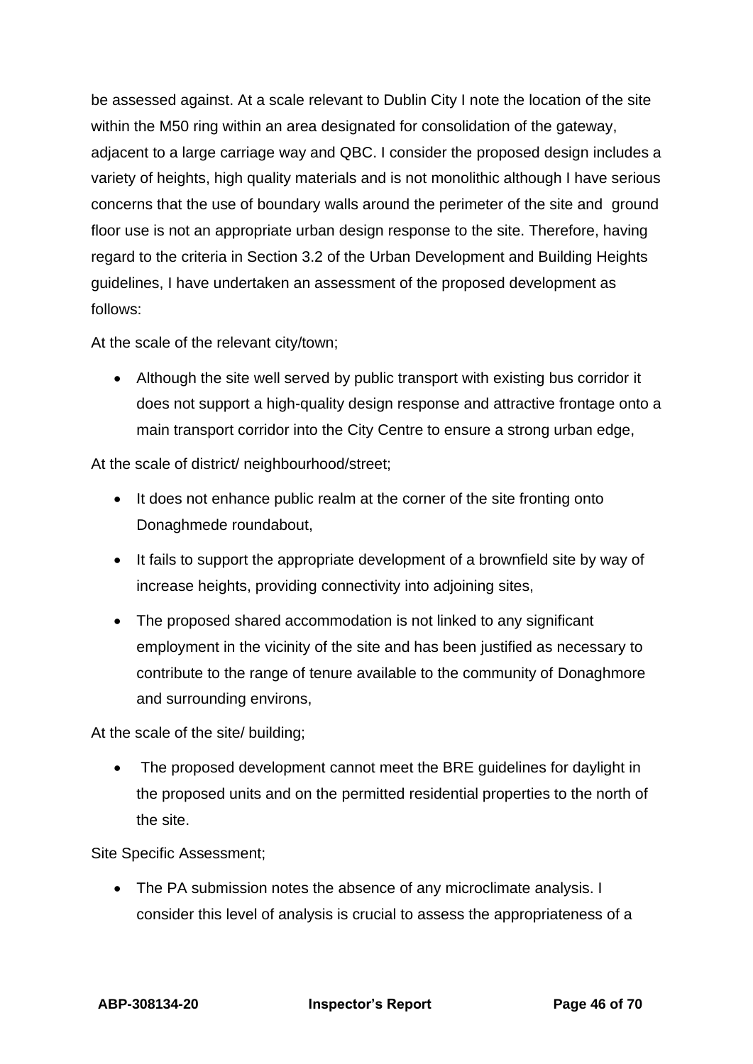be assessed against. At a scale relevant to Dublin City I note the location of the site within the M50 ring within an area designated for consolidation of the gateway, adjacent to a large carriage way and QBC. I consider the proposed design includes a variety of heights, high quality materials and is not monolithic although I have serious concerns that the use of boundary walls around the perimeter of the site and ground floor use is not an appropriate urban design response to the site. Therefore, having regard to the criteria in Section 3.2 of the Urban Development and Building Heights guidelines, I have undertaken an assessment of the proposed development as follows:

At the scale of the relevant city/town;

- Although the site well served by public transport with existing bus corridor it does not support a high-quality design response and attractive frontage onto a main transport corridor into the City Centre to ensure a strong urban edge,

At the scale of district/ neighbourhood/street;

- It does not enhance public realm at the corner of the site fronting onto Donaghmede roundabout,
- It fails to support the appropriate development of a brownfield site by way of increase heights, providing connectivity into adjoining sites,
- The proposed shared accommodation is not linked to any significant employment in the vicinity of the site and has been justified as necessary to contribute to the range of tenure available to the community of Donaghmore and surrounding environs,

At the scale of the site/ building;

- The proposed development cannot meet the BRE guidelines for daylight in the proposed units and on the permitted residential properties to the north of the site.

Site Specific Assessment;

- The PA submission notes the absence of any microclimate analysis. I consider this level of analysis is crucial to assess the appropriateness of a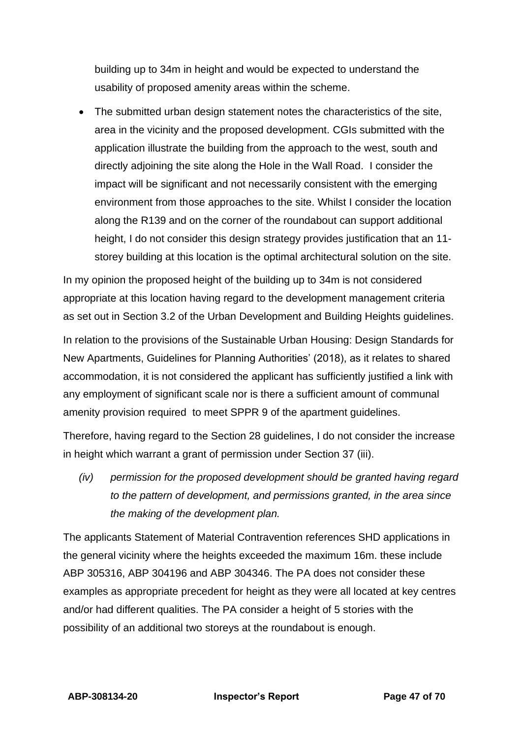building up to 34m in height and would be expected to understand the usability of proposed amenity areas within the scheme.

- The submitted urban design statement notes the characteristics of the site, area in the vicinity and the proposed development. CGIs submitted with the application illustrate the building from the approach to the west, south and directly adjoining the site along the Hole in the Wall Road. I consider the impact will be significant and not necessarily consistent with the emerging environment from those approaches to the site. Whilst I consider the location along the R139 and on the corner of the roundabout can support additional height, I do not consider this design strategy provides justification that an 11-storey building at this location is the optimal architectural solution on the site.

In my opinion the proposed height of the building up to 34m is not considered appropriate at this location having regard to the development management criteria as set out in Section 3.2 of the Urban Development and Building Heights guidelines.

In relation to the provisions of the Sustainable Urban Housing: Design Standards for New Apartments, Guidelines for Planning Authorities' (2018), as it relates to shared accommodation, it is not considered the applicant has sufficiently justified a link with any employment of significant scale nor is there a sufficient amount of communal amenity provision required to meet SPPR 9 of the apartment guidelines.

Therefore, having regard to the Section 28 guidelines, I do not consider the increase in height which warrant a grant of permission under Section 37 (iii).

*(iv) permission for the proposed development should be granted having regard to the pattern of development, and permissions granted, in the area since the making of the development plan.*

The applicants Statement of Material Contravention references SHD applications in the general vicinity where the heights exceeded the maximum 16m. these include ABP 305316, ABP 304196 and ABP 304346. The PA does not consider these examples as appropriate precedent for height as they were all located at key centres and/or had different qualities. The PA consider a height of 5 stories with the possibility of an additional two storeys at the roundabout is enough.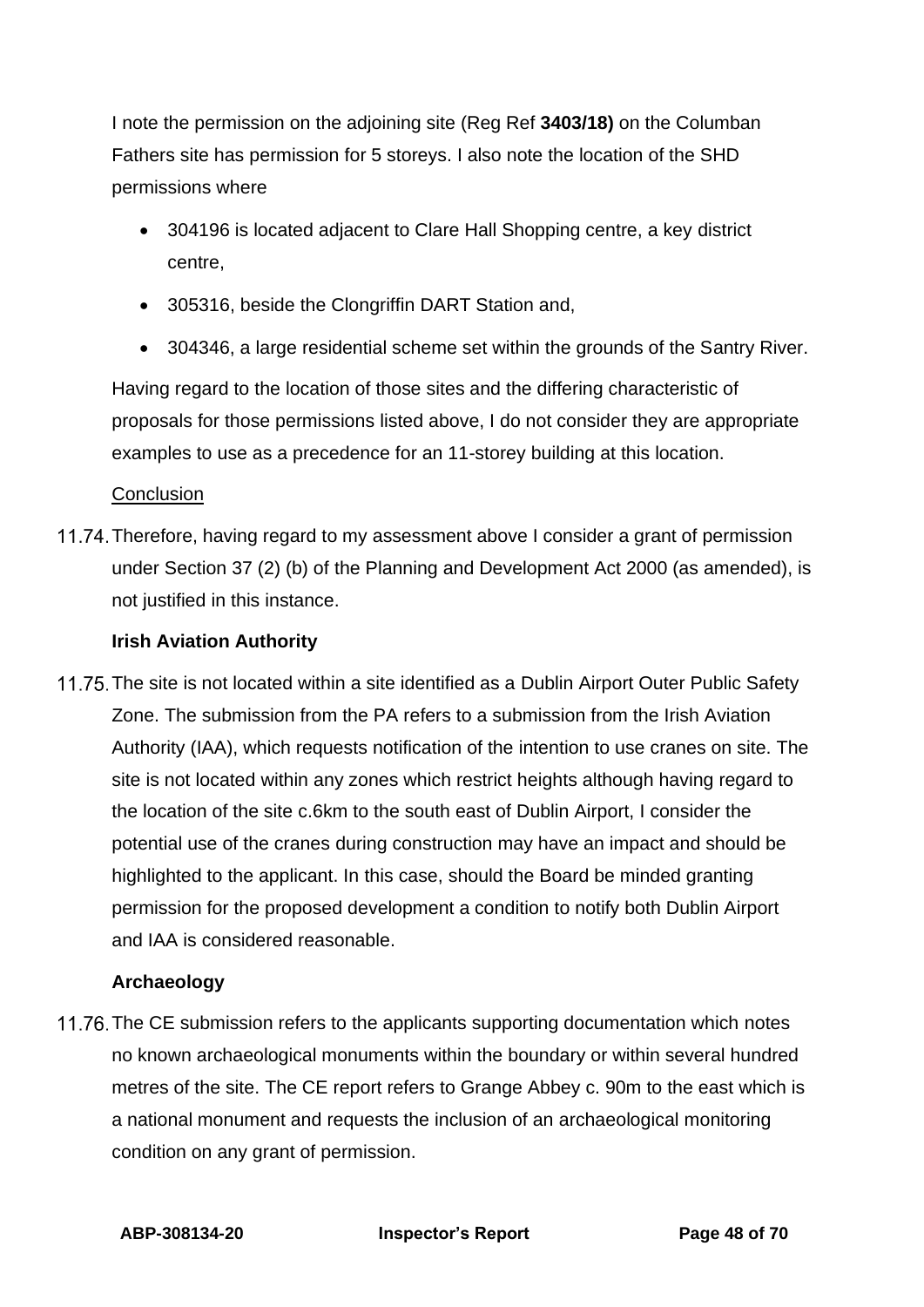I note the permission on the adjoining site (Reg Ref **3403/18)** on the Columban Fathers site has permission for 5 storeys. I also note the location of the SHD permissions where

- 304196 is located adjacent to Clare Hall Shopping centre, a key district centre,
- 305316, beside the Clongriffin DART Station and,
- 304346, a large residential scheme set within the grounds of the Santry River.

Having regard to the location of those sites and the differing characteristic of proposals for those permissions listed above, I do not consider they are appropriate examples to use as a precedence for an 11-storey building at this location.

Conclusion

11.74. Therefore, having regard to my assessment above I consider a grant of permission under Section 37 (2) (b) of the Planning and Development Act 2000 (as amended), is not justified in this instance.

**Irish Aviation Authority**

11.75. The site is not located within a site identified as a Dublin Airport Outer Public Safety Zone. The submission from the PA refers to a submission from the Irish Aviation Authority (IAA), which requests notification of the intention to use cranes on site. The site is not located within any zones which restrict heights although having regard to the location of the site c.6km to the south east of Dublin Airport, I consider the potential use of the cranes during construction may have an impact and should be highlighted to the applicant. In this case, should the Board be minded granting permission for the proposed development a condition to notify both Dublin Airport and IAA is considered reasonable.

**Archaeology**

11.76. The CE submission refers to the applicants supporting documentation which notes no known archaeological monuments within the boundary or within several hundred metres of the site. The CE report refers to Grange Abbey c. 90m to the east which is a national monument and requests the inclusion of an archaeological monitoring condition on any grant of permission.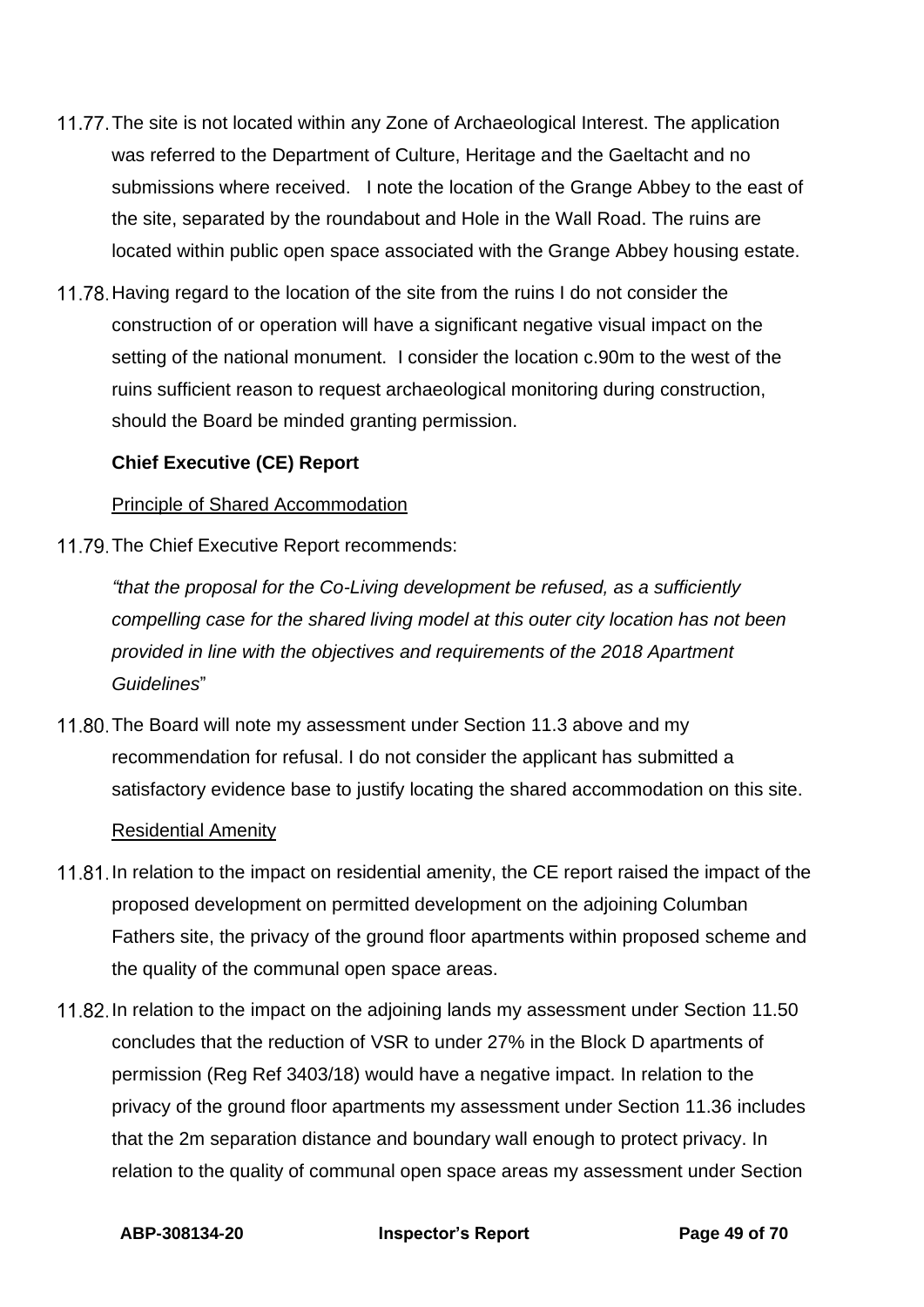11.77. The site is not located within any Zone of Archaeological Interest. The application was referred to the Department of Culture, Heritage and the Gaeltacht and no submissions where received. I note the location of the Grange Abbey to the east of the site, separated by the roundabout and Hole in the Wall Road. The ruins are located within public open space associated with the Grange Abbey housing estate.

11.78. Having regard to the location of the site from the ruins I do not consider the construction of or operation will have a significant negative visual impact on the setting of the national monument. I consider the location c.90m to the west of the ruins sufficient reason to request archaeological monitoring during construction, should the Board be minded granting permission.

**Chief Executive (CE) Report**

Principle of Shared Accommodation

11.79. The Chief Executive Report recommends:

*"that the proposal for the Co-Living development be refused, as a sufficiently compelling case for the shared living model at this outer city location has not been provided in line with the objectives and requirements of the 2018 Apartment Guidelines*"

11.80. The Board will note my assessment under Section 11.3 above and my recommendation for refusal. I do not consider the applicant has submitted a satisfactory evidence base to justify locating the shared accommodation on this site.

Residential Amenity

11.81. In relation to the impact on residential amenity, the CE report raised the impact of the proposed development on permitted development on the adjoining Columban Fathers site, the privacy of the ground floor apartments within proposed scheme and the quality of the communal open space areas.

11.82. In relation to the impact on the adjoining lands my assessment under Section 11.50 concludes that the reduction of VSR to under 27% in the Block D apartments of permission (Reg Ref 3403/18) would have a negative impact. In relation to the privacy of the ground floor apartments my assessment under Section 11.36 includes that the 2m separation distance and boundary wall enough to protect privacy. In relation to the quality of communal open space areas my assessment under Section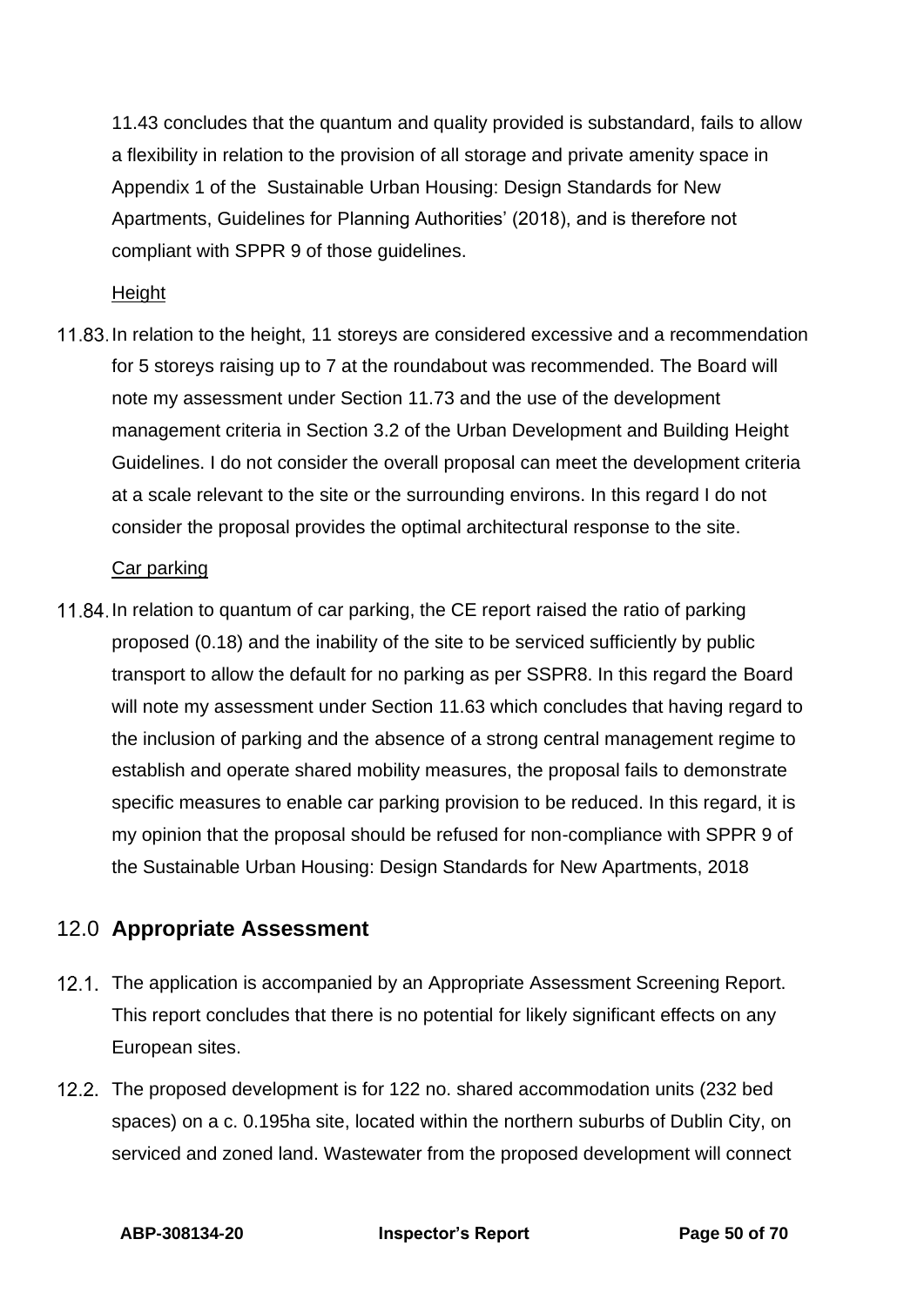11.43 concludes that the quantum and quality provided is substandard, fails to allow a flexibility in relation to the provision of all storage and private amenity space in Appendix 1 of the Sustainable Urban Housing: Design Standards for New Apartments, Guidelines for Planning Authorities' (2018), and is therefore not compliant with SPPR 9 of those guidelines.

Height

11.83. In relation to the height, 11 storeys are considered excessive and a recommendation for 5 storeys raising up to 7 at the roundabout was recommended. The Board will note my assessment under Section 11.73 and the use of the development management criteria in Section 3.2 of the Urban Development and Building Height Guidelines. I do not consider the overall proposal can meet the development criteria at a scale relevant to the site or the surrounding environs. In this regard I do not consider the proposal provides the optimal architectural response to the site.

Car parking

11.84. In relation to quantum of car parking, the CE report raised the ratio of parking proposed (0.18) and the inability of the site to be serviced sufficiently by public transport to allow the default for no parking as per SSPR8. In this regard the Board will note my assessment under Section 11.63 which concludes that having regard to the inclusion of parking and the absence of a strong central management regime to establish and operate shared mobility measures, the proposal fails to demonstrate specific measures to enable car parking provision to be reduced. In this regard, it is my opinion that the proposal should be refused for non-compliance with SPPR 9 of the Sustainable Urban Housing: Design Standards for New Apartments, 2018

## 12.0 **Appropriate Assessment**

12.1. The application is accompanied by an Appropriate Assessment Screening Report. This report concludes that there is no potential for likely significant effects on any European sites.

12.2. The proposed development is for 122 no. shared accommodation units (232 bed spaces) on a c. 0.195ha site, located within the northern suburbs of Dublin City, on serviced and zoned land. Wastewater from the proposed development will connect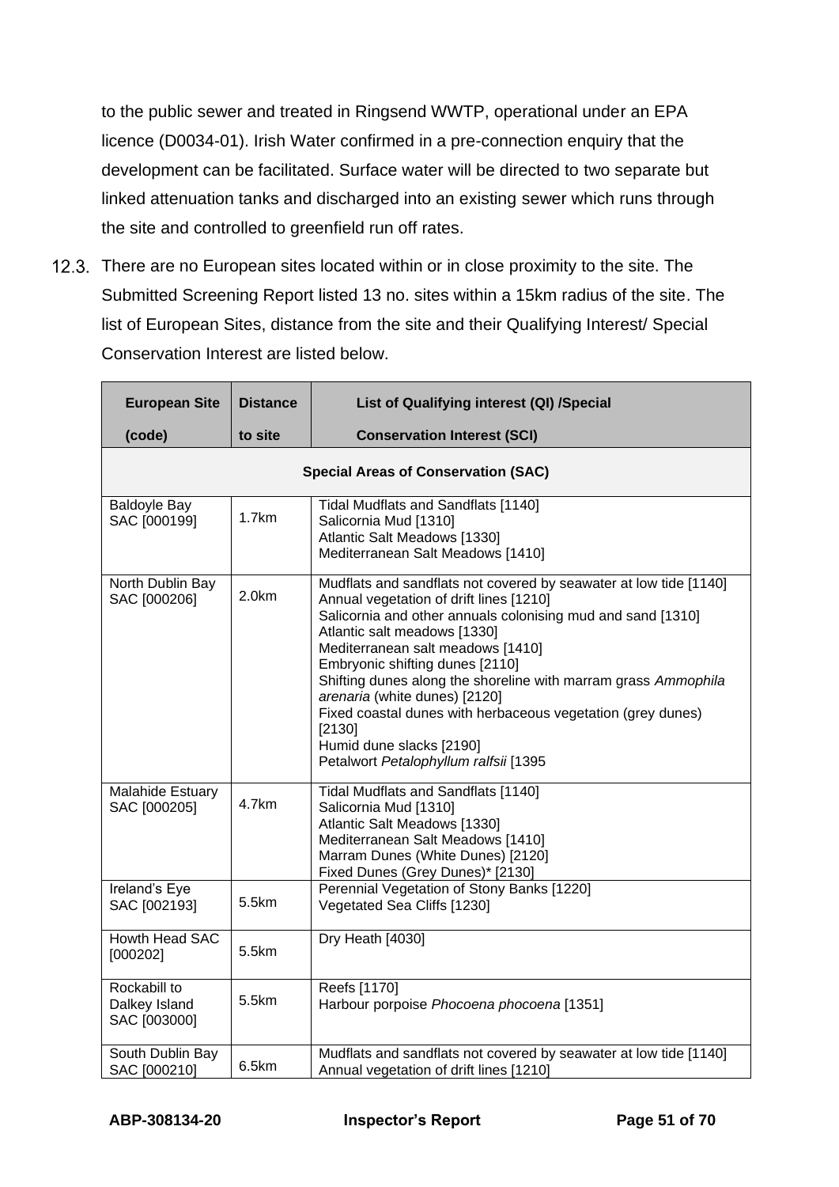to the public sewer and treated in Ringsend WWTP, operational under an EPA licence (D0034-01). Irish Water confirmed in a pre-connection enquiry that the development can be facilitated. Surface water will be directed to two separate but linked attenuation tanks and discharged into an existing sewer which runs through the site and controlled to greenfield run off rates.

12.3. There are no European sites located within or in close proximity to the site. The Submitted Screening Report listed 13 no. sites within a 15km radius of the site. The list of European Sites, distance from the site and their Qualifying Interest/ Special Conservation Interest are listed below.

| European Site (code) | Distance to site | List of Qualifying interest (QI) /Special Conservation Interest (SCI) |
|---|---|---|
| **Special Areas of Conservation (SAC)** | | |
| Baldoyle Bay SAC [000199] | 1.7km | Tidal Mudflats and Sandflats [1140]<br>Salicornia Mud [1310]<br>Atlantic Salt Meadows [1330]<br>Mediterranean Salt Meadows [1410] |
| North Dublin Bay SAC [000206] | 2.0km | Mudflats and sandflats not covered by seawater at low tide [1140]<br>Annual vegetation of drift lines [1210]<br>Salicornia and other annuals colonising mud and sand [1310]<br>Atlantic salt meadows [1330]<br>Mediterranean salt meadows [1410]<br>Embryonic shifting dunes [2110]<br>Shifting dunes along the shoreline with marram grass *Ammophila arenaria* (white dunes) [2120]<br>Fixed coastal dunes with herbaceous vegetation (grey dunes) [2130]<br>Humid dune slacks [2190]<br>Petalwort *Petalophyllum ralfsii* [1395 |
| Malahide Estuary SAC [000205] | 4.7km | Tidal Mudflats and Sandflats [1140]<br>Salicornia Mud [1310]<br>Atlantic Salt Meadows [1330]<br>Mediterranean Salt Meadows [1410]<br>Marram Dunes (White Dunes) [2120]<br>Fixed Dunes (Grey Dunes)* [2130] |
| Ireland's Eye SAC [002193] | 5.5km | Perennial Vegetation of Stony Banks [1220]<br>Vegetated Sea Cliffs [1230] |
| Howth Head SAC [000202] | 5.5km | Dry Heath [4030] |
| Rockabill to Dalkey Island SAC [003000] | 5.5km | Reefs [1170]<br>Harbour porpoise *Phocoena phocoena* [1351] |
| South Dublin Bay SAC [000210] | 6.5km | Mudflats and sandflats not covered by seawater at low tide [1140]<br>Annual vegetation of drift lines [1210] |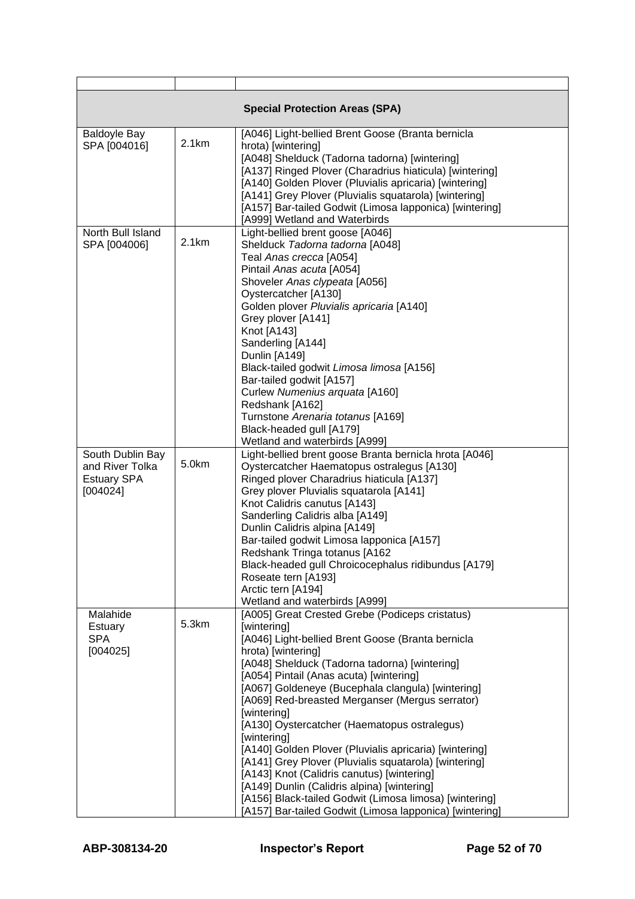| | | |
|---|---|---|
| **Special Protection Areas (SPA)** | | |
| Baldoyle Bay SPA [004016] | 2.1km | [A046] Light-bellied Brent Goose (Branta bernicla hrota) [wintering]<br>[A048] Shelduck (Tadorna tadorna) [wintering]<br>[A137] Ringed Plover (Charadrius hiaticula) [wintering]<br>[A140] Golden Plover (Pluvialis apricaria) [wintering]<br>[A141] Grey Plover (Pluvialis squatarola) [wintering]<br>[A157] Bar-tailed Godwit (Limosa lapponica) [wintering]<br>[A999] Wetland and Waterbirds |
| North Bull Island SPA [004006] | 2.1km | Light-bellied brent goose [A046]<br>Shelduck *Tadorna tadorna* [A048]<br>Teal *Anas crecca* [A054]<br>Pintail *Anas acuta* [A054]<br>Shoveler *Anas clypeata* [A056]<br>Oystercatcher [A130]<br>Golden plover *Pluvialis apricaria* [A140]<br>Grey plover [A141]<br>Knot [A143]<br>Sanderling [A144]<br>Dunlin [A149]<br>Black-tailed godwit *Limosa limosa* [A156]<br>Bar-tailed godwit [A157]<br>Curlew *Numenius arquata* [A160]<br>Redshank [A162]<br>Turnstone *Arenaria totanus* [A169]<br>Black-headed gull [A179]<br>Wetland and waterbirds [A999] |
| South Dublin Bay and River Tolka Estuary SPA [004024] | 5.0km | Light-bellied brent goose Branta bernicla hrota [A046]<br>Oystercatcher Haematopus ostralegus [A130]<br>Ringed plover Charadrius hiaticula [A137]<br>Grey plover Pluvialis squatarola [A141]<br>Knot Calidris canutus [A143]<br>Sanderling Calidris alba [A149]<br>Dunlin Calidris alpina [A149]<br>Bar-tailed godwit Limosa lapponica [A157]<br>Redshank Tringa totanus [A162<br>Black-headed gull Chroicocephalus ridibundus [A179]<br>Roseate tern [A193]<br>Arctic tern [A194]<br>Wetland and waterbirds [A999] |
| Malahide Estuary SPA [004025] | 5.3km | [A005] Great Crested Grebe (Podiceps cristatus) [wintering]<br>[A046] Light-bellied Brent Goose (Branta bernicla hrota) [wintering]<br>[A048] Shelduck (Tadorna tadorna) [wintering]<br>[A054] Pintail (Anas acuta) [wintering]<br>[A067] Goldeneye (Bucephala clangula) [wintering]<br>[A069] Red-breasted Merganser (Mergus serrator) [wintering]<br>[A130] Oystercatcher (Haematopus ostralegus) [wintering]<br>[A140] Golden Plover (Pluvialis apricaria) [wintering]<br>[A141] Grey Plover (Pluvialis squatarola) [wintering]<br>[A143] Knot (Calidris canutus) [wintering]<br>[A149] Dunlin (Calidris alpina) [wintering]<br>[A156] Black-tailed Godwit (Limosa limosa) [wintering]<br>[A157] Bar-tailed Godwit (Limosa lapponica) [wintering] |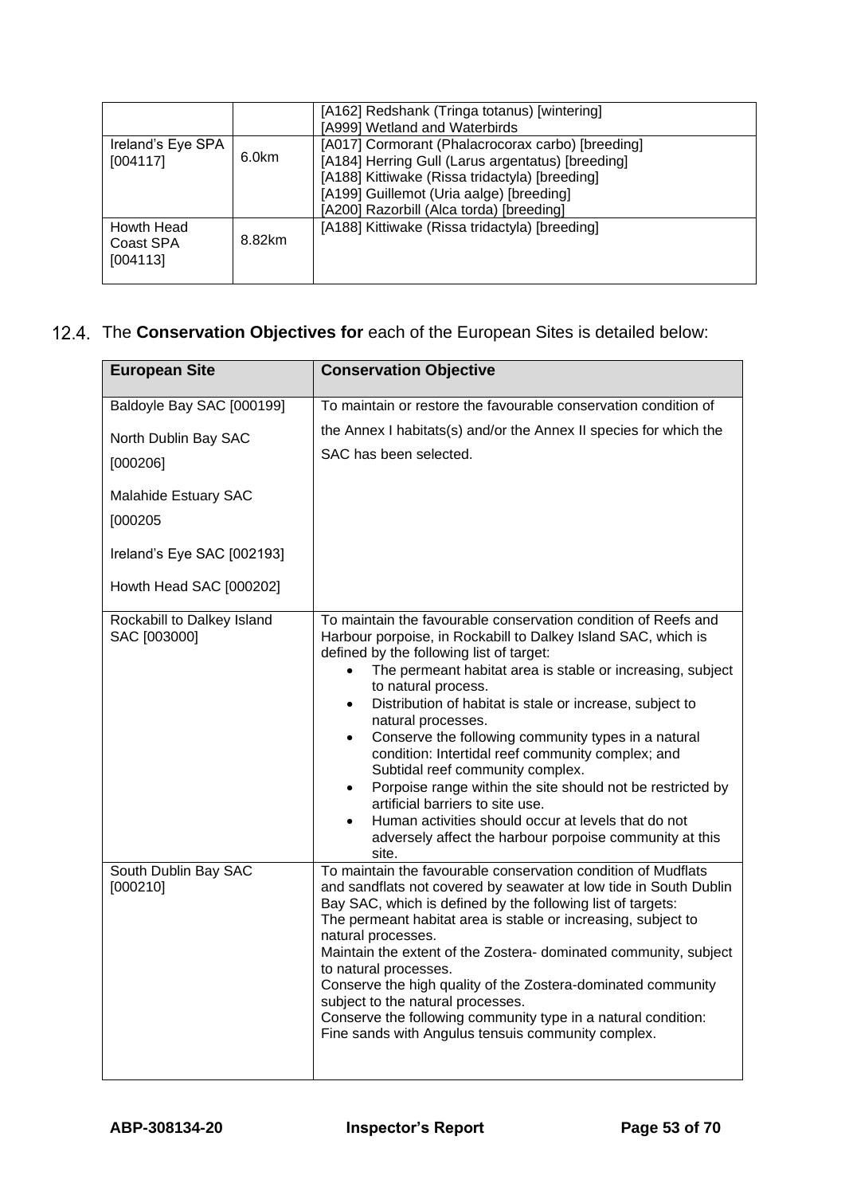| | | |
|---|---|---|
| | | [A162] Redshank (Tringa totanus) [wintering]<br>[A999] Wetland and Waterbirds |
| Ireland's Eye SPA [004117] | 6.0km | [A017] Cormorant (Phalacrocorax carbo) [breeding]<br>[A184] Herring Gull (Larus argentatus) [breeding]<br>[A188] Kittiwake (Rissa tridactyla) [breeding]<br>[A199] Guillemot (Uria aalge) [breeding]<br>[A200] Razorbill (Alca torda) [breeding] |
| Howth Head Coast SPA [004113] | 8.82km | [A188] Kittiwake (Rissa tridactyla) [breeding] |

12.4. The **Conservation Objectives for** each of the European Sites is detailed below:

| European Site | Conservation Objective |
|---|---|
| Baldoyle Bay SAC [000199]<br><br>North Dublin Bay SAC [000206]<br><br>Malahide Estuary SAC [000205<br><br>Ireland's Eye SAC [002193]<br><br>Howth Head SAC [000202] | To maintain or restore the favourable conservation condition of the Annex I habitats(s) and/or the Annex II species for which the SAC has been selected. |
| Rockabill to Dalkey Island SAC [003000] | To maintain the favourable conservation condition of Reefs and Harbour porpoise, in Rockabill to Dalkey Island SAC, which is defined by the following list of target:<br>• The permeant habitat area is stable or increasing, subject to natural process.<br>• Distribution of habitat is stale or increase, subject to natural processes.<br>• Conserve the following community types in a natural condition: Intertidal reef community complex; and Subtidal reef community complex.<br>• Porpoise range within the site should not be restricted by artificial barriers to site use.<br>• Human activities should occur at levels that do not adversely affect the harbour porpoise community at this site. |
| South Dublin Bay SAC [000210] | To maintain the favourable conservation condition of Mudflats and sandflats not covered by seawater at low tide in South Dublin Bay SAC, which is defined by the following list of targets:<br>The permeant habitat area is stable or increasing, subject to natural processes.<br>Maintain the extent of the Zostera- dominated community, subject to natural processes.<br>Conserve the high quality of the Zostera-dominated community subject to the natural processes.<br>Conserve the following community type in a natural condition: Fine sands with Angulus tensuis community complex. |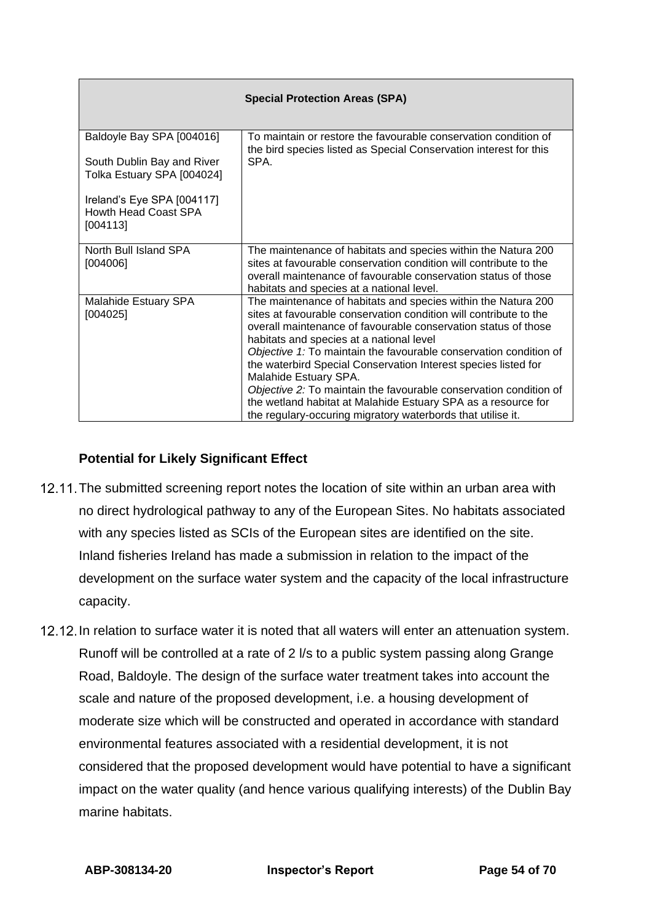| Special Protection Areas (SPA) | |
|---|---|
| Baldoyle Bay SPA [004016]<br><br>South Dublin Bay and River Tolka Estuary SPA [004024]<br><br>Ireland's Eye SPA [004117]<br>Howth Head Coast SPA [004113] | To maintain or restore the favourable conservation condition of the bird species listed as Special Conservation interest for this SPA. |
| North Bull Island SPA [004006] | The maintenance of habitats and species within the Natura 200 sites at favourable conservation condition will contribute to the overall maintenance of favourable conservation status of those habitats and species at a national level. |
| Malahide Estuary SPA [004025] | The maintenance of habitats and species within the Natura 200 sites at favourable conservation condition will contribute to the overall maintenance of favourable conservation status of those habitats and species at a national level<br>*Objective 1:* To maintain the favourable conservation condition of the waterbird Special Conservation Interest species listed for Malahide Estuary SPA.<br>*Objective 2:* To maintain the favourable conservation condition of the wetland habitat at Malahide Estuary SPA as a resource for the regulary-occuring migratory waterbords that utilise it. |

**Potential for Likely Significant Effect**

12.11. The submitted screening report notes the location of site within an urban area with no direct hydrological pathway to any of the European Sites. No habitats associated with any species listed as SCIs of the European sites are identified on the site. Inland fisheries Ireland has made a submission in relation to the impact of the development on the surface water system and the capacity of the local infrastructure capacity.

12.12. In relation to surface water it is noted that all waters will enter an attenuation system. Runoff will be controlled at a rate of 2 l/s to a public system passing along Grange Road, Baldoyle. The design of the surface water treatment takes into account the scale and nature of the proposed development, i.e. a housing development of moderate size which will be constructed and operated in accordance with standard environmental features associated with a residential development, it is not considered that the proposed development would have potential to have a significant impact on the water quality (and hence various qualifying interests) of the Dublin Bay marine habitats.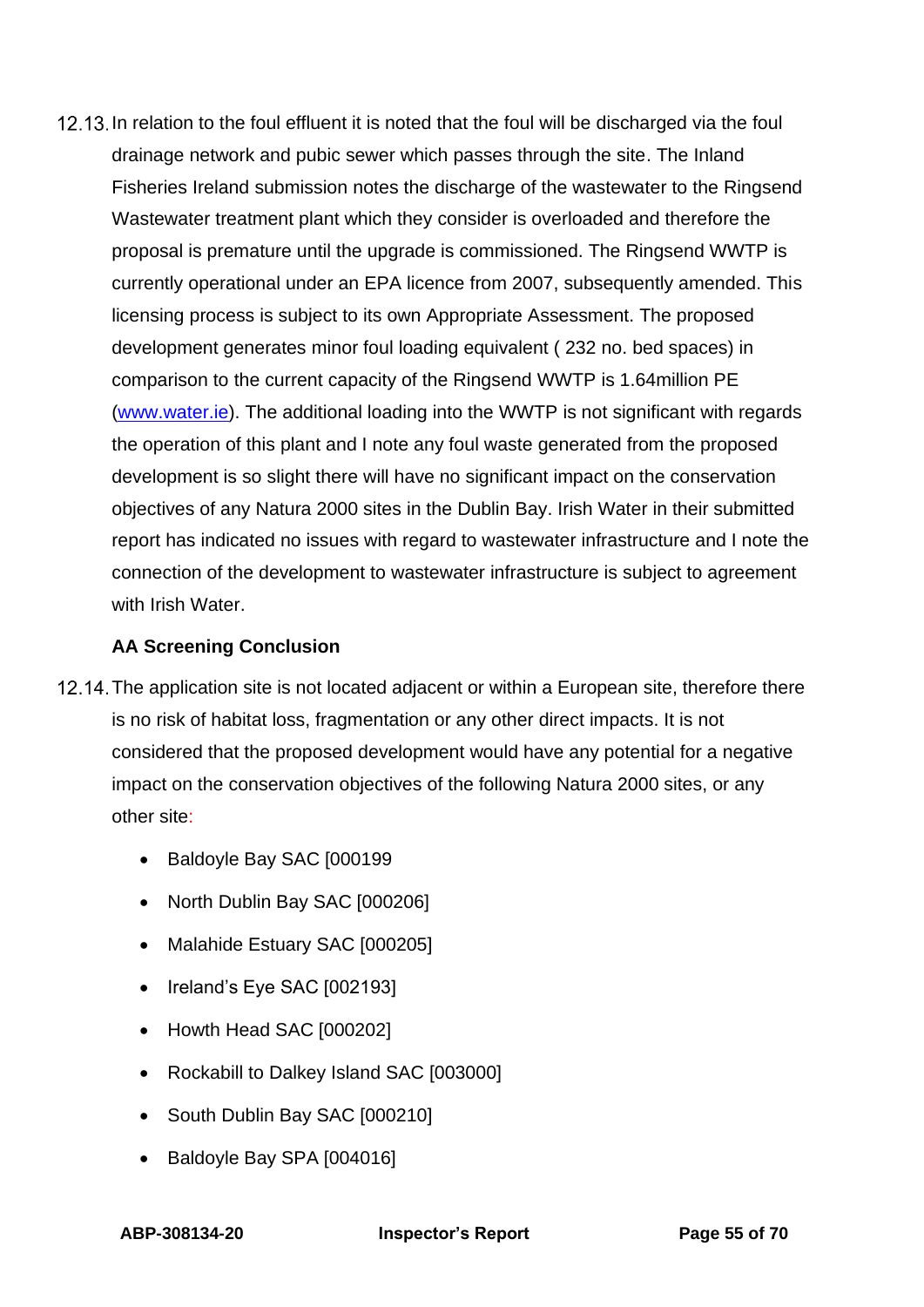12.13. In relation to the foul effluent it is noted that the foul will be discharged via the foul drainage network and pubic sewer which passes through the site. The Inland Fisheries Ireland submission notes the discharge of the wastewater to the Ringsend Wastewater treatment plant which they consider is overloaded and therefore the proposal is premature until the upgrade is commissioned. The Ringsend WWTP is currently operational under an EPA licence from 2007, subsequently amended. This licensing process is subject to its own Appropriate Assessment. The proposed development generates minor foul loading equivalent ( 232 no. bed spaces) in comparison to the current capacity of the Ringsend WWTP is 1.64million PE (www.water.ie). The additional loading into the WWTP is not significant with regards the operation of this plant and I note any foul waste generated from the proposed development is so slight there will have no significant impact on the conservation objectives of any Natura 2000 sites in the Dublin Bay. Irish Water in their submitted report has indicated no issues with regard to wastewater infrastructure and I note the connection of the development to wastewater infrastructure is subject to agreement with Irish Water.

**AA Screening Conclusion**

12.14. The application site is not located adjacent or within a European site, therefore there is no risk of habitat loss, fragmentation or any other direct impacts. It is not considered that the proposed development would have any potential for a negative impact on the conservation objectives of the following Natura 2000 sites, or any other site:

- Baldoyle Bay SAC [000199
- North Dublin Bay SAC [000206]
- Malahide Estuary SAC [000205]
- Ireland's Eye SAC [002193]
- Howth Head SAC [000202]
- Rockabill to Dalkey Island SAC [003000]
- South Dublin Bay SAC [000210]
- Baldoyle Bay SPA [004016]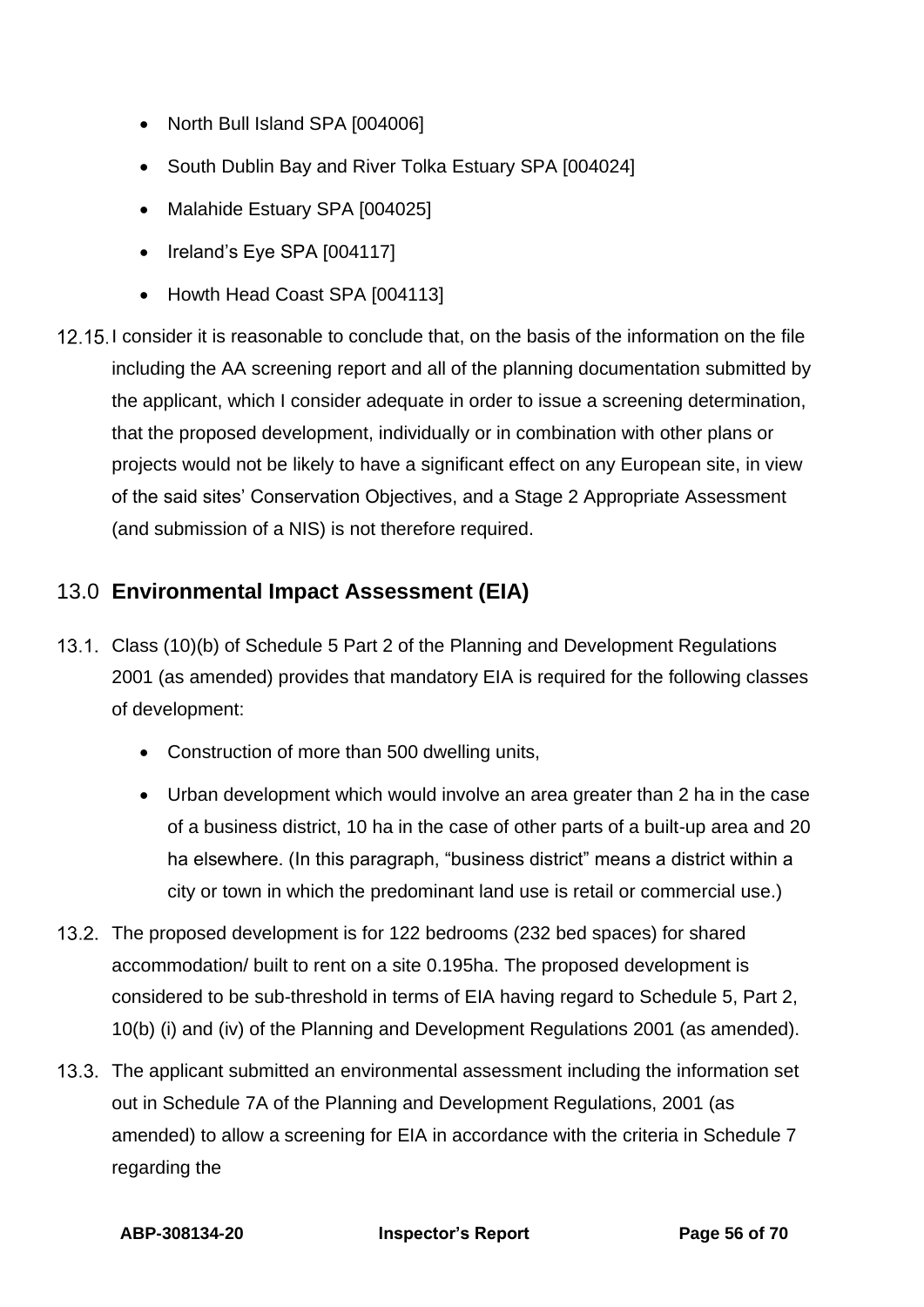- North Bull Island SPA [004006]
- South Dublin Bay and River Tolka Estuary SPA [004024]
- Malahide Estuary SPA [004025]
- Ireland's Eye SPA [004117]
- Howth Head Coast SPA [004113]

12.15. I consider it is reasonable to conclude that, on the basis of the information on the file including the AA screening report and all of the planning documentation submitted by the applicant, which I consider adequate in order to issue a screening determination, that the proposed development, individually or in combination with other plans or projects would not be likely to have a significant effect on any European site, in view of the said sites' Conservation Objectives, and a Stage 2 Appropriate Assessment (and submission of a NIS) is not therefore required.

## 13.0 **Environmental Impact Assessment (EIA)**

13.1. Class (10)(b) of Schedule 5 Part 2 of the Planning and Development Regulations 2001 (as amended) provides that mandatory EIA is required for the following classes of development:

- Construction of more than 500 dwelling units,
- Urban development which would involve an area greater than 2 ha in the case of a business district, 10 ha in the case of other parts of a built-up area and 20 ha elsewhere. (In this paragraph, "business district" means a district within a city or town in which the predominant land use is retail or commercial use.)

13.2. The proposed development is for 122 bedrooms (232 bed spaces) for shared accommodation/ built to rent on a site 0.195ha. The proposed development is considered to be sub-threshold in terms of EIA having regard to Schedule 5, Part 2, 10(b) (i) and (iv) of the Planning and Development Regulations 2001 (as amended).

13.3. The applicant submitted an environmental assessment including the information set out in Schedule 7A of the Planning and Development Regulations, 2001 (as amended) to allow a screening for EIA in accordance with the criteria in Schedule 7 regarding the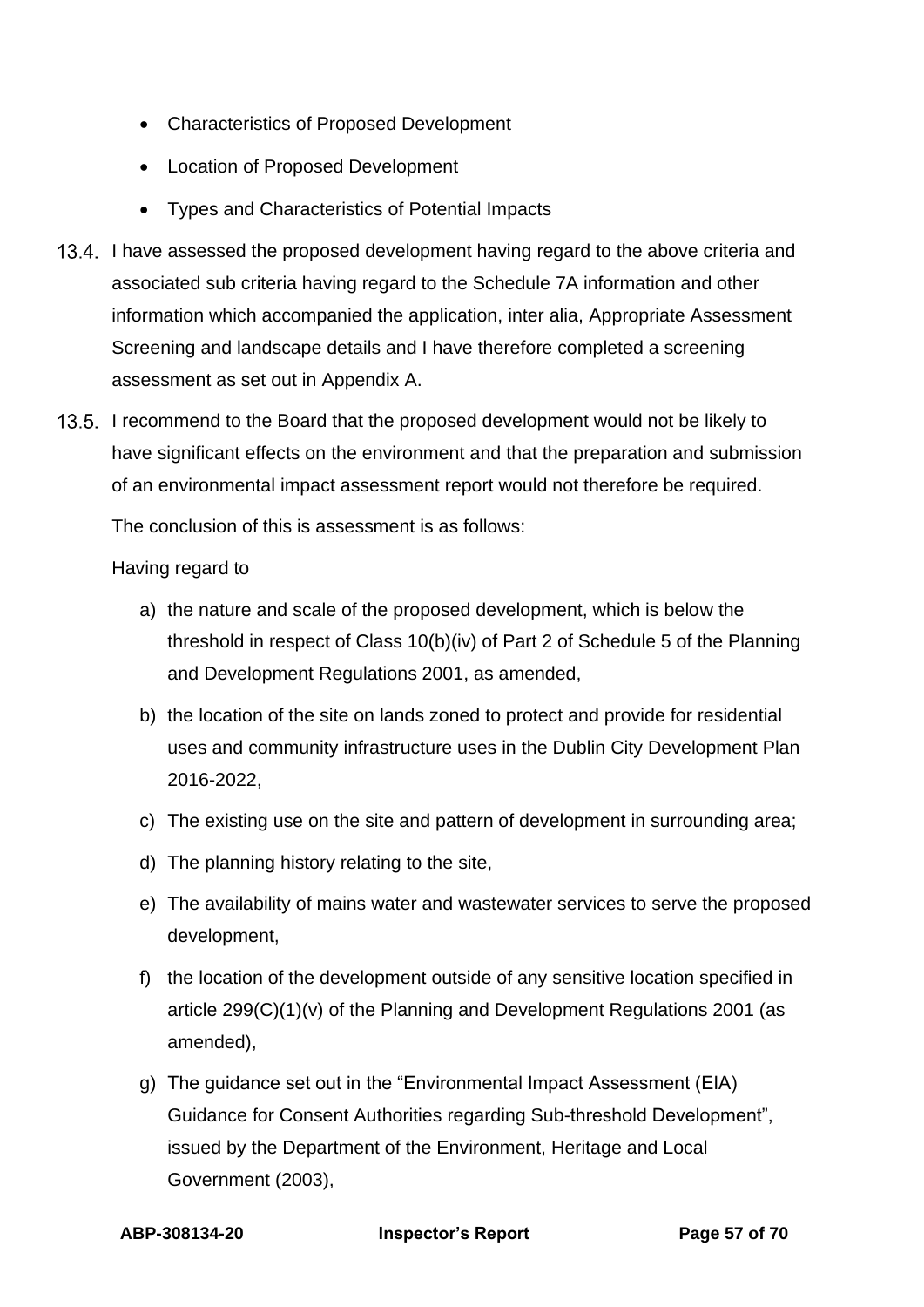- Characteristics of Proposed Development
- Location of Proposed Development
- Types and Characteristics of Potential Impacts

13.4. I have assessed the proposed development having regard to the above criteria and associated sub criteria having regard to the Schedule 7A information and other information which accompanied the application, inter alia, Appropriate Assessment Screening and landscape details and I have therefore completed a screening assessment as set out in Appendix A.

13.5. I recommend to the Board that the proposed development would not be likely to have significant effects on the environment and that the preparation and submission of an environmental impact assessment report would not therefore be required.

The conclusion of this is assessment is as follows:

Having regard to

a) the nature and scale of the proposed development, which is below the threshold in respect of Class 10(b)(iv) of Part 2 of Schedule 5 of the Planning and Development Regulations 2001, as amended,

b) the location of the site on lands zoned to protect and provide for residential uses and community infrastructure uses in the Dublin City Development Plan 2016-2022,

c) The existing use on the site and pattern of development in surrounding area;

d) The planning history relating to the site,

e) The availability of mains water and wastewater services to serve the proposed development,

f) the location of the development outside of any sensitive location specified in article 299(C)(1)(v) of the Planning and Development Regulations 2001 (as amended),

g) The guidance set out in the “Environmental Impact Assessment (EIA) Guidance for Consent Authorities regarding Sub-threshold Development”, issued by the Department of the Environment, Heritage and Local Government (2003),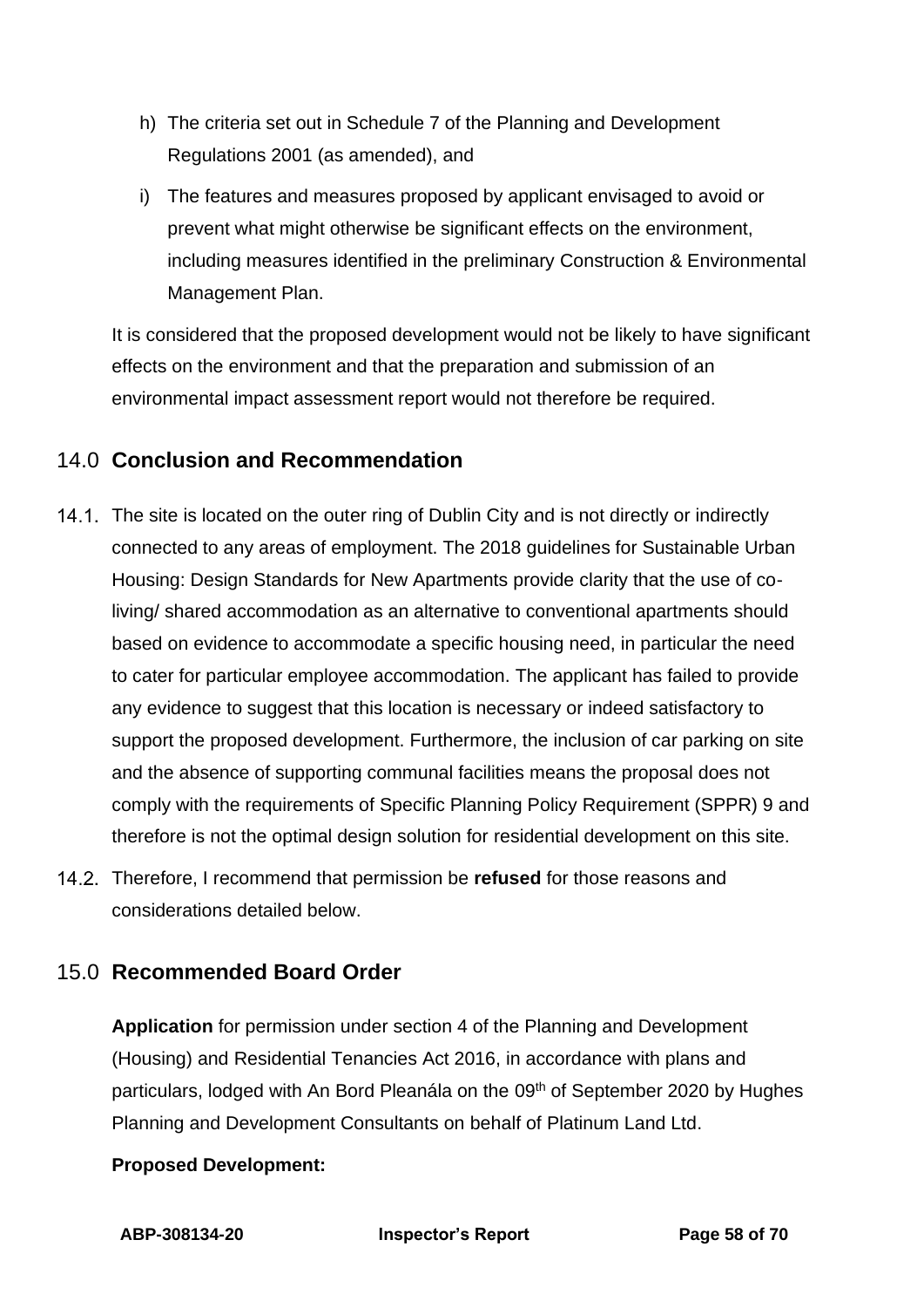h) The criteria set out in Schedule 7 of the Planning and Development Regulations 2001 (as amended), and

i) The features and measures proposed by applicant envisaged to avoid or prevent what might otherwise be significant effects on the environment, including measures identified in the preliminary Construction & Environmental Management Plan.

It is considered that the proposed development would not be likely to have significant effects on the environment and that the preparation and submission of an environmental impact assessment report would not therefore be required.

## 14.0 Conclusion and Recommendation

14.1. The site is located on the outer ring of Dublin City and is not directly or indirectly connected to any areas of employment. The 2018 guidelines for Sustainable Urban Housing: Design Standards for New Apartments provide clarity that the use of co-living/ shared accommodation as an alternative to conventional apartments should based on evidence to accommodate a specific housing need, in particular the need to cater for particular employee accommodation. The applicant has failed to provide any evidence to suggest that this location is necessary or indeed satisfactory to support the proposed development. Furthermore, the inclusion of car parking on site and the absence of supporting communal facilities means the proposal does not comply with the requirements of Specific Planning Policy Requirement (SPPR) 9 and therefore is not the optimal design solution for residential development on this site.

14.2. Therefore, I recommend that permission be **refused** for those reasons and considerations detailed below.

## 15.0 Recommended Board Order

**Application** for permission under section 4 of the Planning and Development (Housing) and Residential Tenancies Act 2016, in accordance with plans and particulars, lodged with An Bord Pleanála on the 09th of September 2020 by Hughes Planning and Development Consultants on behalf of Platinum Land Ltd.

**Proposed Development:**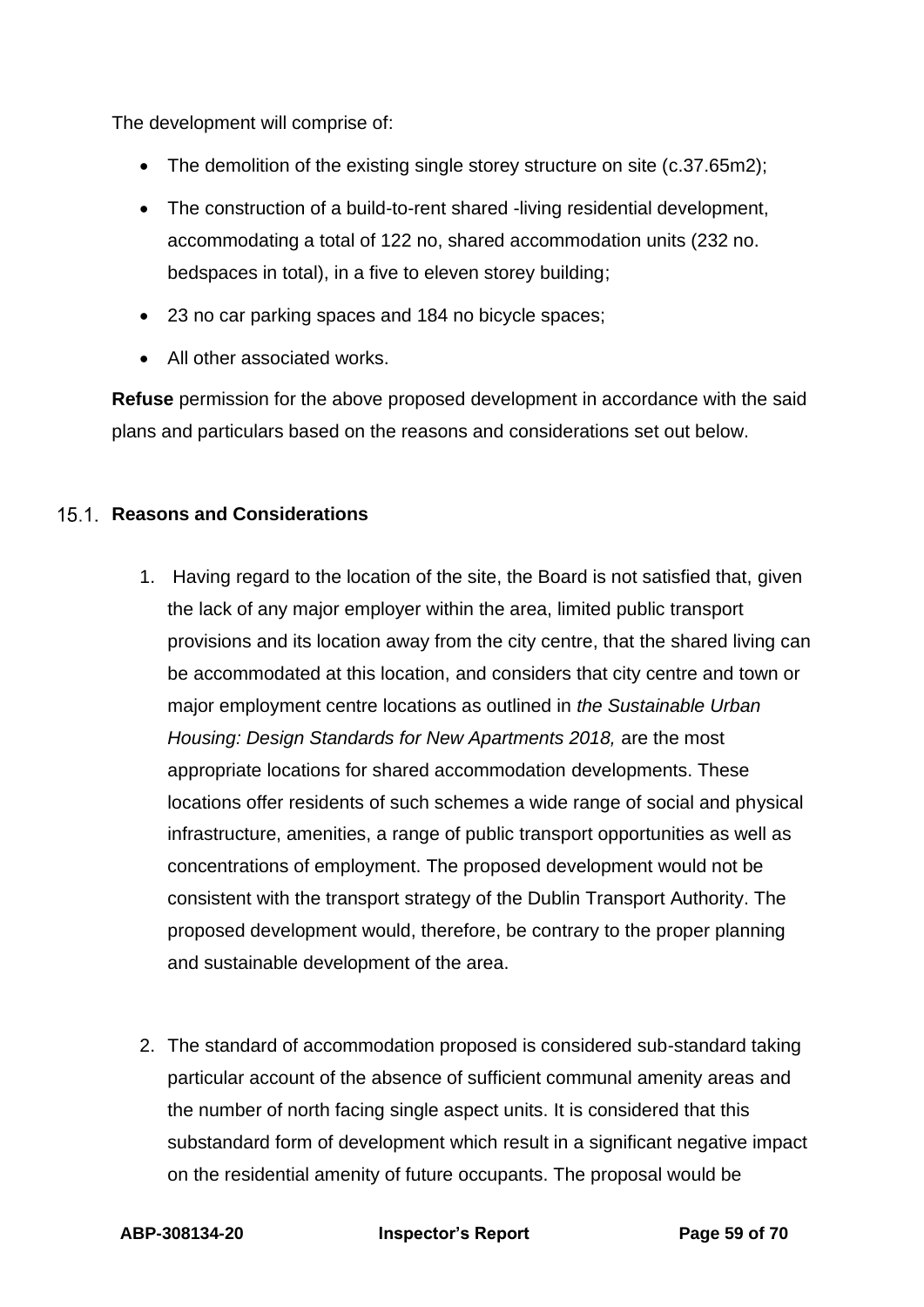The development will comprise of:

- The demolition of the existing single storey structure on site (c.37.65m2);
- The construction of a build-to-rent shared -living residential development, accommodating a total of 122 no, shared accommodation units (232 no. bedspaces in total), in a five to eleven storey building;
- 23 no car parking spaces and 184 no bicycle spaces;
- All other associated works.

**Refuse** permission for the above proposed development in accordance with the said plans and particulars based on the reasons and considerations set out below.

## 15.1. Reasons and Considerations

1. Having regard to the location of the site, the Board is not satisfied that, given the lack of any major employer within the area, limited public transport provisions and its location away from the city centre, that the shared living can be accommodated at this location, and considers that city centre and town or major employment centre locations as outlined in *the Sustainable Urban Housing: Design Standards for New Apartments 2018,* are the most appropriate locations for shared accommodation developments. These locations offer residents of such schemes a wide range of social and physical infrastructure, amenities, a range of public transport opportunities as well as concentrations of employment. The proposed development would not be consistent with the transport strategy of the Dublin Transport Authority. The proposed development would, therefore, be contrary to the proper planning and sustainable development of the area.

2. The standard of accommodation proposed is considered sub-standard taking particular account of the absence of sufficient communal amenity areas and the number of north facing single aspect units. It is considered that this substandard form of development which result in a significant negative impact on the residential amenity of future occupants. The proposal would be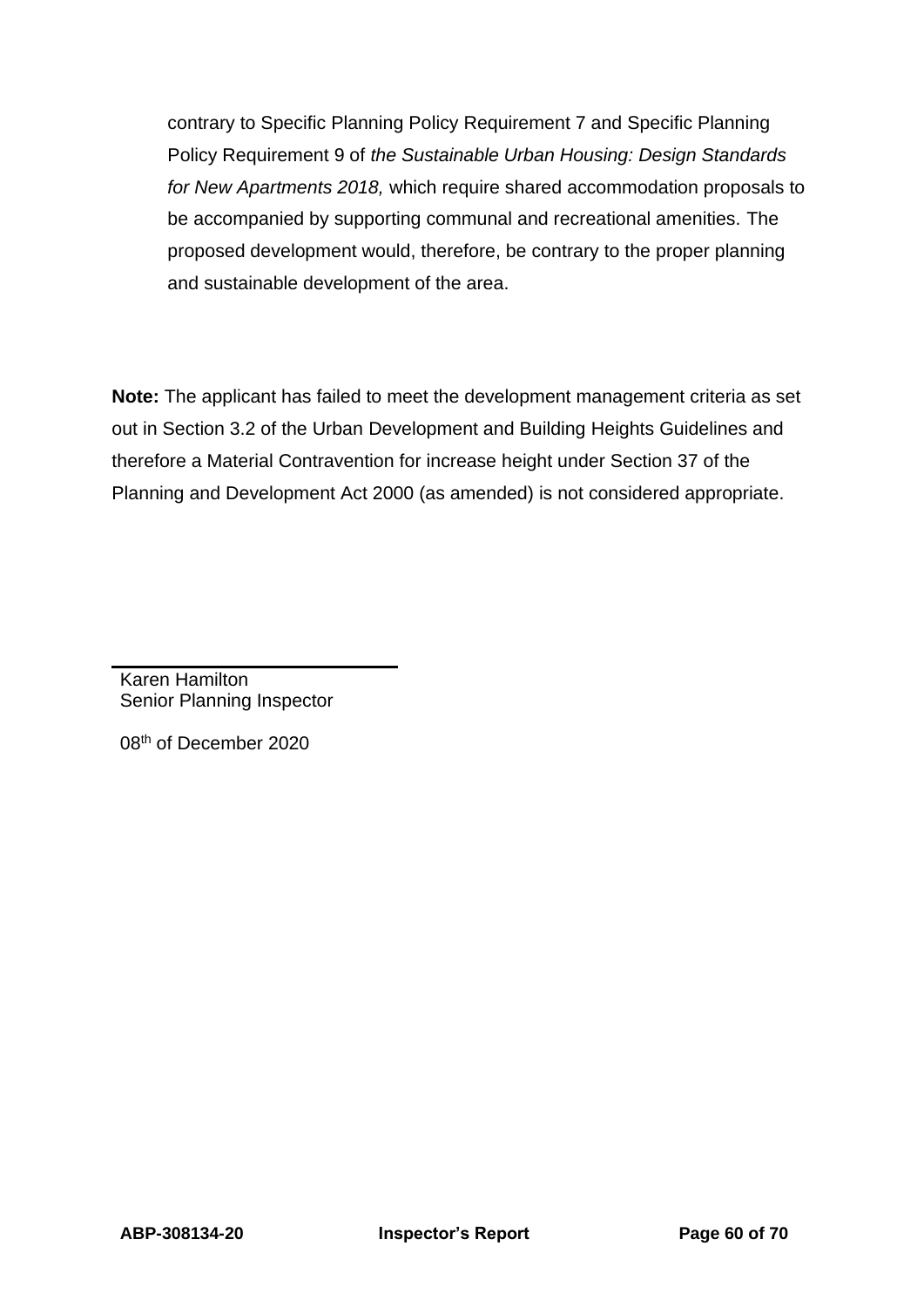contrary to Specific Planning Policy Requirement 7 and Specific Planning Policy Requirement 9 of *the Sustainable Urban Housing: Design Standards for New Apartments 2018,* which require shared accommodation proposals to be accompanied by supporting communal and recreational amenities. The proposed development would, therefore, be contrary to the proper planning and sustainable development of the area.

**Note:** The applicant has failed to meet the development management criteria as set out in Section 3.2 of the Urban Development and Building Heights Guidelines and therefore a Material Contravention for increase height under Section 37 of the Planning and Development Act 2000 (as amended) is not considered appropriate.

Karen Hamilton
Senior Planning Inspector

08th of December 2020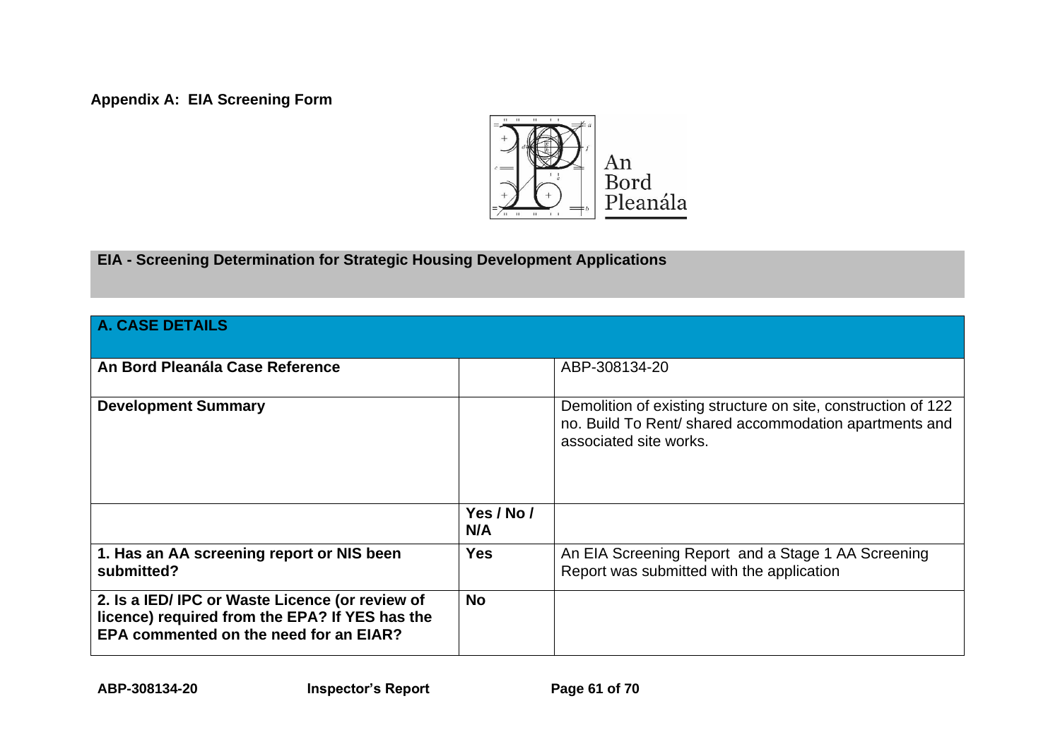**Appendix A: EIA Screening Form**

An Bord Pleanála

## EIA - Screening Determination for Strategic Housing Development Applications

| A. CASE DETAILS | | |
|---|---|---|
| **An Bord Pleanála Case Reference** | | ABP-308134-20 |
| **Development Summary** | | Demolition of existing structure on site, construction of 122 no. Build To Rent/ shared accommodation apartments and associated site works. |
| | **Yes / No / N/A** | |
| **1. Has an AA screening report or NIS been submitted?** | **Yes** | An EIA Screening Report and a Stage 1 AA Screening Report was submitted with the application |
| **2. Is a IED/ IPC or Waste Licence (or review of licence) required from the EPA? If YES has the EPA commented on the need for an EIAR?** | **No** | |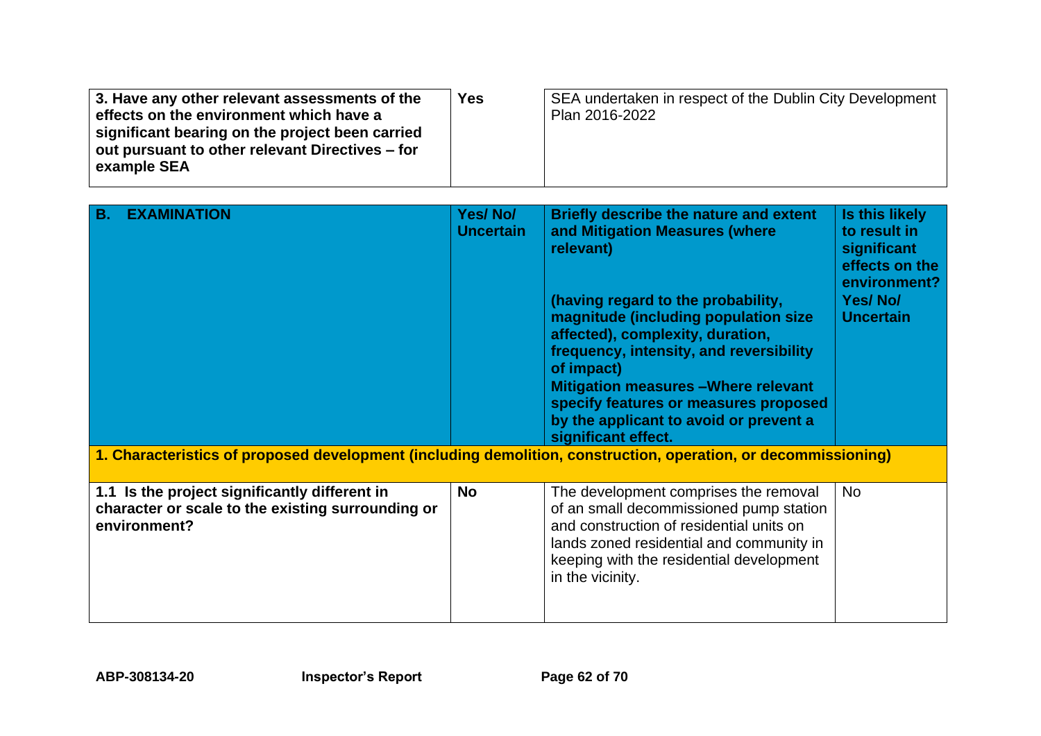| 3. Have any other relevant assessments of the effects on the environment which have a significant bearing on the project been carried out pursuant to other relevant Directives – for example SEA | Yes | SEA undertaken in respect of the Dublin City Development Plan 2016-2022 |
|---|---|---|

| B. EXAMINATION | Yes/ No/ Uncertain | Briefly describe the nature and extent and Mitigation Measures (where relevant)<br><br>(having regard to the probability, magnitude (including population size affected), complexity, duration, frequency, intensity, and reversibility of impact)<br>Mitigation measures –Where relevant specify features or measures proposed by the applicant to avoid or prevent a significant effect. | Is this likely to result in significant effects on the environment?<br>Yes/ No/ Uncertain |
|---|---|---|---|
| **1. Characteristics of proposed development (including demolition, construction, operation, or decommissioning)** | | | |
| 1.1 Is the project significantly different in character or scale to the existing surrounding or environment? | No | The development comprises the removal of an small decommissioned pump station and construction of residential units on lands zoned residential and community in keeping with the residential development in the vicinity. | No |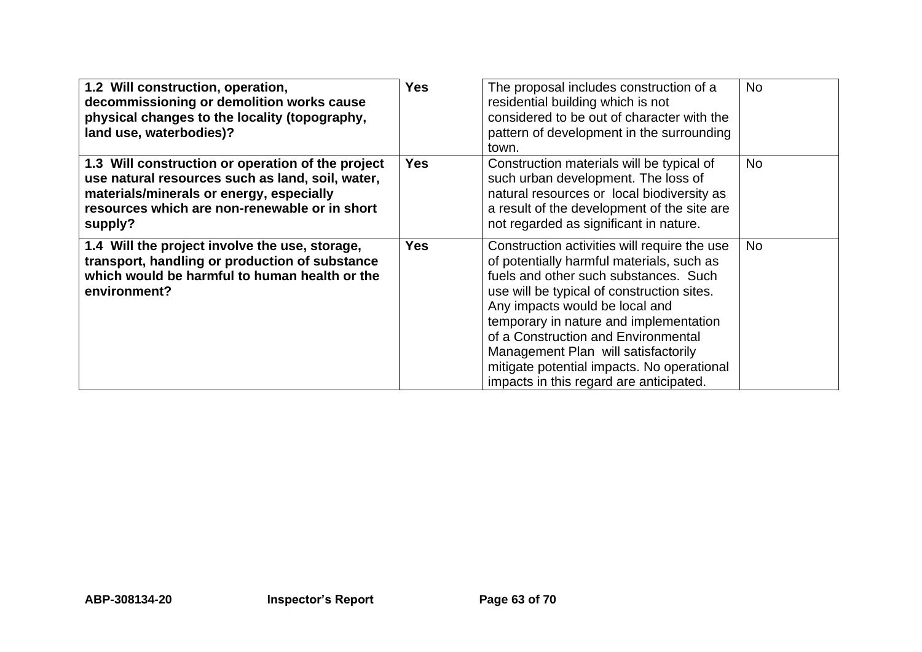| **1.2 Will construction, operation, decommissioning or demolition works cause physical changes to the locality (topography, land use, waterbodies)?** | **Yes** | The proposal includes construction of a residential building which is not considered to be out of character with the pattern of development in the surrounding town. | No |
|---|---|---|---|
| **1.3 Will construction or operation of the project use natural resources such as land, soil, water, materials/minerals or energy, especially resources which are non-renewable or in short supply?** | **Yes** | Construction materials will be typical of such urban development. The loss of natural resources or local biodiversity as a result of the development of the site are not regarded as significant in nature. | No |
| **1.4 Will the project involve the use, storage, transport, handling or production of substance which would be harmful to human health or the environment?** | **Yes** | Construction activities will require the use of potentially harmful materials, such as fuels and other such substances. Such use will be typical of construction sites. Any impacts would be local and temporary in nature and implementation of a Construction and Environmental Management Plan will satisfactorily mitigate potential impacts. No operational impacts in this regard are anticipated. | No |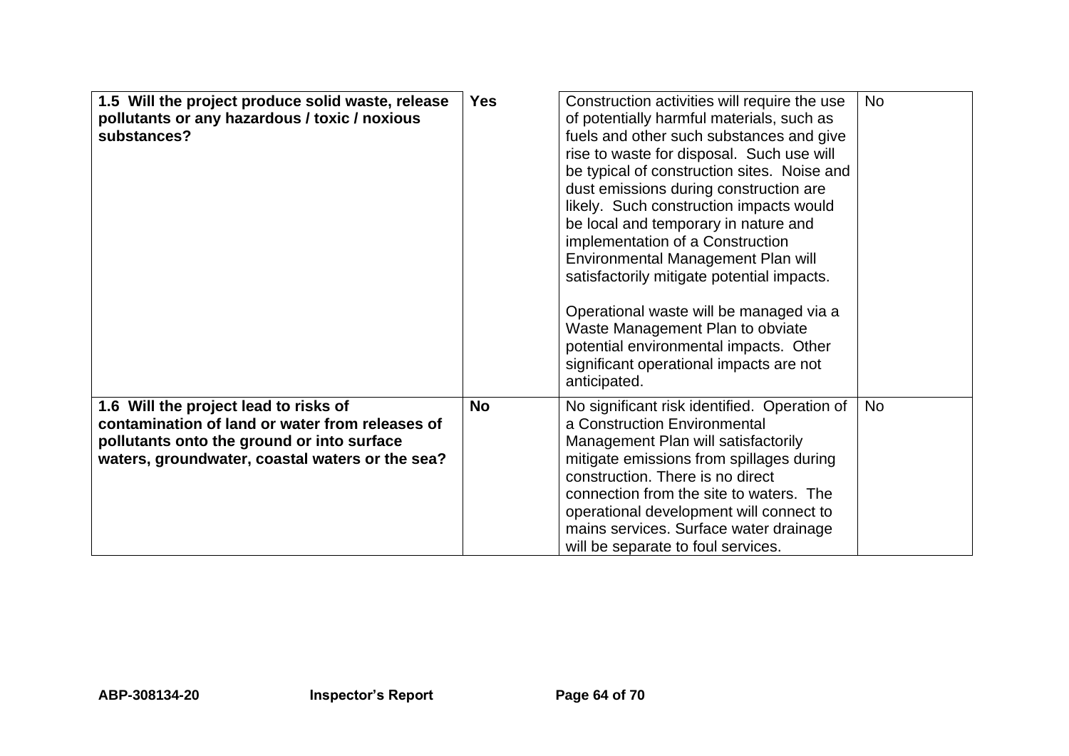| **1.5 Will the project produce solid waste, release pollutants or any hazardous / toxic / noxious substances?** | **Yes** | Construction activities will require the use of potentially harmful materials, such as fuels and other such substances and give rise to waste for disposal. Such use will be typical of construction sites. Noise and dust emissions during construction are likely. Such construction impacts would be local and temporary in nature and implementation of a Construction Environmental Management Plan will satisfactorily mitigate potential impacts.<br><br>Operational waste will be managed via a Waste Management Plan to obviate potential environmental impacts. Other significant operational impacts are not anticipated. | No |
|---|---|---|---|
| **1.6 Will the project lead to risks of contamination of land or water from releases of pollutants onto the ground or into surface waters, groundwater, coastal waters or the sea?** | **No** | No significant risk identified. Operation of a Construction Environmental Management Plan will satisfactorily mitigate emissions from spillages during construction. There is no direct connection from the site to waters. The operational development will connect to mains services. Surface water drainage will be separate to foul services. | No |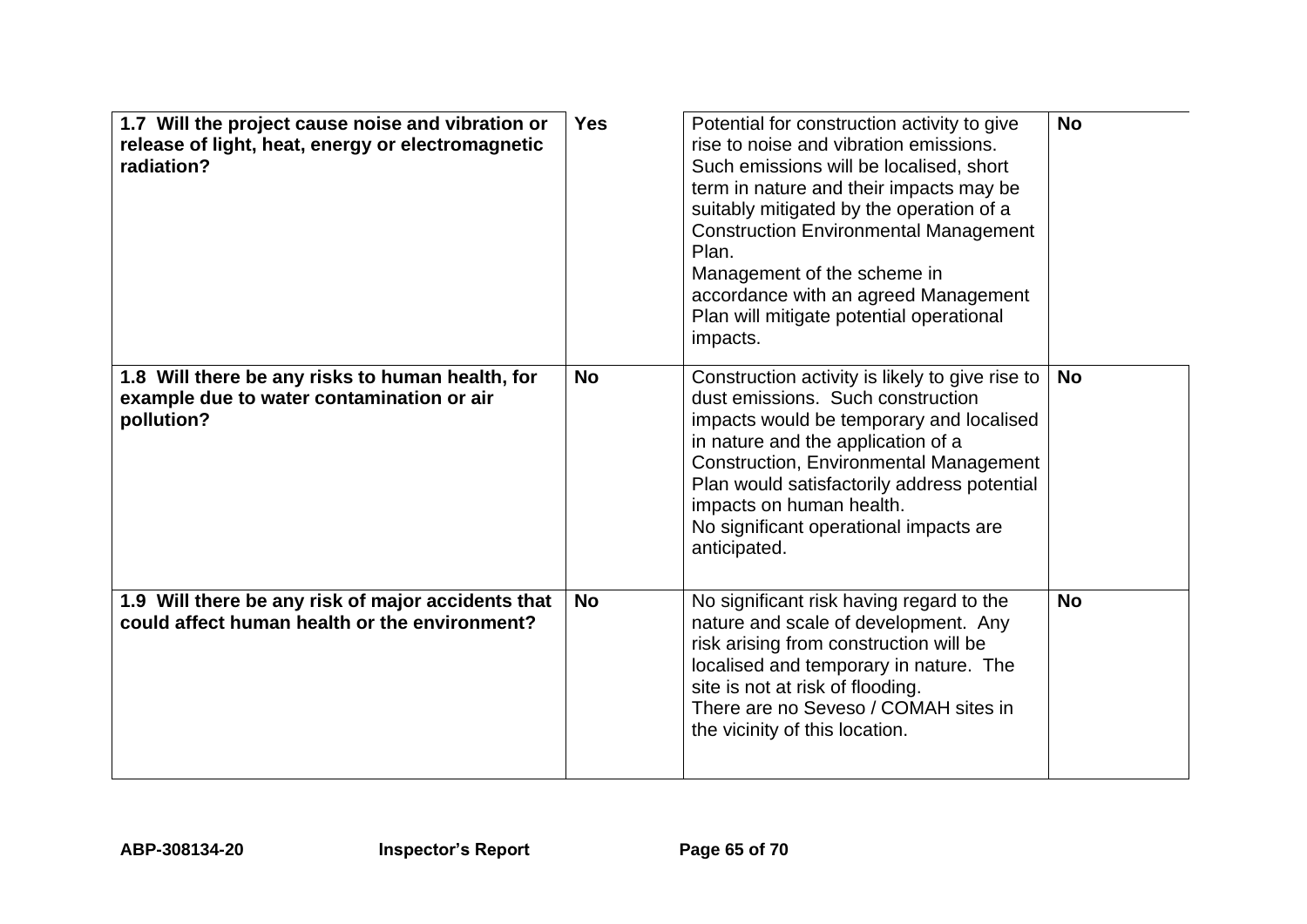| **1.7 Will the project cause noise and vibration or release of light, heat, energy or electromagnetic radiation?** | **Yes** | Potential for construction activity to give rise to noise and vibration emissions. Such emissions will be localised, short term in nature and their impacts may be suitably mitigated by the operation of a Construction Environmental Management Plan.<br>Management of the scheme in accordance with an agreed Management Plan will mitigate potential operational impacts. | **No** |
|---|---|---|---|
| **1.8 Will there be any risks to human health, for example due to water contamination or air pollution?** | **No** | Construction activity is likely to give rise to dust emissions. Such construction impacts would be temporary and localised in nature and the application of a Construction, Environmental Management Plan would satisfactorily address potential impacts on human health.<br>No significant operational impacts are anticipated. | **No** |
| **1.9 Will there be any risk of major accidents that could affect human health or the environment?** | **No** | No significant risk having regard to the nature and scale of development. Any risk arising from construction will be localised and temporary in nature. The site is not at risk of flooding.<br>There are no Seveso / COMAH sites in the vicinity of this location. | **No** |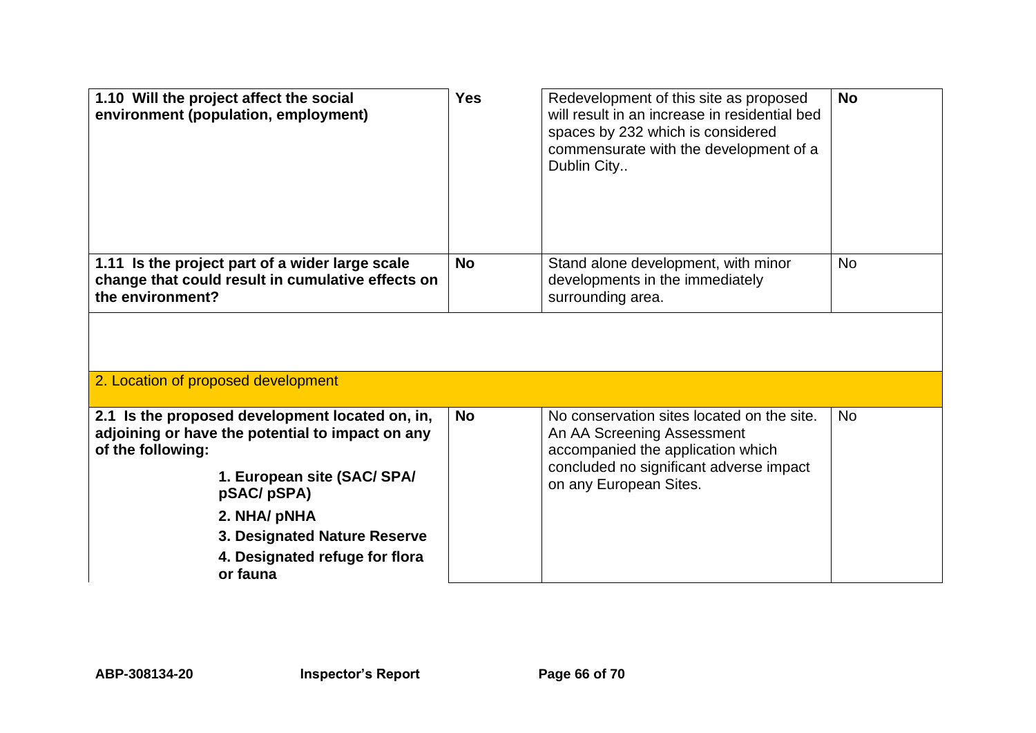| | | | |
|---|---|---|---|
| **1.10 Will the project affect the social environment (population, employment)** | **Yes** | Redevelopment of this site as proposed will result in an increase in residential bed spaces by 232 which is considered commensurate with the development of a Dublin City.. | **No** |
| **1.11 Is the project part of a wider large scale change that could result in cumulative effects on the environment?** | **No** | Stand alone development, with minor developments in the immediately surrounding area. | No |

| | | | |
|---|---|---|---|
| 2. Location of proposed development | | | |
| **2.1 Is the proposed development located on, in, adjoining or have the potential to impact on any of the following:**<br>**1. European site (SAC/ SPA/ pSAC/ pSPA)**<br>**2. NHA/ pNHA**<br>**3. Designated Nature Reserve**<br>**4. Designated refuge for flora or fauna** | **No** | No conservation sites located on the site. An AA Screening Assessment accompanied the application which concluded no significant adverse impact on any European Sites. | No |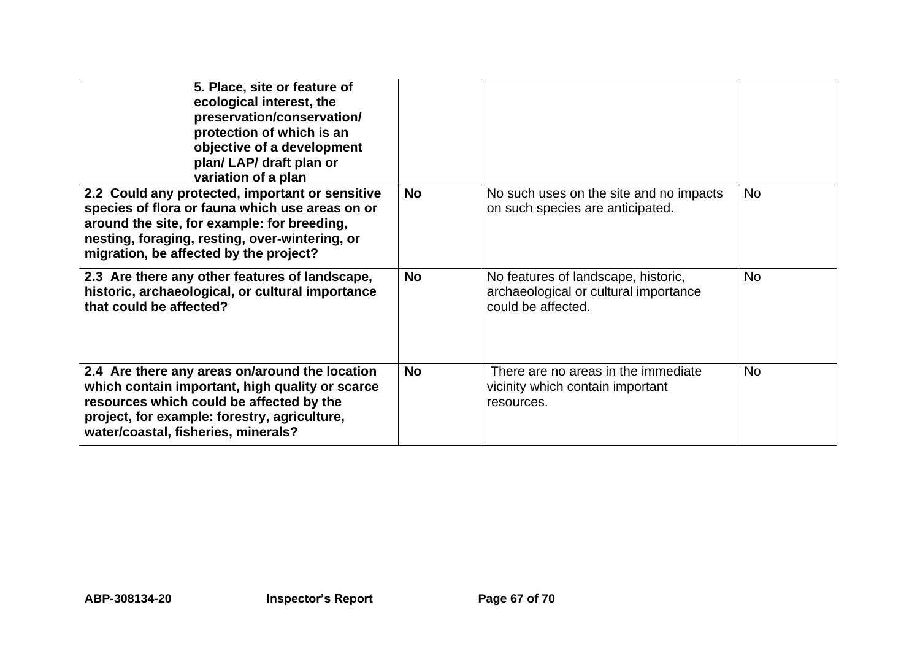| | | | |
|---|---|---|---|
| **5. Place, site or feature of ecological interest, the preservation/conservation/ protection of which is an objective of a development plan/ LAP/ draft plan or variation of a plan** | | | |
| **2.2 Could any protected, important or sensitive species of flora or fauna which use areas on or around the site, for example: for breeding, nesting, foraging, resting, over-wintering, or migration, be affected by the project?** | **No** | No such uses on the site and no impacts on such species are anticipated. | No |
| **2.3 Are there any other features of landscape, historic, archaeological, or cultural importance that could be affected?** | **No** | No features of landscape, historic, archaeological or cultural importance could be affected. | No |
| **2.4 Are there any areas on/around the location which contain important, high quality or scarce resources which could be affected by the project, for example: forestry, agriculture, water/coastal, fisheries, minerals?** | **No** | There are no areas in the immediate vicinity which contain important resources. | No |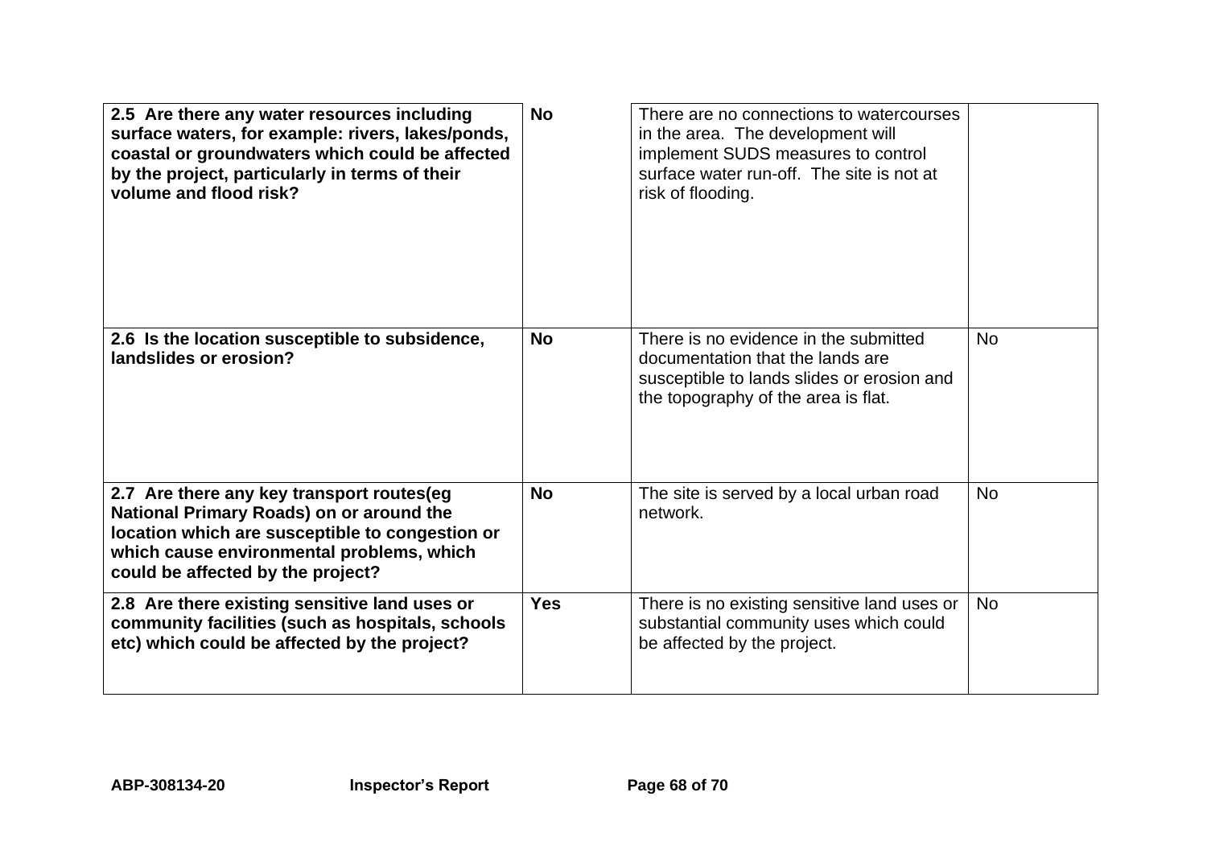| | | | |
|---|---|---|---|
| **2.5 Are there any water resources including surface waters, for example: rivers, lakes/ponds, coastal or groundwaters which could be affected by the project, particularly in terms of their volume and flood risk?** | **No** | There are no connections to watercourses in the area. The development will implement SUDS measures to control surface water run-off. The site is not at risk of flooding. | |
| **2.6 Is the location susceptible to subsidence, landslides or erosion?** | **No** | There is no evidence in the submitted documentation that the lands are susceptible to lands slides or erosion and the topography of the area is flat. | No |
| **2.7 Are there any key transport routes(eg National Primary Roads) on or around the location which are susceptible to congestion or which cause environmental problems, which could be affected by the project?** | **No** | The site is served by a local urban road network. | No |
| **2.8 Are there existing sensitive land uses or community facilities (such as hospitals, schools etc) which could be affected by the project?** | **Yes** | There is no existing sensitive land uses or substantial community uses which could be affected by the project. | No |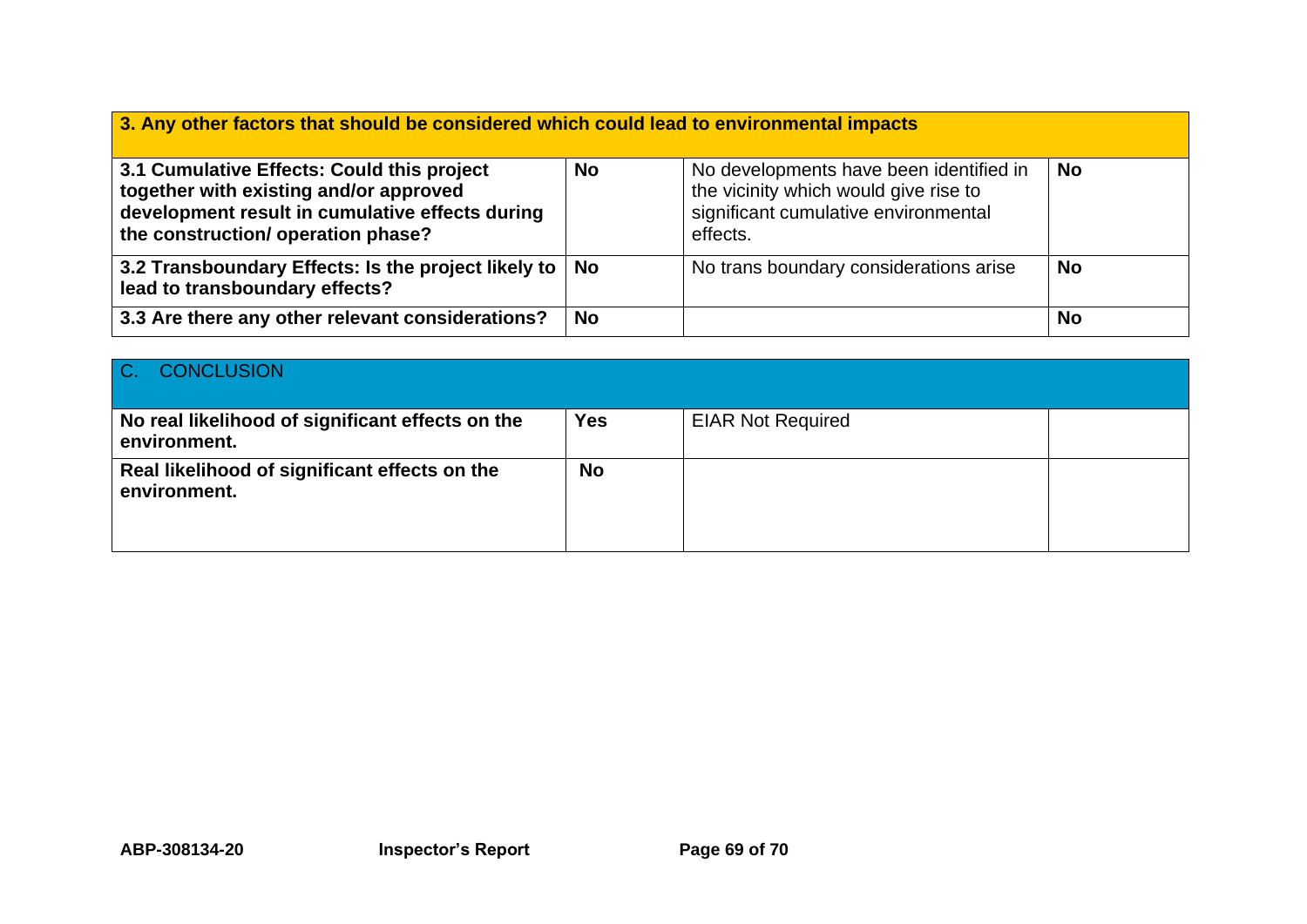| **3. Any other factors that should be considered which could lead to environmental impacts** | | | |
|---|---|---|---|
| **3.1 Cumulative Effects: Could this project together with existing and/or approved development result in cumulative effects during the construction/ operation phase?** | **No** | No developments have been identified in the vicinity which would give rise to significant cumulative environmental effects. | **No** |
| **3.2 Transboundary Effects: Is the project likely to lead to transboundary effects?** | **No** | No trans boundary considerations arise | **No** |
| **3.3 Are there any other relevant considerations?** | **No** | | **No** |

| C. CONCLUSION | | | |
|---|---|---|---|
| **No real likelihood of significant effects on the environment.** | **Yes** | EIAR Not Required | |
| **Real likelihood of significant effects on the environment.** | **No** | | |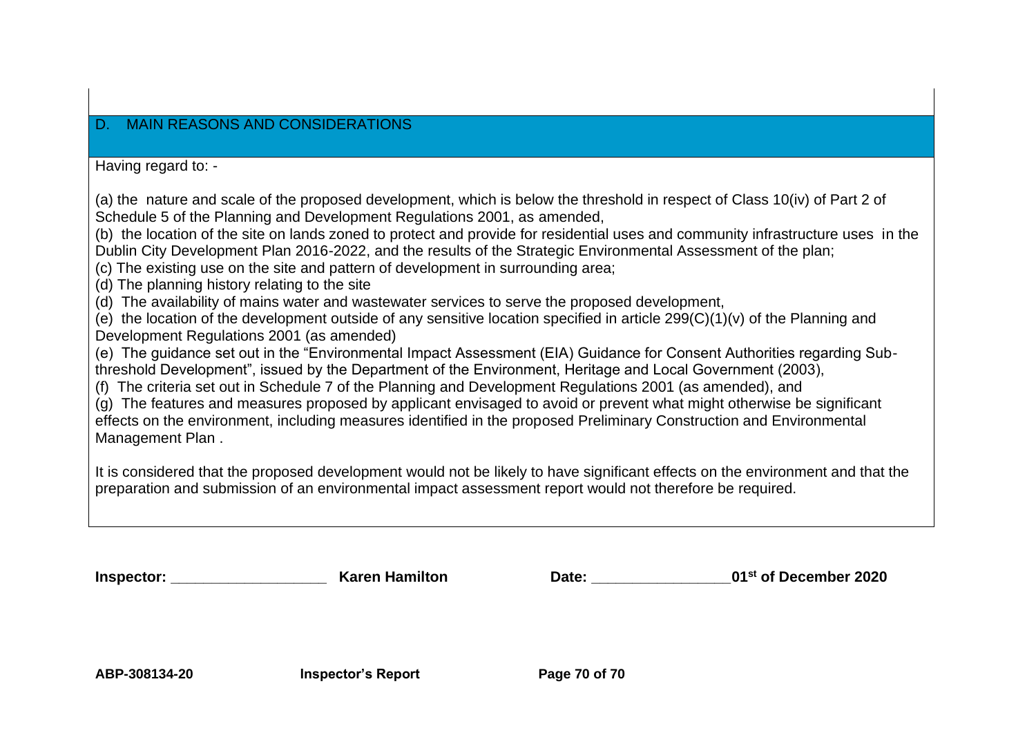## D. MAIN REASONS AND CONSIDERATIONS

Having regard to: -

(a) the nature and scale of the proposed development, which is below the threshold in respect of Class 10(iv) of Part 2 of Schedule 5 of the Planning and Development Regulations 2001, as amended,
(b) the location of the site on lands zoned to protect and provide for residential uses and community infrastructure uses in the Dublin City Development Plan 2016-2022, and the results of the Strategic Environmental Assessment of the plan;
(c) The existing use on the site and pattern of development in surrounding area;
(d) The planning history relating to the site
(d) The availability of mains water and wastewater services to serve the proposed development,
(e) the location of the development outside of any sensitive location specified in article 299(C)(1)(v) of the Planning and Development Regulations 2001 (as amended)
(e) The guidance set out in the "Environmental Impact Assessment (EIA) Guidance for Consent Authorities regarding Sub-threshold Development", issued by the Department of the Environment, Heritage and Local Government (2003),
(f) The criteria set out in Schedule 7 of the Planning and Development Regulations 2001 (as amended), and
(g) The features and measures proposed by applicant envisaged to avoid or prevent what might otherwise be significant effects on the environment, including measures identified in the proposed Preliminary Construction and Environmental Management Plan .

It is considered that the proposed development would not be likely to have significant effects on the environment and that the preparation and submission of an environmental impact assessment report would not therefore be required.

**Inspector: \_\_\_\_\_\_\_\_\_\_\_\_\_\_\_\_\_\_\_ Karen Hamilton** **Date: \_\_\_\_\_\_\_\_\_\_\_\_\_\_\_\_\_01st of December 2020**